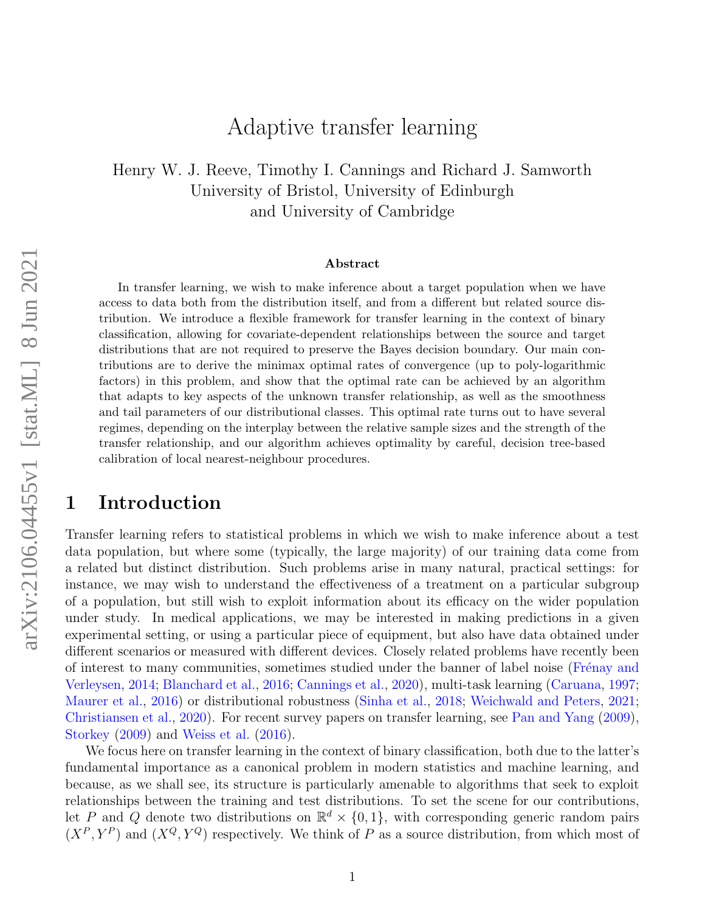# Adaptive transfer learning

Henry W. J. Reeve, Timothy I. Cannings and Richard J. Samworth
University of Bristol, University of Edinburgh
and University of Cambridge

## Abstract

In transfer learning, we wish to make inference about a target population when we have access to data both from the distribution itself, and from a different but related source distribution. We introduce a flexible framework for transfer learning in the context of binary classification, allowing for covariate-dependent relationships between the source and target distributions that are not required to preserve the Bayes decision boundary. Our main contributions are to derive the minimax optimal rates of convergence (up to poly-logarithmic factors) in this problem, and show that the optimal rate can be achieved by an algorithm that adapts to key aspects of the unknown transfer relationship, as well as the smoothness and tail parameters of our distributional classes. This optimal rate turns out to have several regimes, depending on the interplay between the relative sample sizes and the strength of the transfer relationship, and our algorithm achieves optimality by careful, decision tree-based calibration of local nearest-neighbour procedures.

## 1 Introduction

Transfer learning refers to statistical problems in which we wish to make inference about a test data population, but where some (typically, the large majority) of our training data come from a related but distinct distribution. Such problems arise in many natural, practical settings: for instance, we may wish to understand the effectiveness of a treatment on a particular subgroup of a population, but still wish to exploit information about its efficacy on the wider population under study. In medical applications, we may be interested in making predictions in a given experimental setting, or using a particular piece of equipment, but also have data obtained under different scenarios or measured with different devices. Closely related problems have recently been of interest to many communities, sometimes studied under the banner of label noise (Frénay and Verleysen, 2014; Blanchard et al., 2016; Cannings et al., 2020), multi-task learning (Caruana, 1997; Maurer et al., 2016) or distributional robustness (Sinha et al., 2018; Weichwald and Peters, 2021; Christiansen et al., 2020). For recent survey papers on transfer learning, see Pan and Yang (2009), Storkey (2009) and Weiss et al. (2016).

We focus here on transfer learning in the context of binary classification, both due to the latter's fundamental importance as a canonical problem in modern statistics and machine learning, and because, as we shall see, its structure is particularly amenable to algorithms that seek to exploit relationships between the training and test distributions. To set the scene for our contributions, let $P$ and $Q$ denote two distributions on $\mathbb{R}^d \times \{0, 1\}$, with corresponding generic random pairs $(X^P, Y^P)$ and $(X^Q, Y^Q)$ respectively. We think of $P$ as a source distribution, from which most of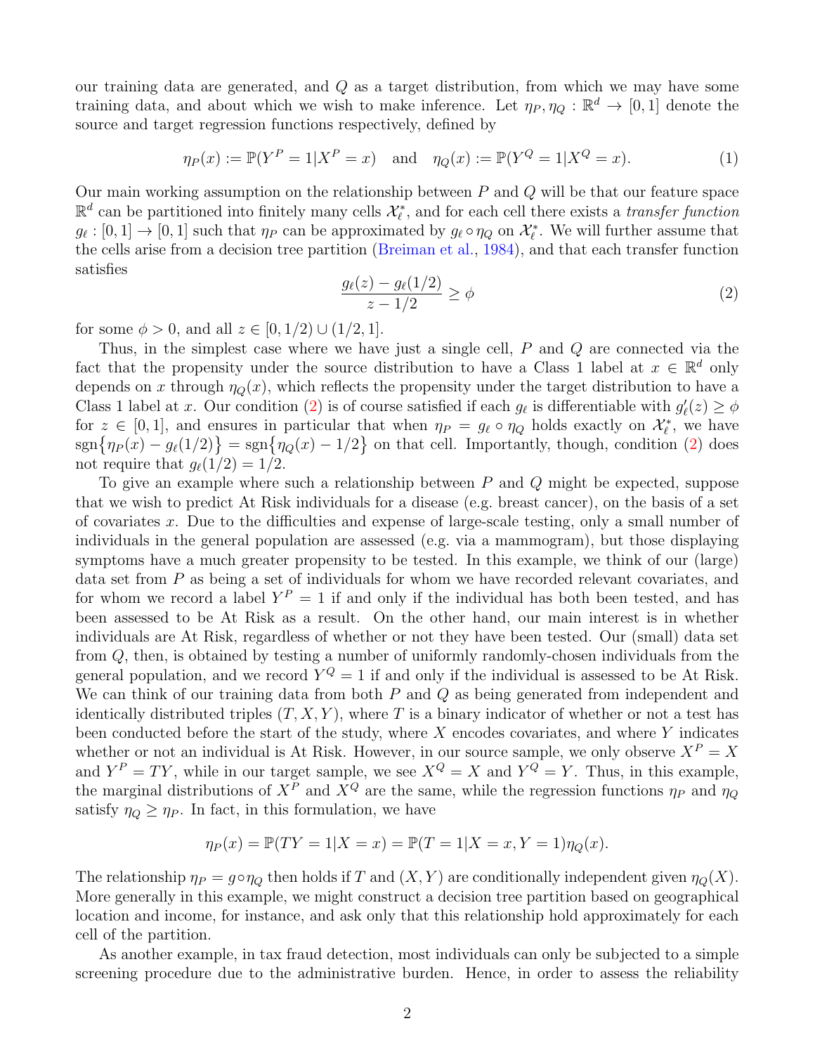our training data are generated, and $Q$ as a target distribution, from which we may have some training data, and about which we wish to make inference. Let $\eta_P, \eta_Q : \mathbb{R}^d \to [0,1]$ denote the source and target regression functions respectively, defined by

$$\eta_P(x) := \mathbb{P}(Y^P = 1 | X^P = x) \quad \text{and} \quad \eta_Q(x) := \mathbb{P}(Y^Q = 1 | X^Q = x). \tag{1}$$

Our main working assumption on the relationship between $P$ and $Q$ will be that our feature space $\mathbb{R}^d$ can be partitioned into finitely many cells $\mathcal{X}_\ell^*$, and for each cell there exists a *transfer function* $g_\ell : [0,1] \to [0,1]$ such that $\eta_P$ can be approximated by $g_\ell \circ \eta_Q$ on $\mathcal{X}_\ell^*$. We will further assume that the cells arise from a decision tree partition (Breiman et al., 1984), and that each transfer function satisfies

$$\frac{g_\ell(z) - g_\ell(1/2)}{z - 1/2} \geq \phi \tag{2}$$

for some $\phi > 0$, and all $z \in [0, 1/2) \cup (1/2, 1]$.

Thus, in the simplest case where we have just a single cell, $P$ and $Q$ are connected via the fact that the propensity under the source distribution to have a Class 1 label at $x \in \mathbb{R}^d$ only depends on $x$ through $\eta_Q(x)$, which reflects the propensity under the target distribution to have a Class 1 label at $x$. Our condition (2) is of course satisfied if each $g_\ell$ is differentiable with $g_\ell'(z) \geq \phi$ for $z \in [0,1]$, and ensures in particular that when $\eta_P = g_\ell \circ \eta_Q$ holds exactly on $\mathcal{X}_\ell^*$, we have $\mathrm{sgn}\{\eta_P(x) - g_\ell(1/2)\} = \mathrm{sgn}\{\eta_Q(x) - 1/2\}$ on that cell. Importantly, though, condition (2) does not require that $g_\ell(1/2) = 1/2$.

To give an example where such a relationship between $P$ and $Q$ might be expected, suppose that we wish to predict At Risk individuals for a disease (e.g. breast cancer), on the basis of a set of covariates $x$. Due to the difficulties and expense of large-scale testing, only a small number of individuals in the general population are assessed (e.g. via a mammogram), but those displaying symptoms have a much greater propensity to be tested. In this example, we think of our (large) data set from $P$ as being a set of individuals for whom we have recorded relevant covariates, and for whom we record a label $Y^P = 1$ if and only if the individual has both been tested, and has been assessed to be At Risk as a result. On the other hand, our main interest is in whether individuals are At Risk, regardless of whether or not they have been tested. Our (small) data set from $Q$, then, is obtained by testing a number of uniformly randomly-chosen individuals from the general population, and we record $Y^Q = 1$ if and only if the individual is assessed to be At Risk. We can think of our training data from both $P$ and $Q$ as being generated from independent and identically distributed triples $(T, X, Y)$, where $T$ is a binary indicator of whether or not a test has been conducted before the start of the study, where $X$ encodes covariates, and where $Y$ indicates whether or not an individual is At Risk. However, in our source sample, we only observe $X^P = X$ and $Y^P = TY$, while in our target sample, we see $X^Q = X$ and $Y^Q = Y$. Thus, in this example, the marginal distributions of $X^P$ and $X^Q$ are the same, while the regression functions $\eta_P$ and $\eta_Q$ satisfy $\eta_Q \geq \eta_P$. In fact, in this formulation, we have

$$\eta_P(x) = \mathbb{P}(TY = 1 | X = x) = \mathbb{P}(T = 1 | X = x, Y = 1)\eta_Q(x).$$

The relationship $\eta_P = g \circ \eta_Q$ then holds if $T$ and $(X, Y)$ are conditionally independent given $\eta_Q(X)$. More generally in this example, we might construct a decision tree partition based on geographical location and income, for instance, and ask only that this relationship hold approximately for each cell of the partition.

As another example, in tax fraud detection, most individuals can only be subjected to a simple screening procedure due to the administrative burden. Hence, in order to assess the reliability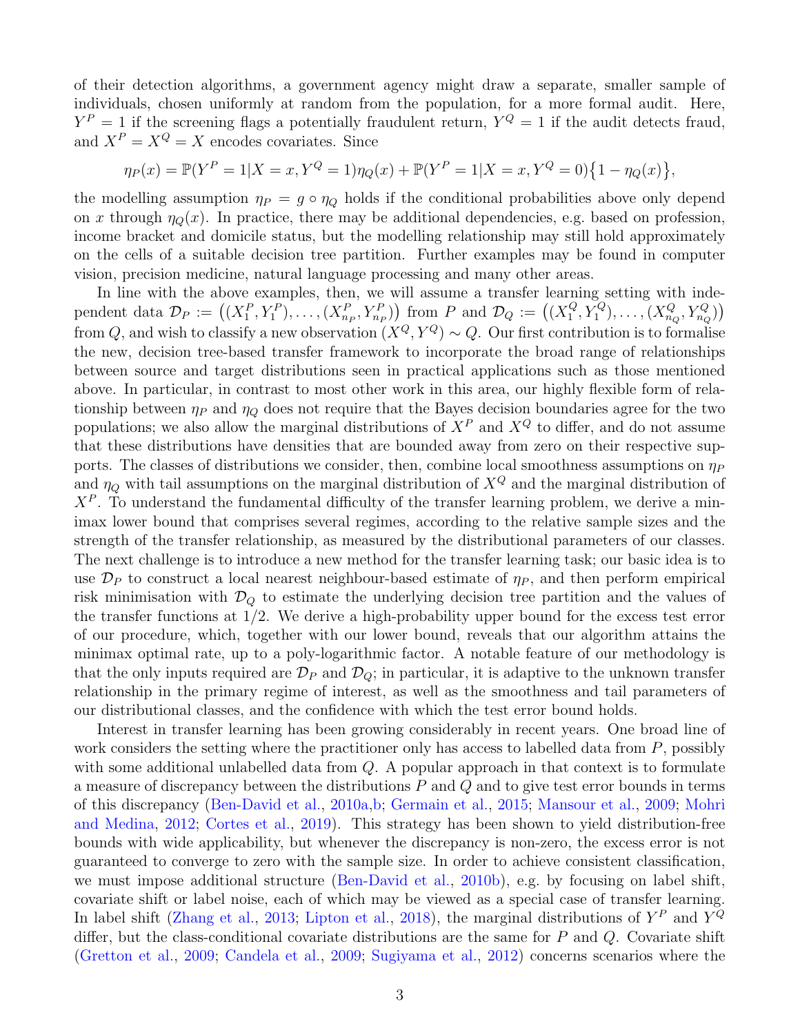of their detection algorithms, a government agency might draw a separate, smaller sample of individuals, chosen uniformly at random from the population, for a more formal audit. Here, $Y^P = 1$ if the screening flags a potentially fraudulent return, $Y^Q = 1$ if the audit detects fraud, and $X^P = X^Q = X$ encodes covariates. Since

$$\eta_P(x) = \mathbb{P}(Y^P = 1 | X = x, Y^Q = 1)\eta_Q(x) + \mathbb{P}(Y^P = 1 | X = x, Y^Q = 0)\{1 - \eta_Q(x)\},$$

the modelling assumption $\eta_P = g \circ \eta_Q$ holds if the conditional probabilities above only depend on $x$ through $\eta_Q(x)$. In practice, there may be additional dependencies, e.g. based on profession, income bracket and domicile status, but the modelling relationship may still hold approximately on the cells of a suitable decision tree partition. Further examples may be found in computer vision, precision medicine, natural language processing and many other areas.

In line with the above examples, then, we will assume a transfer learning setting with independent data $\mathcal{D}_P := \big((X_1^P, Y_1^P), \ldots, (X_{n_P}^P, Y_{n_P}^P)\big)$ from $P$ and $\mathcal{D}_Q := \big((X_1^Q, Y_1^Q), \ldots, (X_{n_Q}^Q, Y_{n_Q}^Q)\big)$ from $Q$, and wish to classify a new observation $(X^Q, Y^Q) \sim Q$. Our first contribution is to formalise the new, decision tree-based transfer framework to incorporate the broad range of relationships between source and target distributions seen in practical applications such as those mentioned above. In particular, in contrast to most other work in this area, our highly flexible form of relationship between $\eta_P$ and $\eta_Q$ does not require that the Bayes decision boundaries agree for the two populations; we also allow the marginal distributions of $X^P$ and $X^Q$ to differ, and do not assume that these distributions have densities that are bounded away from zero on their respective supports. The classes of distributions we consider, then, combine local smoothness assumptions on $\eta_P$ and $\eta_Q$ with tail assumptions on the marginal distribution of $X^Q$ and the marginal distribution of $X^P$. To understand the fundamental difficulty of the transfer learning problem, we derive a minimax lower bound that comprises several regimes, according to the relative sample sizes and the strength of the transfer relationship, as measured by the distributional parameters of our classes. The next challenge is to introduce a new method for the transfer learning task; our basic idea is to use $\mathcal{D}_P$ to construct a local nearest neighbour-based estimate of $\eta_P$, and then perform empirical risk minimisation with $\mathcal{D}_Q$ to estimate the underlying decision tree partition and the values of the transfer functions at $1/2$. We derive a high-probability upper bound for the excess test error of our procedure, which, together with our lower bound, reveals that our algorithm attains the minimax optimal rate, up to a poly-logarithmic factor. A notable feature of our methodology is that the only inputs required are $\mathcal{D}_P$ and $\mathcal{D}_Q$; in particular, it is adaptive to the unknown transfer relationship in the primary regime of interest, as well as the smoothness and tail parameters of our distributional classes, and the confidence with which the test error bound holds.

Interest in transfer learning has been growing considerably in recent years. One broad line of work considers the setting where the practitioner only has access to labelled data from $P$, possibly with some additional unlabelled data from $Q$. A popular approach in that context is to formulate a measure of discrepancy between the distributions $P$ and $Q$ and to give test error bounds in terms of this discrepancy (Ben-David et al., 2010a,b; Germain et al., 2015; Mansour et al., 2009; Mohri and Medina, 2012; Cortes et al., 2019). This strategy has been shown to yield distribution-free bounds with wide applicability, but whenever the discrepancy is non-zero, the excess error is not guaranteed to converge to zero with the sample size. In order to achieve consistent classification, we must impose additional structure (Ben-David et al., 2010b), e.g. by focusing on label shift, covariate shift or label noise, each of which may be viewed as a special case of transfer learning. In label shift (Zhang et al., 2013; Lipton et al., 2018), the marginal distributions of $Y^P$ and $Y^Q$ differ, but the class-conditional covariate distributions are the same for $P$ and $Q$. Covariate shift (Gretton et al., 2009; Candela et al., 2009; Sugiyama et al., 2012) concerns scenarios where the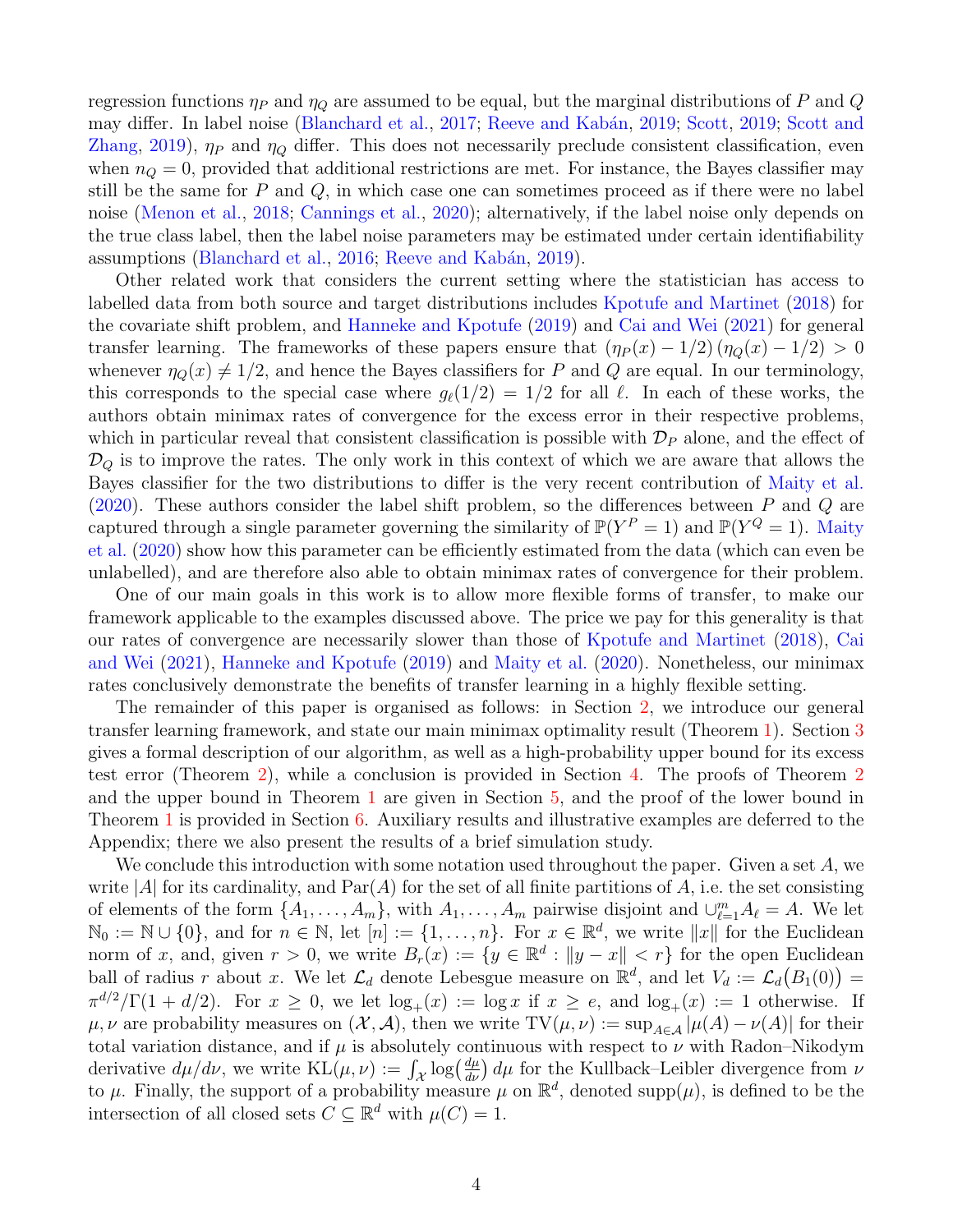regression functions $\eta_P$ and $\eta_Q$ are assumed to be equal, but the marginal distributions of $P$ and $Q$ may differ. In label noise (Blanchard et al., 2017; Reeve and Kabán, 2019; Scott, 2019; Scott and Zhang, 2019), $\eta_P$ and $\eta_Q$ differ. This does not necessarily preclude consistent classification, even when $n_Q = 0$, provided that additional restrictions are met. For instance, the Bayes classifier may still be the same for $P$ and $Q$, in which case one can sometimes proceed as if there were no label noise (Menon et al., 2018; Cannings et al., 2020); alternatively, if the label noise only depends on the true class label, then the label noise parameters may be estimated under certain identifiability assumptions (Blanchard et al., 2016; Reeve and Kabán, 2019).

Other related work that considers the current setting where the statistician has access to labelled data from both source and target distributions includes Kpotufe and Martinet (2018) for the covariate shift problem, and Hanneke and Kpotufe (2019) and Cai and Wei (2021) for general transfer learning. The frameworks of these papers ensure that $(\eta_P(x) - 1/2)(\eta_Q(x) - 1/2) > 0$ whenever $\eta_Q(x) \neq 1/2$, and hence the Bayes classifiers for $P$ and $Q$ are equal. In our terminology, this corresponds to the special case where $g_\ell(1/2) = 1/2$ for all $\ell$. In each of these works, the authors obtain minimax rates of convergence for the excess error in their respective problems, which in particular reveal that consistent classification is possible with $\mathcal{D}_P$ alone, and the effect of $\mathcal{D}_Q$ is to improve the rates. The only work in this context of which we are aware that allows the Bayes classifier for the two distributions to differ is the very recent contribution of Maity et al. (2020). These authors consider the label shift problem, so the differences between $P$ and $Q$ are captured through a single parameter governing the similarity of $\mathbb{P}(Y^P = 1)$ and $\mathbb{P}(Y^Q = 1)$. Maity et al. (2020) show how this parameter can be efficiently estimated from the data (which can even be unlabelled), and are therefore also able to obtain minimax rates of convergence for their problem.

One of our main goals in this work is to allow more flexible forms of transfer, to make our framework applicable to the examples discussed above. The price we pay for this generality is that our rates of convergence are necessarily slower than those of Kpotufe and Martinet (2018), Cai and Wei (2021), Hanneke and Kpotufe (2019) and Maity et al. (2020). Nonetheless, our minimax rates conclusively demonstrate the benefits of transfer learning in a highly flexible setting.

The remainder of this paper is organised as follows: in Section 2, we introduce our general transfer learning framework, and state our main minimax optimality result (Theorem 1). Section 3 gives a formal description of our algorithm, as well as a high-probability upper bound for its excess test error (Theorem 2), while a conclusion is provided in Section 4. The proofs of Theorem 2 and the upper bound in Theorem 1 are given in Section 5, and the proof of the lower bound in Theorem 1 is provided in Section 6. Auxiliary results and illustrative examples are deferred to the Appendix; there we also present the results of a brief simulation study.

We conclude this introduction with some notation used throughout the paper. Given a set $A$, we write $|A|$ for its cardinality, and $\mathrm{Par}(A)$ for the set of all finite partitions of $A$, i.e. the set consisting of elements of the form $\{A_1, \ldots, A_m\}$, with $A_1, \ldots, A_m$ pairwise disjoint and $\cup_{\ell=1}^m A_\ell = A$. We let $\mathbb{N}_0 := \mathbb{N} \cup \{0\}$, and for $n \in \mathbb{N}$, let $[n] := \{1, \ldots, n\}$. For $x \in \mathbb{R}^d$, we write $\|x\|$ for the Euclidean norm of $x$, and, given $r > 0$, we write $B_r(x) := \{y \in \mathbb{R}^d : \|y - x\| < r\}$ for the open Euclidean ball of radius $r$ about $x$. We let $\mathcal{L}_d$ denote Lebesgue measure on $\mathbb{R}^d$, and let $V_d := \mathcal{L}_d\big(B_1(0)\big) = \pi^{d/2}/\Gamma(1 + d/2)$. For $x \geq 0$, we let $\log_+(x) := \log x$ if $x \geq e$, and $\log_+(x) := 1$ otherwise. If $\mu, \nu$ are probability measures on $(\mathcal{X}, \mathcal{A})$, then we write $\mathrm{TV}(\mu, \nu) := \sup_{A \in \mathcal{A}} |\mu(A) - \nu(A)|$ for their total variation distance, and if $\mu$ is absolutely continuous with respect to $\nu$ with Radon–Nikodym derivative $d\mu/d\nu$, we write $\mathrm{KL}(\mu, \nu) := \int_{\mathcal{X}} \log\big(\frac{d\mu}{d\nu}\big)\, d\mu$ for the Kullback–Leibler divergence from $\nu$ to $\mu$. Finally, the support of a probability measure $\mu$ on $\mathbb{R}^d$, denoted $\mathrm{supp}(\mu)$, is defined to be the intersection of all closed sets $C \subseteq \mathbb{R}^d$ with $\mu(C) = 1$.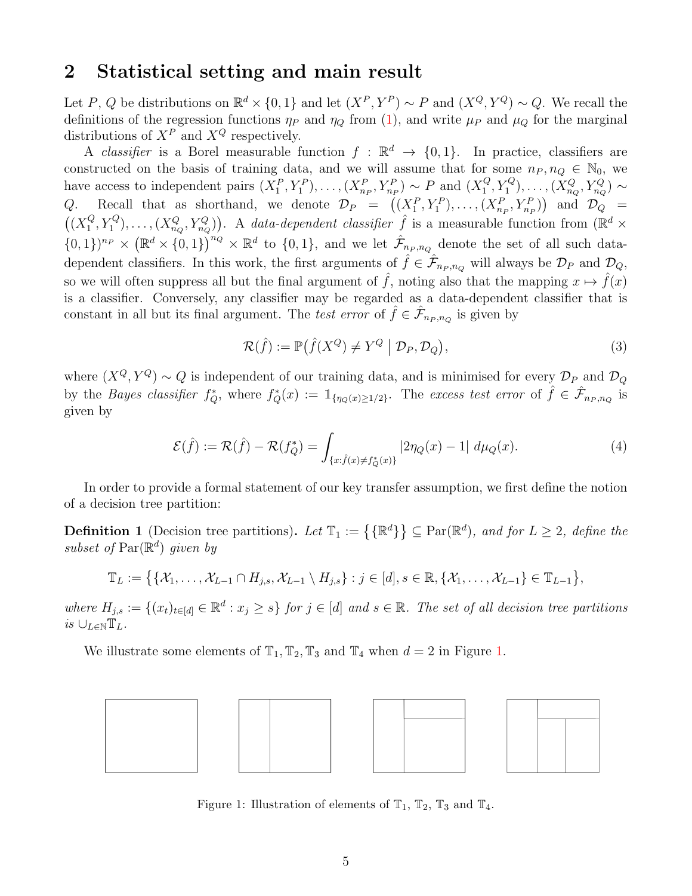## 2 Statistical setting and main result

Let $P$, $Q$ be distributions on $\mathbb{R}^d \times \{0,1\}$ and let $(X^P, Y^P) \sim P$ and $(X^Q, Y^Q) \sim Q$. We recall the definitions of the regression functions $\eta_P$ and $\eta_Q$ from (1), and write $\mu_P$ and $\mu_Q$ for the marginal distributions of $X^P$ and $X^Q$ respectively.

A *classifier* is a Borel measurable function $f : \mathbb{R}^d \to \{0,1\}$. In practice, classifiers are constructed on the basis of training data, and we will assume that for some $n_P, n_Q \in \mathbb{N}_0$, we have access to independent pairs $(X_1^P, Y_1^P), \ldots, (X_{n_P}^P, Y_{n_P}^P) \sim P$ and $(X_1^Q, Y_1^Q), \ldots, (X_{n_Q}^Q, Y_{n_Q}^Q) \sim Q$. Recall that as shorthand, we denote $\mathcal{D}_P = \big((X_1^P, Y_1^P), \ldots, (X_{n_P}^P, Y_{n_P}^P)\big)$ and $\mathcal{D}_Q = \big((X_1^Q, Y_1^Q), \ldots, (X_{n_Q}^Q, Y_{n_Q}^Q)\big)$. A *data-dependent classifier* $\hat{f}$ is a measurable function from $(\mathbb{R}^d \times \{0,1\})^{n_P} \times \big(\mathbb{R}^d \times \{0,1\}\big)^{n_Q} \times \mathbb{R}^d$ to $\{0,1\}$, and we let $\hat{\mathcal{F}}_{n_P,n_Q}$ denote the set of all such data-dependent classifiers. In this work, the first arguments of $\hat{f} \in \hat{\mathcal{F}}_{n_P,n_Q}$ will always be $\mathcal{D}_P$ and $\mathcal{D}_Q$, so we will often suppress all but the final argument of $\hat{f}$, noting also that the mapping $x \mapsto \hat{f}(x)$ is a classifier. Conversely, any classifier may be regarded as a data-dependent classifier that is constant in all but its final argument. The *test error* of $\hat{f} \in \hat{\mathcal{F}}_{n_P,n_Q}$ is given by

$$\mathcal{R}(\hat{f}) := \mathbb{P}\big(\hat{f}(X^Q) \neq Y^Q \;\big|\; \mathcal{D}_P, \mathcal{D}_Q\big), \tag{3}$$

where $(X^Q, Y^Q) \sim Q$ is independent of our training data, and is minimised for every $\mathcal{D}_P$ and $\mathcal{D}_Q$ by the *Bayes classifier* $f_Q^*$, where $f_Q^*(x) := \mathbb{1}_{\{\eta_Q(x) \geq 1/2\}}$. The *excess test error* of $\hat{f} \in \hat{\mathcal{F}}_{n_P,n_Q}$ is given by

$$\mathcal{E}(\hat{f}) := \mathcal{R}(\hat{f}) - \mathcal{R}(f_Q^*) = \int_{\{x : \hat{f}(x) \neq f_Q^*(x)\}} |2\eta_Q(x) - 1| \, d\mu_Q(x). \tag{4}$$

In order to provide a formal statement of our key transfer assumption, we first define the notion of a decision tree partition:

**Definition 1** (Decision tree partitions)**.** *Let $\mathbb{T}_1 := \big\{\{\mathbb{R}^d\}\big\} \subseteq \mathrm{Par}(\mathbb{R}^d)$, and for $L \geq 2$, define the subset of $\mathrm{Par}(\mathbb{R}^d)$ given by*

$$\mathbb{T}_L := \big\{\{\mathcal{X}_1, \ldots, \mathcal{X}_{L-1} \cap H_{j,s}, \mathcal{X}_{L-1} \setminus H_{j,s}\} : j \in [d], s \in \mathbb{R}, \{\mathcal{X}_1, \ldots, \mathcal{X}_{L-1}\} \in \mathbb{T}_{L-1}\big\},$$

*where $H_{j,s} := \{(x_t)_{t \in [d]} \in \mathbb{R}^d : x_j \geq s\}$ for $j \in [d]$ and $s \in \mathbb{R}$. The set of all decision tree partitions is $\cup_{L \in \mathbb{N}} \mathbb{T}_L$.*

We illustrate some elements of $\mathbb{T}_1, \mathbb{T}_2, \mathbb{T}_3$ and $\mathbb{T}_4$ when $d = 2$ in Figure 1.

Figure 1: Illustration of elements of $\mathbb{T}_1$, $\mathbb{T}_2$, $\mathbb{T}_3$ and $\mathbb{T}_4$.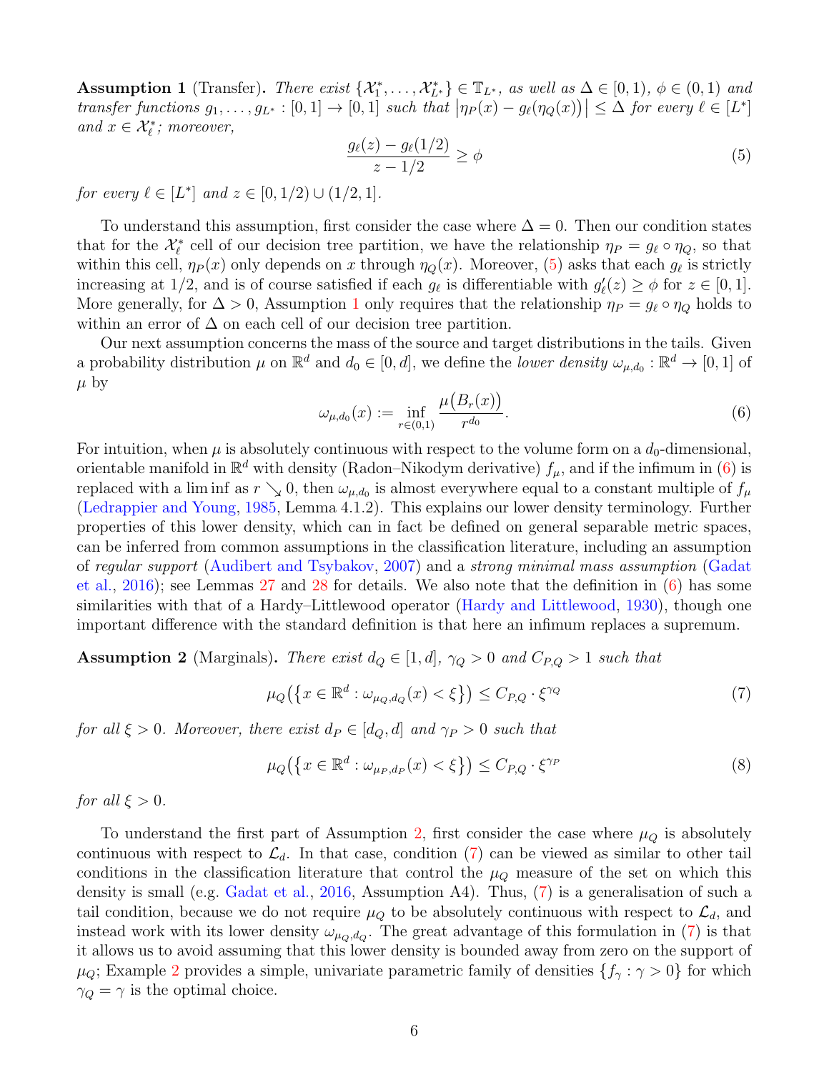**Assumption 1** (Transfer)**.** *There exist $\{\mathcal{X}_1^*, \ldots, \mathcal{X}_{L^*}^*\} \in \mathbb{T}_{L^*}$, as well as $\Delta \in [0,1)$, $\phi \in (0,1)$ and transfer functions $g_1, \ldots, g_{L^*} : [0,1] \to [0,1]$ such that $\big|\eta_P(x) - g_\ell(\eta_Q(x))\big| \le \Delta$ for every $\ell \in [L^*]$ and $x \in \mathcal{X}_\ell^*$; moreover,*

$$\frac{g_\ell(z) - g_\ell(1/2)}{z - 1/2} \ge \phi \tag{5}$$

*for every $\ell \in [L^*]$ and $z \in [0, 1/2) \cup (1/2, 1]$.*

To understand this assumption, first consider the case where $\Delta = 0$. Then our condition states that for the $\mathcal{X}_\ell^*$ cell of our decision tree partition, we have the relationship $\eta_P = g_\ell \circ \eta_Q$, so that within this cell, $\eta_P(x)$ only depends on $x$ through $\eta_Q(x)$. Moreover, (5) asks that each $g_\ell$ is strictly increasing at $1/2$, and is of course satisfied if each $g_\ell$ is differentiable with $g_\ell'(z) \ge \phi$ for $z \in [0,1]$. More generally, for $\Delta > 0$, Assumption 1 only requires that the relationship $\eta_P = g_\ell \circ \eta_Q$ holds to within an error of $\Delta$ on each cell of our decision tree partition.

Our next assumption concerns the mass of the source and target distributions in the tails. Given a probability distribution $\mu$ on $\mathbb{R}^d$ and $d_0 \in [0, d]$, we define the *lower density* $\omega_{\mu,d_0} : \mathbb{R}^d \to [0,1]$ of $\mu$ by

$$\omega_{\mu,d_0}(x) := \inf_{r \in (0,1)} \frac{\mu\big(B_r(x)\big)}{r^{d_0}}. \tag{6}$$

For intuition, when $\mu$ is absolutely continuous with respect to the volume form on a $d_0$-dimensional, orientable manifold in $\mathbb{R}^d$ with density (Radon–Nikodym derivative) $f_\mu$, and if the infimum in (6) is replaced with a lim inf as $r \searrow 0$, then $\omega_{\mu,d_0}$ is almost everywhere equal to a constant multiple of $f_\mu$ (Ledrappier and Young, 1985, Lemma 4.1.2). This explains our lower density terminology. Further properties of this lower density, which can in fact be defined on general separable metric spaces, can be inferred from common assumptions in the classification literature, including an assumption of *regular support* (Audibert and Tsybakov, 2007) and a *strong minimal mass assumption* (Gadat et al., 2016); see Lemmas 27 and 28 for details. We also note that the definition in (6) has some similarities with that of a Hardy–Littlewood operator (Hardy and Littlewood, 1930), though one important difference with the standard definition is that here an infimum replaces a supremum.

**Assumption 2** (Marginals)**.** *There exist $d_Q \in [1, d]$, $\gamma_Q > 0$ and $C_{P,Q} > 1$ such that*

$$\mu_Q\big(\{x \in \mathbb{R}^d : \omega_{\mu_Q,d_Q}(x) < \xi\}\big) \le C_{P,Q} \cdot \xi^{\gamma_Q} \tag{7}$$

*for all $\xi > 0$. Moreover, there exist $d_P \in [d_Q, d]$ and $\gamma_P > 0$ such that*

$$\mu_Q\big(\{x \in \mathbb{R}^d : \omega_{\mu_P,d_P}(x) < \xi\}\big) \le C_{P,Q} \cdot \xi^{\gamma_P} \tag{8}$$

*for all $\xi > 0$.*

To understand the first part of Assumption 2, first consider the case where $\mu_Q$ is absolutely continuous with respect to $\mathcal{L}_d$. In that case, condition (7) can be viewed as similar to other tail conditions in the classification literature that control the $\mu_Q$ measure of the set on which this density is small (e.g. Gadat et al., 2016, Assumption A4). Thus, (7) is a generalisation of such a tail condition, because we do not require $\mu_Q$ to be absolutely continuous with respect to $\mathcal{L}_d$, and instead work with its lower density $\omega_{\mu_Q,d_Q}$. The great advantage of this formulation in (7) is that it allows us to avoid assuming that this lower density is bounded away from zero on the support of $\mu_Q$; Example 2 provides a simple, univariate parametric family of densities $\{f_\gamma : \gamma > 0\}$ for which $\gamma_Q = \gamma$ is the optimal choice.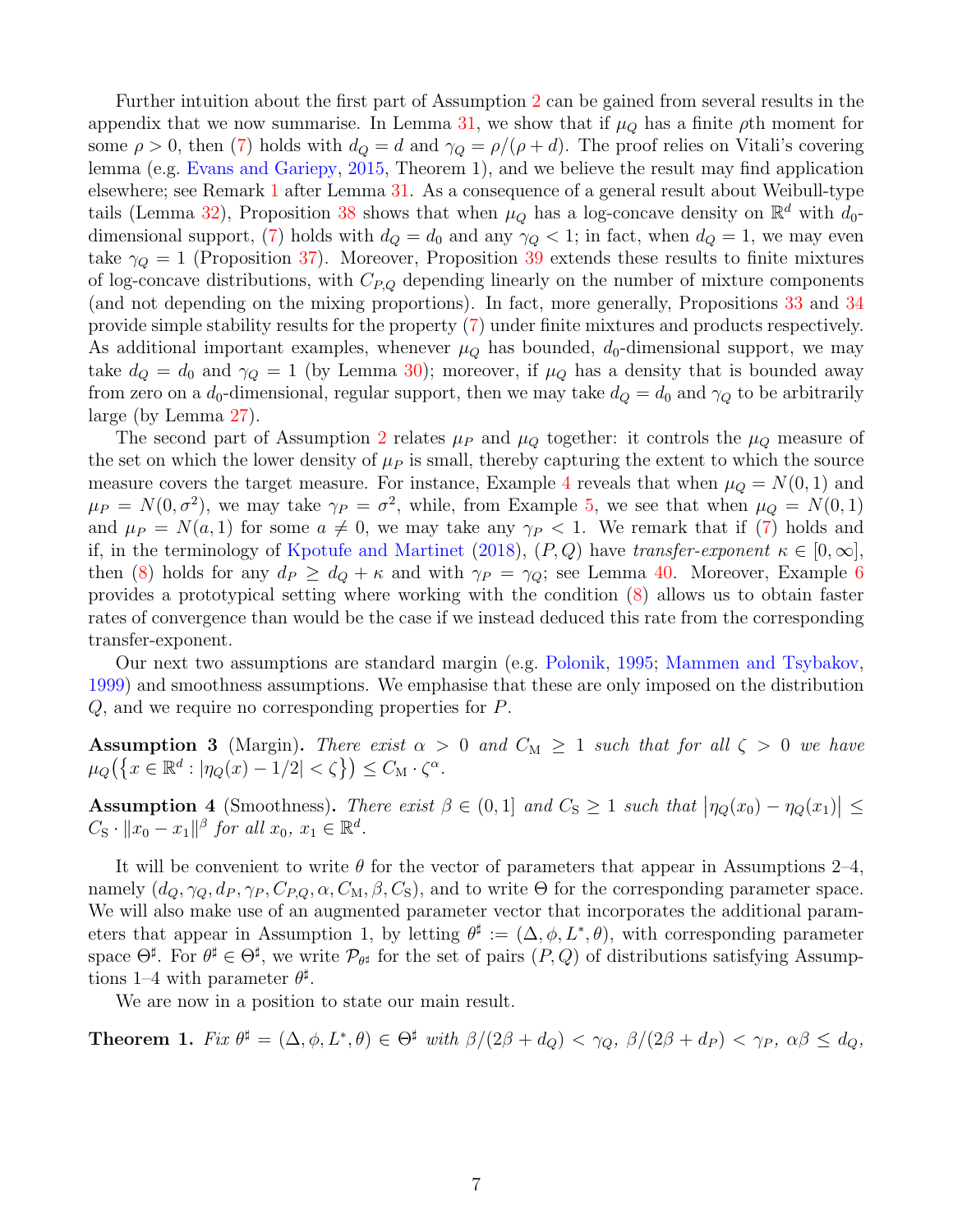Further intuition about the first part of Assumption 2 can be gained from several results in the appendix that we now summarise. In Lemma 31, we show that if $\mu_Q$ has a finite $\rho$th moment for some $\rho > 0$, then (7) holds with $d_Q = d$ and $\gamma_Q = \rho/(\rho + d)$. The proof relies on Vitali's covering lemma (e.g. Evans and Gariepy, 2015, Theorem 1), and we believe the result may find application elsewhere; see Remark 1 after Lemma 31. As a consequence of a general result about Weibull-type tails (Lemma 32), Proposition 38 shows that when $\mu_Q$ has a log-concave density on $\mathbb{R}^d$ with $d_0$-dimensional support, (7) holds with $d_Q = d_0$ and any $\gamma_Q < 1$; in fact, when $d_Q = 1$, we may even take $\gamma_Q = 1$ (Proposition 37). Moreover, Proposition 39 extends these results to finite mixtures of log-concave distributions, with $C_{P,Q}$ depending linearly on the number of mixture components (and not depending on the mixing proportions). In fact, more generally, Propositions 33 and 34 provide simple stability results for the property (7) under finite mixtures and products respectively. As additional important examples, whenever $\mu_Q$ has bounded, $d_0$-dimensional support, we may take $d_Q = d_0$ and $\gamma_Q = 1$ (by Lemma 30); moreover, if $\mu_Q$ has a density that is bounded away from zero on a $d_0$-dimensional, regular support, then we may take $d_Q = d_0$ and $\gamma_Q$ to be arbitrarily large (by Lemma 27).

The second part of Assumption 2 relates $\mu_P$ and $\mu_Q$ together: it controls the $\mu_Q$ measure of the set on which the lower density of $\mu_P$ is small, thereby capturing the extent to which the source measure covers the target measure. For instance, Example 4 reveals that when $\mu_Q = N(0,1)$ and $\mu_P = N(0,\sigma^2)$, we may take $\gamma_P = \sigma^2$, while, from Example 5, we see that when $\mu_Q = N(0,1)$ and $\mu_P = N(a,1)$ for some $a \neq 0$, we may take any $\gamma_P < 1$. We remark that if (7) holds and if, in the terminology of Kpotufe and Martinet (2018), $(P,Q)$ have *transfer-exponent* $\kappa \in [0,\infty]$, then (8) holds for any $d_P \geq d_Q + \kappa$ and with $\gamma_P = \gamma_Q$; see Lemma 40. Moreover, Example 6 provides a prototypical setting where working with the condition (8) allows us to obtain faster rates of convergence than would be the case if we instead deduced this rate from the corresponding transfer-exponent.

Our next two assumptions are standard margin (e.g. Polonik, 1995; Mammen and Tsybakov, 1999) and smoothness assumptions. We emphasise that these are only imposed on the distribution $Q$, and we require no corresponding properties for $P$.

**Assumption 3** (Margin). *There exist $\alpha > 0$ and $C_{\mathrm{M}} \geq 1$ such that for all $\zeta > 0$ we have $\mu_Q\big(\{x \in \mathbb{R}^d : |\eta_Q(x) - 1/2| < \zeta\}\big) \leq C_{\mathrm{M}} \cdot \zeta^{\alpha}$.*

**Assumption 4** (Smoothness). *There exist $\beta \in (0,1]$ and $C_{\mathrm{S}} \geq 1$ such that $\big|\eta_Q(x_0) - \eta_Q(x_1)\big| \leq C_{\mathrm{S}} \cdot \|x_0 - x_1\|^{\beta}$ for all $x_0$, $x_1 \in \mathbb{R}^d$.*

It will be convenient to write $\theta$ for the vector of parameters that appear in Assumptions 2–4, namely $(d_Q, \gamma_Q, d_P, \gamma_P, C_{P,Q}, \alpha, C_{\mathrm{M}}, \beta, C_{\mathrm{S}})$, and to write $\Theta$ for the corresponding parameter space. We will also make use of an augmented parameter vector that incorporates the additional parameters that appear in Assumption 1, by letting $\theta^{\sharp} := (\Delta, \phi, L^*, \theta)$, with corresponding parameter space $\Theta^{\sharp}$. For $\theta^{\sharp} \in \Theta^{\sharp}$, we write $\mathcal{P}_{\theta^{\sharp}}$ for the set of pairs $(P,Q)$ of distributions satisfying Assumptions 1–4 with parameter $\theta^{\sharp}$.

We are now in a position to state our main result.

**Theorem 1.** *Fix $\theta^{\sharp} = (\Delta, \phi, L^*, \theta) \in \Theta^{\sharp}$ with $\beta/(2\beta + d_Q) < \gamma_Q$, $\beta/(2\beta + d_P) < \gamma_P$, $\alpha\beta \leq d_Q$,*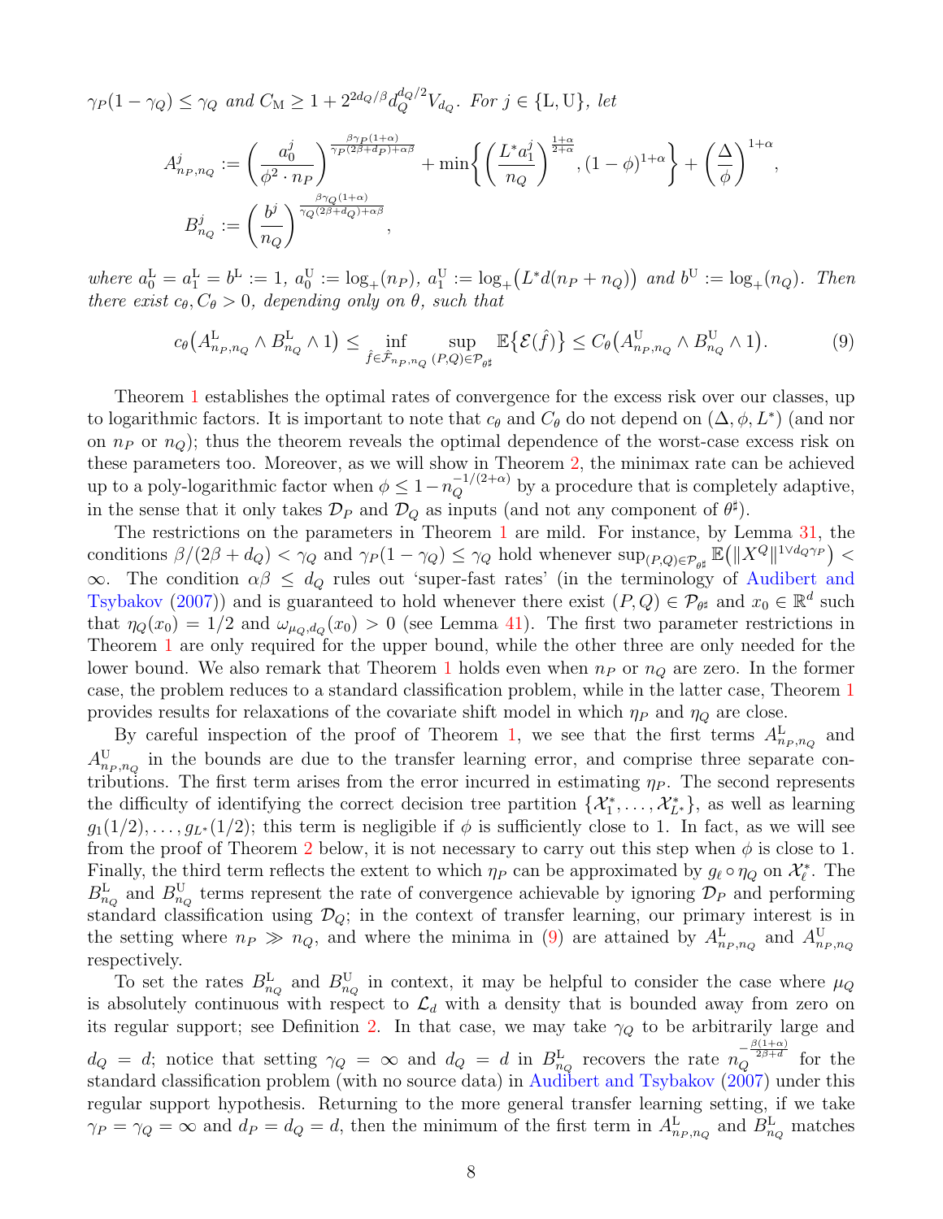*$\gamma_P(1-\gamma_Q) \leq \gamma_Q$ and $C_{\mathrm{M}} \geq 1 + 2^{2d_Q/\beta} d_Q^{d_Q/2} V_{d_Q}$. For $j \in \{\mathrm{L}, \mathrm{U}\}$, let*

$$A^j_{n_P,n_Q} := \left(\frac{a_0^j}{\phi^2 \cdot n_P}\right)^{\frac{\beta\gamma_P(1+\alpha)}{\gamma_P(2\beta+d_P)+\alpha\beta}} + \min\left\{\left(\frac{L^* a_1^j}{n_Q}\right)^{\frac{1+\alpha}{2+\alpha}}, (1-\phi)^{1+\alpha}\right\} + \left(\frac{\Delta}{\phi}\right)^{1+\alpha},$$

$$B^j_{n_Q} := \left(\frac{b^j}{n_Q}\right)^{\frac{\beta\gamma_Q(1+\alpha)}{\gamma_Q(2\beta+d_Q)+\alpha\beta}},$$

*where $a_0^{\mathrm{L}} = a_1^{\mathrm{L}} = b^{\mathrm{L}} := 1$, $a_0^{\mathrm{U}} := \log_+(n_P)$, $a_1^{\mathrm{U}} := \log_+\big(L^* d(n_P+n_Q)\big)$ and $b^{\mathrm{U}} := \log_+(n_Q)$. Then there exist $c_\theta, C_\theta > 0$, depending only on $\theta$, such that*

$$c_\theta\big(A^{\mathrm{L}}_{n_P,n_Q} \wedge B^{\mathrm{L}}_{n_Q} \wedge 1\big) \leq \inf_{\hat{f} \in \hat{\mathcal{F}}_{n_P,n_Q}} \sup_{(P,Q)\in\mathcal{P}_{\theta^\sharp}} \mathbb{E}\{\mathcal{E}(\hat{f})\} \leq C_\theta\big(A^{\mathrm{U}}_{n_P,n_Q} \wedge B^{\mathrm{U}}_{n_Q} \wedge 1\big). \tag{9}$$

Theorem 1 establishes the optimal rates of convergence for the excess risk over our classes, up to logarithmic factors. It is important to note that $c_\theta$ and $C_\theta$ do not depend on $(\Delta, \phi, L^*)$ (and nor on $n_P$ or $n_Q$); thus the theorem reveals the optimal dependence of the worst-case excess risk on these parameters too. Moreover, as we will show in Theorem 2, the minimax rate can be achieved up to a poly-logarithmic factor when $\phi \leq 1 - n_Q^{-1/(2+\alpha)}$ by a procedure that is completely adaptive, in the sense that it only takes $\mathcal{D}_P$ and $\mathcal{D}_Q$ as inputs (and not any component of $\theta^\sharp$).

The restrictions on the parameters in Theorem 1 are mild. For instance, by Lemma 31, the conditions $\beta/(2\beta+d_Q) < \gamma_Q$ and $\gamma_P(1-\gamma_Q) \leq \gamma_Q$ hold whenever $\sup_{(P,Q)\in\mathcal{P}_{\theta^\sharp}} \mathbb{E}\big(\|X^Q\|^{1\vee d_Q\gamma_P}\big) < \infty$. The condition $\alpha\beta \leq d_Q$ rules out 'super-fast rates' (in the terminology of Audibert and Tsybakov (2007)) and is guaranteed to hold whenever there exist $(P,Q) \in \mathcal{P}_{\theta^\sharp}$ and $x_0 \in \mathbb{R}^d$ such that $\eta_Q(x_0) = 1/2$ and $\omega_{\mu_Q,d_Q}(x_0) > 0$ (see Lemma 41). The first two parameter restrictions in Theorem 1 are only required for the upper bound, while the other three are only needed for the lower bound. We also remark that Theorem 1 holds even when $n_P$ or $n_Q$ are zero. In the former case, the problem reduces to a standard classification problem, while in the latter case, Theorem 1 provides results for relaxations of the covariate shift model in which $\eta_P$ and $\eta_Q$ are close.

By careful inspection of the proof of Theorem 1, we see that the first terms $A^{\mathrm{L}}_{n_P,n_Q}$ and $A^{\mathrm{U}}_{n_P,n_Q}$ in the bounds are due to the transfer learning error, and comprise three separate contributions. The first term arises from the error incurred in estimating $\eta_P$. The second represents the difficulty of identifying the correct decision tree partition $\{\mathcal{X}_1^*, \ldots, \mathcal{X}_{L^*}^*\}$, as well as learning $g_1(1/2), \ldots, g_{L^*}(1/2)$; this term is negligible if $\phi$ is sufficiently close to 1. In fact, as we will see from the proof of Theorem 2 below, it is not necessary to carry out this step when $\phi$ is close to 1. Finally, the third term reflects the extent to which $\eta_P$ can be approximated by $g_\ell \circ \eta_Q$ on $\mathcal{X}_\ell^*$. The $B^{\mathrm{L}}_{n_Q}$ and $B^{\mathrm{U}}_{n_Q}$ terms represent the rate of convergence achievable by ignoring $\mathcal{D}_P$ and performing standard classification using $\mathcal{D}_Q$; in the context of transfer learning, our primary interest is in the setting where $n_P \gg n_Q$, and where the minima in (9) are attained by $A^{\mathrm{L}}_{n_P,n_Q}$ and $A^{\mathrm{U}}_{n_P,n_Q}$ respectively.

To set the rates $B^{\mathrm{L}}_{n_Q}$ and $B^{\mathrm{U}}_{n_Q}$ in context, it may be helpful to consider the case where $\mu_Q$ is absolutely continuous with respect to $\mathcal{L}_d$ with a density that is bounded away from zero on its regular support; see Definition 2. In that case, we may take $\gamma_Q$ to be arbitrarily large and $d_Q = d$; notice that setting $\gamma_Q = \infty$ and $d_Q = d$ in $B^{\mathrm{L}}_{n_Q}$ recovers the rate $n_Q^{-\frac{\beta(1+\alpha)}{2\beta+d}}$ for the standard classification problem (with no source data) in Audibert and Tsybakov (2007) under this regular support hypothesis. Returning to the more general transfer learning setting, if we take $\gamma_P = \gamma_Q = \infty$ and $d_P = d_Q = d$, then the minimum of the first term in $A^{\mathrm{L}}_{n_P,n_Q}$ and $B^{\mathrm{L}}_{n_Q}$ matches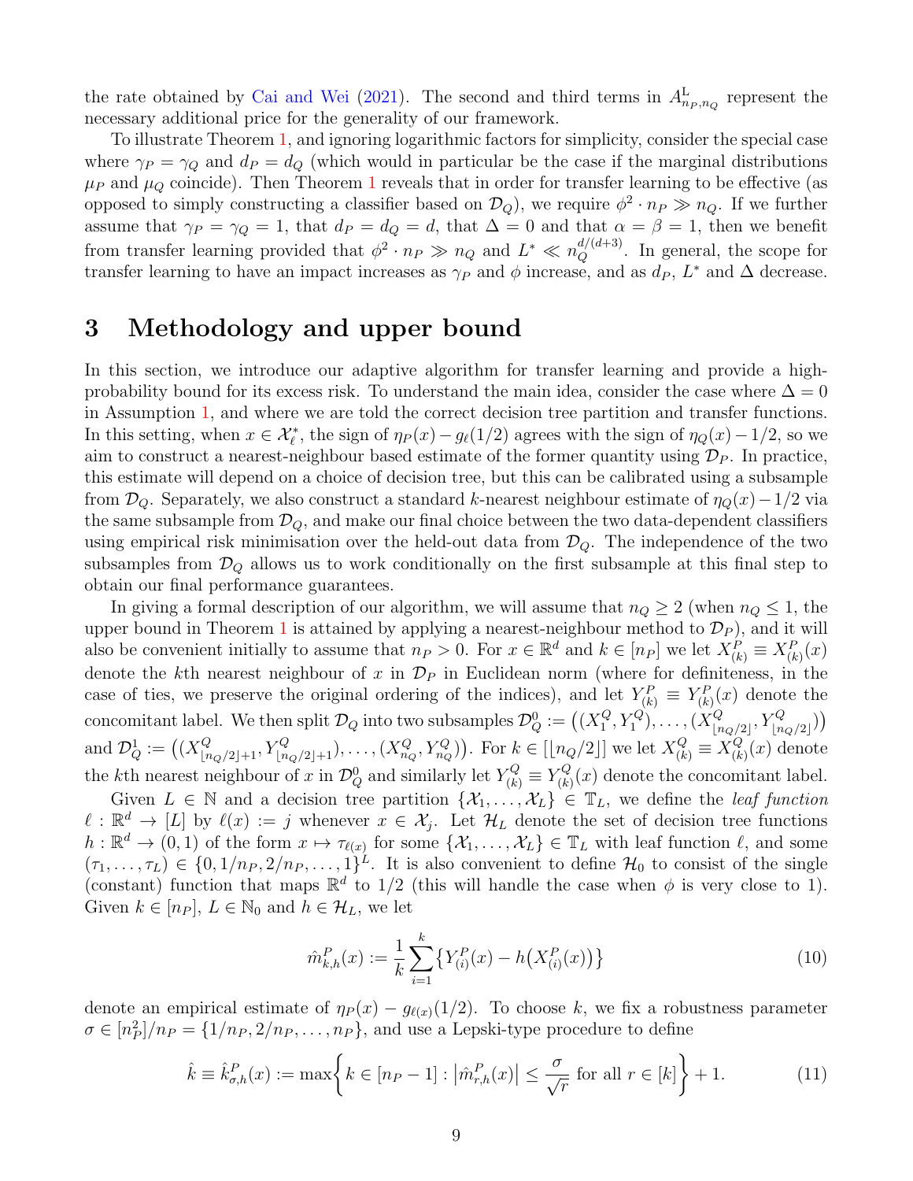the rate obtained by Cai and Wei (2021). The second and third terms in $A^{\mathrm{L}}_{n_P,n_Q}$ represent the necessary additional price for the generality of our framework.

To illustrate Theorem 1, and ignoring logarithmic factors for simplicity, consider the special case where $\gamma_P = \gamma_Q$ and $d_P = d_Q$ (which would in particular be the case if the marginal distributions $\mu_P$ and $\mu_Q$ coincide). Then Theorem 1 reveals that in order for transfer learning to be effective (as opposed to simply constructing a classifier based on $\mathcal{D}_Q$), we require $\phi^2 \cdot n_P \gg n_Q$. If we further assume that $\gamma_P = \gamma_Q = 1$, that $d_P = d_Q = d$, that $\Delta = 0$ and that $\alpha = \beta = 1$, then we benefit from transfer learning provided that $\phi^2 \cdot n_P \gg n_Q$ and $L^* \ll n_Q^{d/(d+3)}$. In general, the scope for transfer learning to have an impact increases as $\gamma_P$ and $\phi$ increase, and as $d_P$, $L^*$ and $\Delta$ decrease.

# 3 Methodology and upper bound

In this section, we introduce our adaptive algorithm for transfer learning and provide a high-probability bound for its excess risk. To understand the main idea, consider the case where $\Delta = 0$ in Assumption 1, and where we are told the correct decision tree partition and transfer functions. In this setting, when $x \in \mathcal{X}^*_\ell$, the sign of $\eta_P(x) - g_\ell(1/2)$ agrees with the sign of $\eta_Q(x) - 1/2$, so we aim to construct a nearest-neighbour based estimate of the former quantity using $\mathcal{D}_P$. In practice, this estimate will depend on a choice of decision tree, but this can be calibrated using a subsample from $\mathcal{D}_Q$. Separately, we also construct a standard $k$-nearest neighbour estimate of $\eta_Q(x) - 1/2$ via the same subsample from $\mathcal{D}_Q$, and make our final choice between the two data-dependent classifiers using empirical risk minimisation over the held-out data from $\mathcal{D}_Q$. The independence of the two subsamples from $\mathcal{D}_Q$ allows us to work conditionally on the first subsample at this final step to obtain our final performance guarantees.

In giving a formal description of our algorithm, we will assume that $n_Q \geq 2$ (when $n_Q \leq 1$, the upper bound in Theorem 1 is attained by applying a nearest-neighbour method to $\mathcal{D}_P$), and it will also be convenient initially to assume that $n_P > 0$. For $x \in \mathbb{R}^d$ and $k \in [n_P]$ we let $X^P_{(k)} \equiv X^P_{(k)}(x)$ denote the $k$th nearest neighbour of $x$ in $\mathcal{D}_P$ in Euclidean norm (where for definiteness, in the case of ties, we preserve the original ordering of the indices), and let $Y^P_{(k)} \equiv Y^P_{(k)}(x)$ denote the concomitant label. We then split $\mathcal{D}_Q$ into two subsamples $\mathcal{D}^0_Q := \big((X^Q_1, Y^Q_1), \ldots, (X^Q_{\lfloor n_Q/2 \rfloor}, Y^Q_{\lfloor n_Q/2 \rfloor})\big)$ and $\mathcal{D}^1_Q := \big((X^Q_{\lfloor n_Q/2 \rfloor+1}, Y^Q_{\lfloor n_Q/2 \rfloor+1}), \ldots, (X^Q_{n_Q}, Y^Q_{n_Q})\big)$. For $k \in [\lfloor n_Q/2 \rfloor]$ we let $X^Q_{(k)} \equiv X^Q_{(k)}(x)$ denote the $k$th nearest neighbour of $x$ in $\mathcal{D}^0_Q$ and similarly let $Y^Q_{(k)} \equiv Y^Q_{(k)}(x)$ denote the concomitant label.

Given $L \in \mathbb{N}$ and a decision tree partition $\{\mathcal{X}_1, \ldots, \mathcal{X}_L\} \in \mathbb{T}_L$, we define the *leaf function* $\ell : \mathbb{R}^d \to [L]$ by $\ell(x) := j$ whenever $x \in \mathcal{X}_j$. Let $\mathcal{H}_L$ denote the set of decision tree functions $h : \mathbb{R}^d \to (0,1)$ of the form $x \mapsto \tau_{\ell(x)}$ for some $\{\mathcal{X}_1, \ldots, \mathcal{X}_L\} \in \mathbb{T}_L$ with leaf function $\ell$, and some $(\tau_1, \ldots, \tau_L) \in \{0, 1/n_P, 2/n_P, \ldots, 1\}^L$. It is also convenient to define $\mathcal{H}_0$ to consist of the single (constant) function that maps $\mathbb{R}^d$ to $1/2$ (this will handle the case when $\phi$ is very close to 1). Given $k \in [n_P]$, $L \in \mathbb{N}_0$ and $h \in \mathcal{H}_L$, we let

$$\hat{m}^P_{k,h}(x) := \frac{1}{k} \sum_{i=1}^{k} \big\{ Y^P_{(i)}(x) - h\big(X^P_{(i)}(x)\big) \big\} \tag{10}$$

denote an empirical estimate of $\eta_P(x) - g_{\ell(x)}(1/2)$. To choose $k$, we fix a robustness parameter $\sigma \in [n_P^2]/n_P = \{1/n_P, 2/n_P, \ldots, n_P\}$, and use a Lepski-type procedure to define

$$\hat{k} \equiv \hat{k}^P_{\sigma,h}(x) := \max\left\{ k \in [n_P - 1] : \big|\hat{m}^P_{r,h}(x)\big| \leq \frac{\sigma}{\sqrt{r}} \text{ for all } r \in [k] \right\} + 1. \tag{11}$$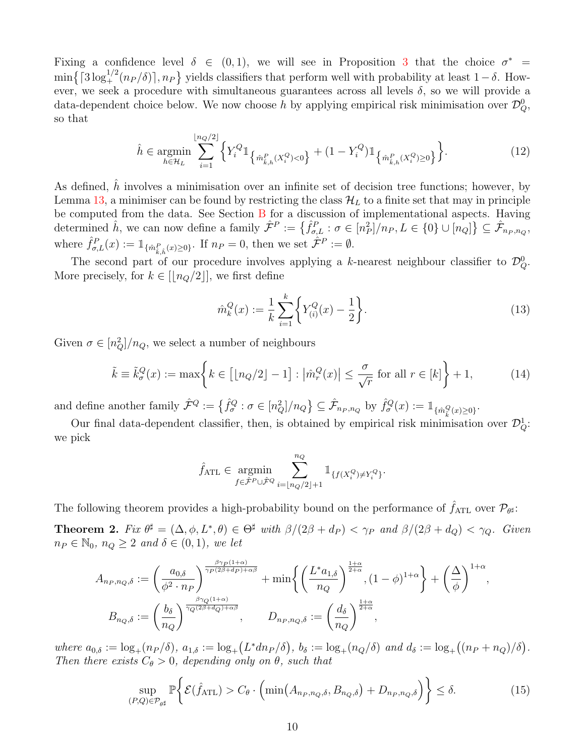Fixing a confidence level $\delta \in (0,1)$, we will see in Proposition 3 that the choice $\sigma^* = \min\{\lceil 3\log_+^{1/2}(n_P/\delta)\rceil, n_P\}$ yields classifiers that perform well with probability at least $1-\delta$. However, we seek a procedure with simultaneous guarantees across all levels $\delta$, so we will provide a data-dependent choice below. We now choose $h$ by applying empirical risk minimisation over $\mathcal{D}_Q^0$, so that

$$\hat{h} \in \operatorname*{argmin}_{h \in \mathcal{H}_L} \sum_{i=1}^{\lfloor n_Q/2 \rfloor} \Big\{ Y_i^Q \mathbb{1}_{\{\hat{m}^P_{\tilde{k},h}(X_i^Q)<0\}} + (1-Y_i^Q)\mathbb{1}_{\{\hat{m}^P_{\tilde{k},h}(X_i^Q)\geq 0\}} \Big\}. \tag{12}$$

As defined, $\hat{h}$ involves a minimisation over an infinite set of decision tree functions; however, by Lemma 13, a minimiser can be found by restricting the class $\mathcal{H}_L$ to a finite set that may in principle be computed from the data. See Section B for a discussion of implementational aspects. Having determined $\hat{h}$, we can now define a family $\hat{\mathcal{F}}^P := \{\hat{f}^P_{\sigma,L} : \sigma \in [n_P^2]/n_P, L \in \{0\}\cup[n_Q]\} \subseteq \hat{\mathcal{F}}_{n_P,n_Q}$, where $\hat{f}^P_{\sigma,L}(x) := \mathbb{1}_{\{\hat{m}^P_{\tilde{k},\hat{h}}(x)\geq 0\}}$. If $n_P = 0$, then we set $\hat{\mathcal{F}}^P := \emptyset$.

The second part of our procedure involves applying a $k$-nearest neighbour classifier to $\mathcal{D}_Q^0$. More precisely, for $k \in [\lfloor n_Q/2 \rfloor]$, we first define

$$\hat{m}_k^Q(x) := \frac{1}{k}\sum_{i=1}^{k}\Big\{ Y_{(i)}^Q(x) - \frac{1}{2}\Big\}. \tag{13}$$

Given $\sigma \in [n_Q^2]/n_Q$, we select a number of neighbours

$$\tilde{k} \equiv \tilde{k}_\sigma^Q(x) := \max\bigg\{ k \in \big[\lfloor n_Q/2 \rfloor - 1\big] : \big|\hat{m}_r^Q(x)\big| \leq \frac{\sigma}{\sqrt{r}} \text{ for all } r \in [k] \bigg\} + 1, \tag{14}$$

and define another family $\hat{\mathcal{F}}^Q := \{\hat{f}^Q_\sigma : \sigma \in [n_Q^2]/n_Q\} \subseteq \hat{\mathcal{F}}_{n_P,n_Q}$ by $\hat{f}^Q_\sigma(x) := \mathbb{1}_{\{\hat{m}^Q_{\tilde{k}}(x)\geq 0\}}$.

Our final data-dependent classifier, then, is obtained by empirical risk minimisation over $\mathcal{D}_Q^1$: we pick

$$\hat{f}_{\mathrm{ATL}} \in \operatorname*{argmin}_{f \in \hat{\mathcal{F}}^P \cup \hat{\mathcal{F}}^Q} \sum_{i=\lfloor n_Q/2\rfloor+1}^{n_Q} \mathbb{1}_{\{f(X_i^Q)\neq Y_i^Q\}}.$$

The following theorem provides a high-probability bound on the performance of $\hat{f}_{\mathrm{ATL}}$ over $\mathcal{P}_{\theta^\sharp}$:

**Theorem 2.** *Fix $\theta^\sharp = (\Delta, \phi, L^*, \theta) \in \Theta^\sharp$ with $\beta/(2\beta+d_P) < \gamma_P$ and $\beta/(2\beta+d_Q) < \gamma_Q$. Given $n_P \in \mathbb{N}_0$, $n_Q \geq 2$ and $\delta \in (0,1)$, we let*

$$A_{n_P,n_Q,\delta} := \bigg(\frac{a_{0,\delta}}{\phi^2 \cdot n_P}\bigg)^{\frac{\beta\gamma_P(1+\alpha)}{\gamma_P(2\beta+d_P)+\alpha\beta}} + \min\bigg\{\bigg(\frac{L^* a_{1,\delta}}{n_Q}\bigg)^{\frac{1+\alpha}{2+\alpha}}, (1-\phi)^{1+\alpha}\bigg\} + \bigg(\frac{\Delta}{\phi}\bigg)^{1+\alpha},$$

$$B_{n_Q,\delta} := \bigg(\frac{b_\delta}{n_Q}\bigg)^{\frac{\beta\gamma_Q(1+\alpha)}{\gamma_Q(2\beta+d_Q)+\alpha\beta}}, \qquad D_{n_P,n_Q,\delta} := \bigg(\frac{d_\delta}{n_Q}\bigg)^{\frac{1+\alpha}{2+\alpha}},$$

*where $a_{0,\delta} := \log_+(n_P/\delta)$, $a_{1,\delta} := \log_+\big(L^* d n_P/\delta\big)$, $b_\delta := \log_+(n_Q/\delta)$ and $d_\delta := \log_+\big((n_P+n_Q)/\delta\big)$. Then there exists $C_\theta > 0$, depending only on $\theta$, such that*

$$\sup_{(P,Q)\in\mathcal{P}_{\theta^\sharp}} \mathbb{P}\bigg\{\mathcal{E}(\hat{f}_{\mathrm{ATL}}) > C_\theta \cdot \Big(\min\big(A_{n_P,n_Q,\delta}, B_{n_Q,\delta}\big) + D_{n_P,n_Q,\delta}\Big)\bigg\} \leq \delta. \tag{15}$$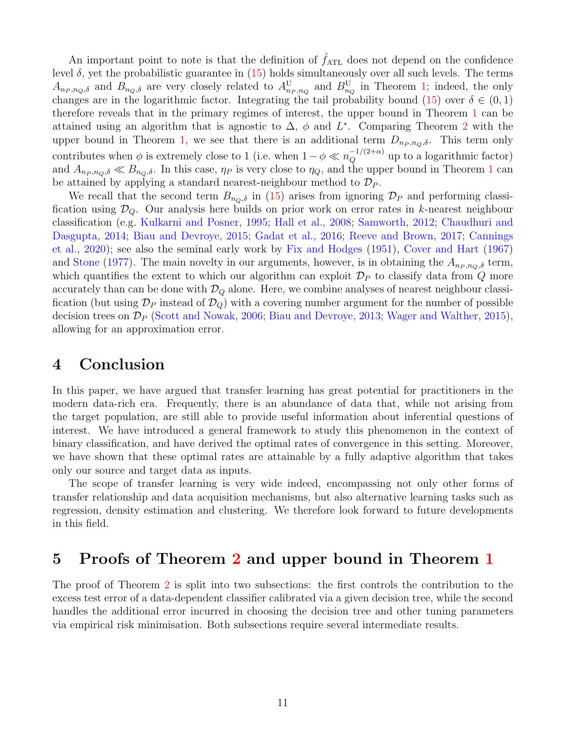An important point to note is that the definition of $\hat{f}_{\mathrm{ATL}}$ does not depend on the confidence level $\delta$, yet the probabilistic guarantee in (15) holds simultaneously over all such levels. The terms $A_{n_P,n_Q,\delta}$ and $B_{n_Q,\delta}$ are very closely related to $A^{\mathrm{U}}_{n_P,n_Q}$ and $B^{\mathrm{U}}_{n_Q}$ in Theorem 1; indeed, the only changes are in the logarithmic factor. Integrating the tail probability bound (15) over $\delta \in (0,1)$ therefore reveals that in the primary regimes of interest, the upper bound in Theorem 1 can be attained using an algorithm that is agnostic to $\Delta$, $\phi$ and $L^*$. Comparing Theorem 2 with the upper bound in Theorem 1, we see that there is an additional term $D_{n_P,n_Q,\delta}$. This term only contributes when $\phi$ is extremely close to 1 (i.e. when $1-\phi \ll n_Q^{-1/(2+\alpha)}$ up to a logarithmic factor) and $A_{n_P,n_Q,\delta} \ll B_{n_Q,\delta}$. In this case, $\eta_P$ is very close to $\eta_Q$, and the upper bound in Theorem 1 can be attained by applying a standard nearest-neighbour method to $\mathcal{D}_P$.

We recall that the second term $B_{n_Q,\delta}$ in (15) arises from ignoring $\mathcal{D}_P$ and performing classification using $\mathcal{D}_Q$. Our analysis here builds on prior work on error rates in $k$-nearest neighbour classification (e.g. Kulkarni and Posner, 1995; Hall et al., 2008; Samworth, 2012; Chaudhuri and Dasgupta, 2014; Biau and Devroye, 2015; Gadat et al., 2016; Reeve and Brown, 2017; Cannings et al., 2020); see also the seminal early work by Fix and Hodges (1951), Cover and Hart (1967) and Stone (1977). The main novelty in our arguments, however, is in obtaining the $A_{n_P,n_Q,\delta}$ term, which quantifies the extent to which our algorithm can exploit $\mathcal{D}_P$ to classify data from $Q$ more accurately than can be done with $\mathcal{D}_Q$ alone. Here, we combine analyses of nearest neighbour classification (but using $\mathcal{D}_P$ instead of $\mathcal{D}_Q$) with a covering number argument for the number of possible decision trees on $\mathcal{D}_P$ (Scott and Nowak, 2006; Biau and Devroye, 2013; Wager and Walther, 2015), allowing for an approximation error.

# 4 Conclusion

In this paper, we have argued that transfer learning has great potential for practitioners in the modern data-rich era. Frequently, there is an abundance of data that, while not arising from the target population, are still able to provide useful information about inferential questions of interest. We have introduced a general framework to study this phenomenon in the context of binary classification, and have derived the optimal rates of convergence in this setting. Moreover, we have shown that these optimal rates are attainable by a fully adaptive algorithm that takes only our source and target data as inputs.

The scope of transfer learning is very wide indeed, encompassing not only other forms of transfer relationship and data acquisition mechanisms, but also alternative learning tasks such as regression, density estimation and clustering. We therefore look forward to future developments in this field.

# 5 Proofs of Theorem 2 and upper bound in Theorem 1

The proof of Theorem 2 is split into two subsections: the first controls the contribution to the excess test error of a data-dependent classifier calibrated via a given decision tree, while the second handles the additional error incurred in choosing the decision tree and other tuning parameters via empirical risk minimisation. Both subsections require several intermediate results.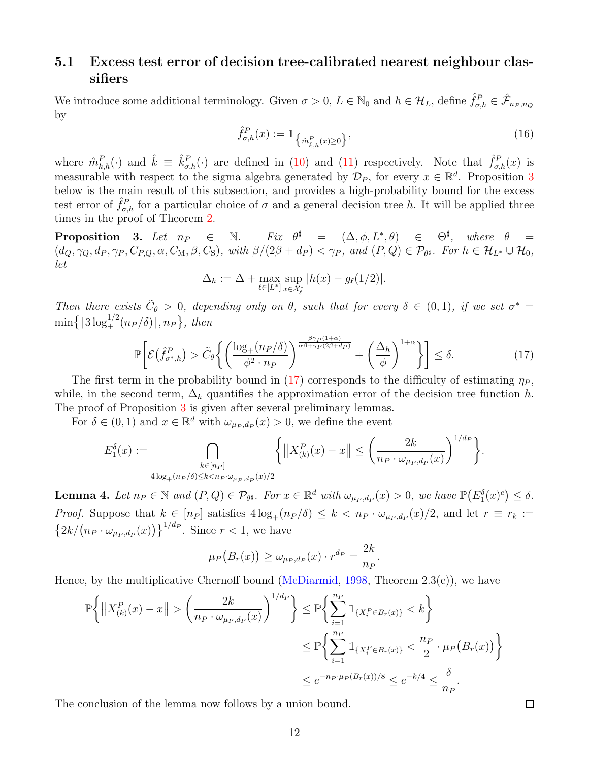### 5.1 Excess test error of decision tree-calibrated nearest neighbour classifiers

We introduce some additional terminology. Given $\sigma > 0$, $L \in \mathbb{N}_0$ and $h \in \mathcal{H}_L$, define $\hat{f}^P_{\sigma,h} \in \hat{\mathcal{F}}_{n_P,n_Q}$ by

$$\hat{f}^P_{\sigma,h}(x) := \mathbb{1}_{\left\{\hat{m}^P_{\hat{k},h}(x) \geq 0\right\}}, \tag{16}$$

where $\hat{m}^P_{k,h}(\cdot)$ and $\hat{k} \equiv \hat{k}^P_{\sigma,h}(\cdot)$ are defined in (10) and (11) respectively. Note that $\hat{f}^P_{\sigma,h}(x)$ is measurable with respect to the sigma algebra generated by $\mathcal{D}_P$, for every $x \in \mathbb{R}^d$. Proposition 3 below is the main result of this subsection, and provides a high-probability bound for the excess test error of $\hat{f}^P_{\sigma,h}$ for a particular choice of $\sigma$ and a general decision tree $h$. It will be applied three times in the proof of Theorem 2.

**Proposition 3.** *Let $n_P \in \mathbb{N}$. Fix $\theta^\sharp = (\Delta, \phi, L^*, \theta) \in \Theta^\sharp$, where $\theta = (d_Q, \gamma_Q, d_P, \gamma_P, C_{P,Q}, \alpha, C_{\mathrm{M}}, \beta, C_{\mathrm{S}})$, with $\beta/(2\beta + d_P) < \gamma_P$, and $(P, Q) \in \mathcal{P}_{\theta^\sharp}$. For $h \in \mathcal{H}_{L^*} \cup \mathcal{H}_0$, let*

$$\Delta_h := \Delta + \max_{\ell \in [L^*]} \sup_{x \in \mathcal{X}^*_\ell} |h(x) - g_\ell(1/2)|.$$

*Then there exists $\tilde{C}_\theta > 0$, depending only on $\theta$, such that for every $\delta \in (0, 1)$, if we set $\sigma^* = \min\left\{\lceil 3 \log_+^{1/2}(n_P/\delta)\rceil, n_P\right\}$, then*

$$\mathbb{P}\left[\mathcal{E}\big(\hat{f}^P_{\sigma^*,h}\big) > \tilde{C}_\theta\left\{\left(\frac{\log_+(n_P/\delta)}{\phi^2 \cdot n_P}\right)^{\frac{\beta\gamma_P(1+\alpha)}{\alpha\beta + \gamma_P(2\beta+d_P)}} + \left(\frac{\Delta_h}{\phi}\right)^{1+\alpha}\right\}\right] \leq \delta. \tag{17}$$

The first term in the probability bound in (17) corresponds to the difficulty of estimating $\eta_P$, while, in the second term, $\Delta_h$ quantifies the approximation error of the decision tree function $h$. The proof of Proposition 3 is given after several preliminary lemmas.

For $\delta \in (0, 1)$ and $x \in \mathbb{R}^d$ with $\omega_{\mu_P,d_P}(x) > 0$, we define the event

$$E_1^\delta(x) := \bigcap_{\substack{k \in [n_P] \\ 4\log_+(n_P/\delta) \leq k < n_P \cdot \omega_{\mu_P,d_P}(x)/2}} \left\{\big\|X^P_{(k)}(x) - x\big\| \leq \left(\frac{2k}{n_P \cdot \omega_{\mu_P,d_P}(x)}\right)^{1/d_P}\right\}.$$

**Lemma 4.** *Let $n_P \in \mathbb{N}$ and $(P, Q) \in \mathcal{P}_{\theta^\sharp}$. For $x \in \mathbb{R}^d$ with $\omega_{\mu_P,d_P}(x) > 0$, we have $\mathbb{P}\big(E_1^\delta(x)^c\big) \leq \delta$.*

*Proof.* Suppose that $k \in [n_P]$ satisfies $4\log_+(n_P/\delta) \leq k < n_P \cdot \omega_{\mu_P,d_P}(x)/2$, and let $r \equiv r_k := \left\{2k/\big(n_P \cdot \omega_{\mu_P,d_P}(x)\big)\right\}^{1/d_P}$. Since $r < 1$, we have

$$\mu_P\big(B_r(x)\big) \geq \omega_{\mu_P,d_P}(x) \cdot r^{d_P} = \frac{2k}{n_P}.$$

Hence, by the multiplicative Chernoff bound (McDiarmid, 1998, Theorem 2.3(c)), we have

$$\begin{aligned}
\mathbb{P}\left\{\big\|X^P_{(k)}(x) - x\big\| > \left(\frac{2k}{n_P \cdot \omega_{\mu_P,d_P}(x)}\right)^{1/d_P}\right\} &\leq \mathbb{P}\left\{\sum_{i=1}^{n_P} \mathbb{1}_{\{X_i^P \in B_r(x)\}} < k\right\} \\
&\leq \mathbb{P}\left\{\sum_{i=1}^{n_P} \mathbb{1}_{\{X_i^P \in B_r(x)\}} < \frac{n_P}{2} \cdot \mu_P\big(B_r(x)\big)\right\} \\
&\leq e^{-n_P \cdot \mu_P(B_r(x))/8} \leq e^{-k/4} \leq \frac{\delta}{n_P}.
\end{aligned}$$

The conclusion of the lemma now follows by a union bound. $\square$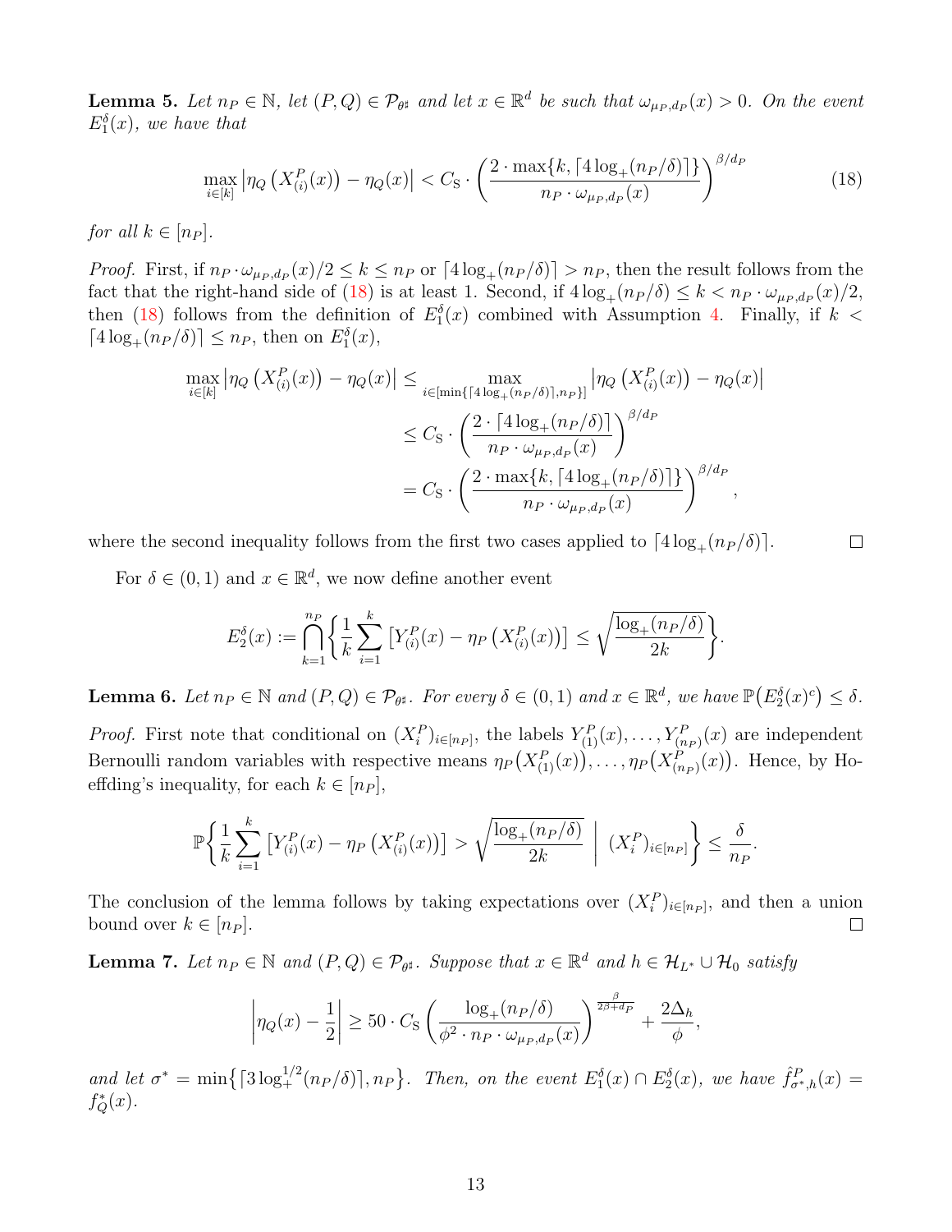**Lemma 5.** *Let $n_P \in \mathbb{N}$, let $(P, Q) \in \mathcal{P}_{\theta^\sharp}$ and let $x \in \mathbb{R}^d$ be such that $\omega_{\mu_P,d_P}(x) > 0$. On the event $E_1^\delta(x)$, we have that*

$$\max_{i\in[k]} \left|\eta_Q\left(X_{(i)}^P(x)\right) - \eta_Q(x)\right| < C_{\mathrm{S}} \cdot \left(\frac{2 \cdot \max\{k, \lceil 4\log_+(n_P/\delta)\rceil\}}{n_P \cdot \omega_{\mu_P,d_P}(x)}\right)^{\beta/d_P} \tag{18}$$

*for all $k \in [n_P]$.*

*Proof.* First, if $n_P \cdot \omega_{\mu_P,d_P}(x)/2 \le k \le n_P$ or $\lceil 4\log_+(n_P/\delta)\rceil > n_P$, then the result follows from the fact that the right-hand side of (18) is at least 1. Second, if $4\log_+(n_P/\delta) \le k < n_P \cdot \omega_{\mu_P,d_P}(x)/2$, then (18) follows from the definition of $E_1^\delta(x)$ combined with Assumption 4. Finally, if $k < \lceil 4\log_+(n_P/\delta)\rceil \le n_P$, then on $E_1^\delta(x)$,

$$\begin{aligned}
\max_{i\in[k]} \left|\eta_Q\left(X_{(i)}^P(x)\right) - \eta_Q(x)\right| &\le \max_{i\in[\min\{\lceil 4\log_+(n_P/\delta)\rceil, n_P\}]} \left|\eta_Q\left(X_{(i)}^P(x)\right) - \eta_Q(x)\right| \\
&\le C_{\mathrm{S}} \cdot \left(\frac{2\cdot\lceil 4\log_+(n_P/\delta)\rceil}{n_P \cdot \omega_{\mu_P,d_P}(x)}\right)^{\beta/d_P} \\
&= C_{\mathrm{S}} \cdot \left(\frac{2 \cdot \max\{k, \lceil 4\log_+(n_P/\delta)\rceil\}}{n_P \cdot \omega_{\mu_P,d_P}(x)}\right)^{\beta/d_P},
\end{aligned}$$

where the second inequality follows from the first two cases applied to $\lceil 4\log_+(n_P/\delta)\rceil$. □

For $\delta \in (0,1)$ and $x \in \mathbb{R}^d$, we now define another event

$$E_2^\delta(x) := \bigcap_{k=1}^{n_P} \left\{\frac{1}{k}\sum_{i=1}^{k}\left[Y_{(i)}^P(x) - \eta_P\left(X_{(i)}^P(x)\right)\right] \le \sqrt{\frac{\log_+(n_P/\delta)}{2k}}\right\}.$$

**Lemma 6.** *Let $n_P \in \mathbb{N}$ and $(P, Q) \in \mathcal{P}_{\theta^\sharp}$. For every $\delta \in (0,1)$ and $x \in \mathbb{R}^d$, we have $\mathbb{P}\big(E_2^\delta(x)^c\big) \le \delta$.*

*Proof.* First note that conditional on $(X_i^P)_{i\in[n_P]}$, the labels $Y_{(1)}^P(x), \ldots, Y_{(n_P)}^P(x)$ are independent Bernoulli random variables with respective means $\eta_P\big(X_{(1)}^P(x)\big), \ldots, \eta_P\big(X_{(n_P)}^P(x)\big)$. Hence, by Hoeffding's inequality, for each $k \in [n_P]$,

$$\mathbb{P}\left\{\frac{1}{k}\sum_{i=1}^{k}\left[Y_{(i)}^P(x) - \eta_P\left(X_{(i)}^P(x)\right)\right] > \sqrt{\frac{\log_+(n_P/\delta)}{2k}} \;\middle|\; (X_i^P)_{i\in[n_P]}\right\} \le \frac{\delta}{n_P}.$$

The conclusion of the lemma follows by taking expectations over $(X_i^P)_{i\in[n_P]}$, and then a union bound over $k \in [n_P]$. □

**Lemma 7.** *Let $n_P \in \mathbb{N}$ and $(P, Q) \in \mathcal{P}_{\theta^\sharp}$. Suppose that $x \in \mathbb{R}^d$ and $h \in \mathcal{H}_{L^*} \cup \mathcal{H}_0$ satisfy*

$$\left|\eta_Q(x) - \frac{1}{2}\right| \ge 50 \cdot C_{\mathrm{S}}\left(\frac{\log_+(n_P/\delta)}{\phi^2 \cdot n_P \cdot \omega_{\mu_P,d_P}(x)}\right)^{\frac{\beta}{2\beta+d_P}} + \frac{2\Delta_h}{\phi},$$

*and let $\sigma^* = \min\big\{\lceil 3\log_+^{1/2}(n_P/\delta)\rceil, n_P\big\}$. Then, on the event $E_1^\delta(x) \cap E_2^\delta(x)$, we have $\hat{f}_{\sigma^*,h}^P(x) = f_Q^*(x)$.*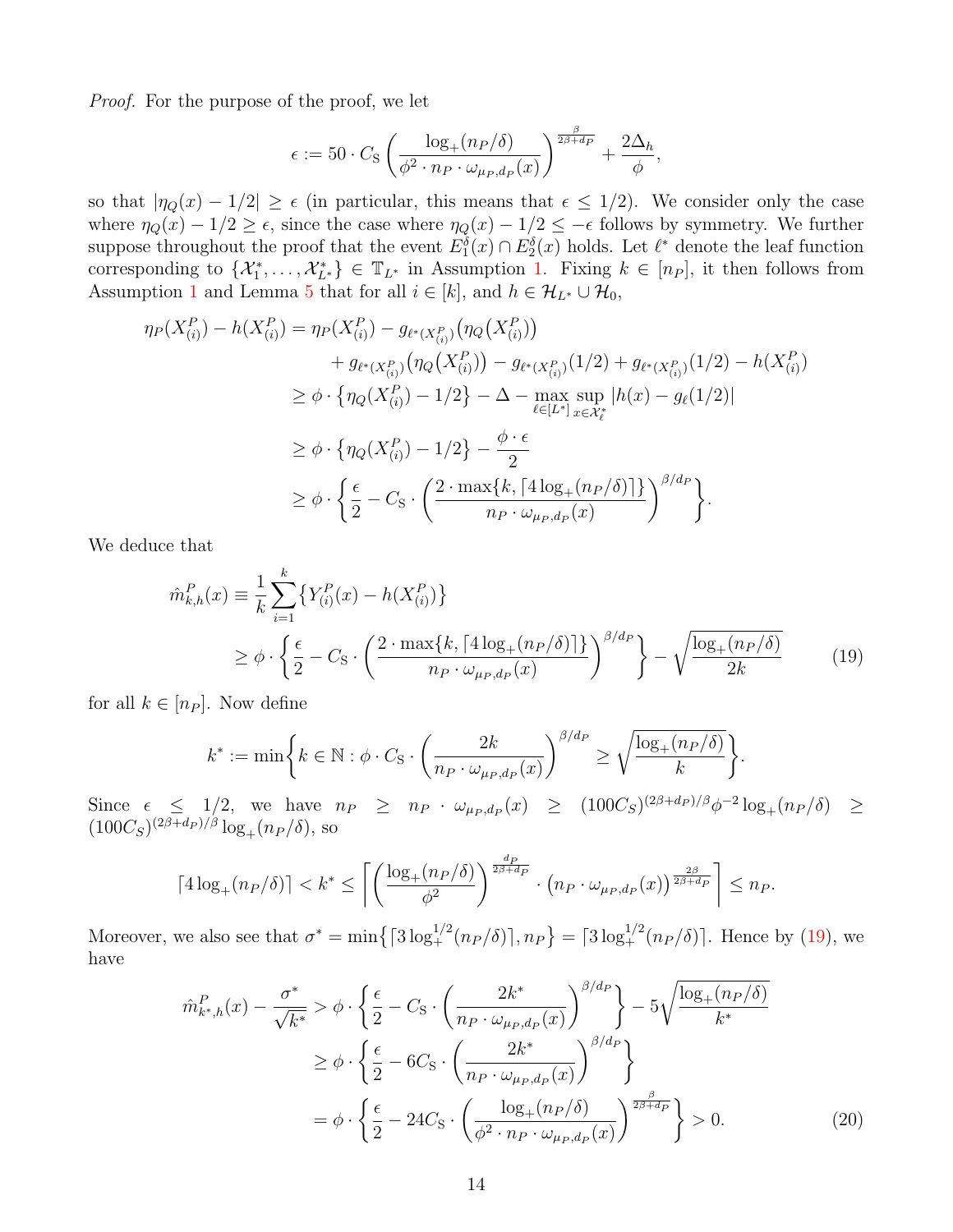*Proof.* For the purpose of the proof, we let

$$\epsilon := 50 \cdot C_{\mathrm{S}} \left( \frac{\log_+(n_P/\delta)}{\phi^2 \cdot n_P \cdot \omega_{\mu_P, d_P}(x)} \right)^{\frac{\beta}{2\beta + d_P}} + \frac{2\Delta_h}{\phi},$$

so that $|\eta_Q(x) - 1/2| \geq \epsilon$ (in particular, this means that $\epsilon \leq 1/2$). We consider only the case where $\eta_Q(x) - 1/2 \geq \epsilon$, since the case where $\eta_Q(x) - 1/2 \leq -\epsilon$ follows by symmetry. We further suppose throughout the proof that the event $E_1^\delta(x) \cap E_2^\delta(x)$ holds. Let $\ell^*$ denote the leaf function corresponding to $\{\mathcal{X}_1^*, \ldots, \mathcal{X}_{L^*}^*\} \in \mathbb{T}_{L^*}$ in Assumption 1. Fixing $k \in [n_P]$, it then follows from Assumption 1 and Lemma 5 that for all $i \in [k]$, and $h \in \mathcal{H}_{L^*} \cup \mathcal{H}_0$,

$$\begin{aligned}
\eta_P(X_{(i)}^P) - h(X_{(i)}^P) &= \eta_P(X_{(i)}^P) - g_{\ell^*(X_{(i)}^P)}\big(\eta_Q(X_{(i)}^P)\big) \\
&\quad + g_{\ell^*(X_{(i)}^P)}\big(\eta_Q(X_{(i)}^P)\big) - g_{\ell^*(X_{(i)}^P)}(1/2) + g_{\ell^*(X_{(i)}^P)}(1/2) - h(X_{(i)}^P) \\
&\geq \phi \cdot \big\{\eta_Q(X_{(i)}^P) - 1/2\big\} - \Delta - \max_{\ell \in [L^*]} \sup_{x \in \mathcal{X}_\ell^*} |h(x) - g_\ell(1/2)| \\
&\geq \phi \cdot \big\{\eta_Q(X_{(i)}^P) - 1/2\big\} - \frac{\phi \cdot \epsilon}{2} \\
&\geq \phi \cdot \left\{ \frac{\epsilon}{2} - C_{\mathrm{S}} \cdot \left( \frac{2 \cdot \max\{k, \lceil 4 \log_+(n_P/\delta) \rceil\}}{n_P \cdot \omega_{\mu_P, d_P}(x)} \right)^{\beta/d_P} \right\}.
\end{aligned}$$

We deduce that

$$\begin{aligned}
\hat{m}_{k,h}^P(x) &\equiv \frac{1}{k} \sum_{i=1}^k \big\{ Y_{(i)}^P(x) - h(X_{(i)}^P) \big\} \\
&\geq \phi \cdot \left\{ \frac{\epsilon}{2} - C_{\mathrm{S}} \cdot \left( \frac{2 \cdot \max\{k, \lceil 4 \log_+(n_P/\delta) \rceil\}}{n_P \cdot \omega_{\mu_P, d_P}(x)} \right)^{\beta/d_P} \right\} - \sqrt{\frac{\log_+(n_P/\delta)}{2k}}
\end{aligned} \tag{19}$$

for all $k \in [n_P]$. Now define

$$k^* := \min\left\{ k \in \mathbb{N} : \phi \cdot C_{\mathrm{S}} \cdot \left( \frac{2k}{n_P \cdot \omega_{\mu_P, d_P}(x)} \right)^{\beta/d_P} \geq \sqrt{\frac{\log_+(n_P/\delta)}{k}} \right\}.$$

Since $\epsilon \leq 1/2$, we have $n_P \geq n_P \cdot \omega_{\mu_P, d_P}(x) \geq (100 C_S)^{(2\beta + d_P)/\beta} \phi^{-2} \log_+(n_P/\delta) \geq (100 C_S)^{(2\beta + d_P)/\beta} \log_+(n_P/\delta)$, so

$$\lceil 4 \log_+(n_P/\delta) \rceil < k^* \leq \left\lceil \left( \frac{\log_+(n_P/\delta)}{\phi^2} \right)^{\frac{d_P}{2\beta + d_P}} \cdot \big(n_P \cdot \omega_{\mu_P, d_P}(x)\big)^{\frac{2\beta}{2\beta + d_P}} \right\rceil \leq n_P.$$

Moreover, we also see that $\sigma^* = \min\big\{\lceil 3 \log_+^{1/2}(n_P/\delta) \rceil, n_P\big\} = \lceil 3 \log_+^{1/2}(n_P/\delta) \rceil$. Hence by (19), we have

$$\begin{aligned}
\hat{m}_{k^*,h}^P(x) - \frac{\sigma^*}{\sqrt{k^*}} &> \phi \cdot \left\{ \frac{\epsilon}{2} - C_{\mathrm{S}} \cdot \left( \frac{2k^*}{n_P \cdot \omega_{\mu_P, d_P}(x)} \right)^{\beta/d_P} \right\} - 5 \sqrt{\frac{\log_+(n_P/\delta)}{k^*}} \\
&\geq \phi \cdot \left\{ \frac{\epsilon}{2} - 6 C_{\mathrm{S}} \cdot \left( \frac{2k^*}{n_P \cdot \omega_{\mu_P, d_P}(x)} \right)^{\beta/d_P} \right\} \\
&= \phi \cdot \left\{ \frac{\epsilon}{2} - 24 C_{\mathrm{S}} \cdot \left( \frac{\log_+(n_P/\delta)}{\phi^2 \cdot n_P \cdot \omega_{\mu_P, d_P}(x)} \right)^{\frac{\beta}{2\beta + d_P}} \right\} > 0.
\end{aligned} \tag{20}$$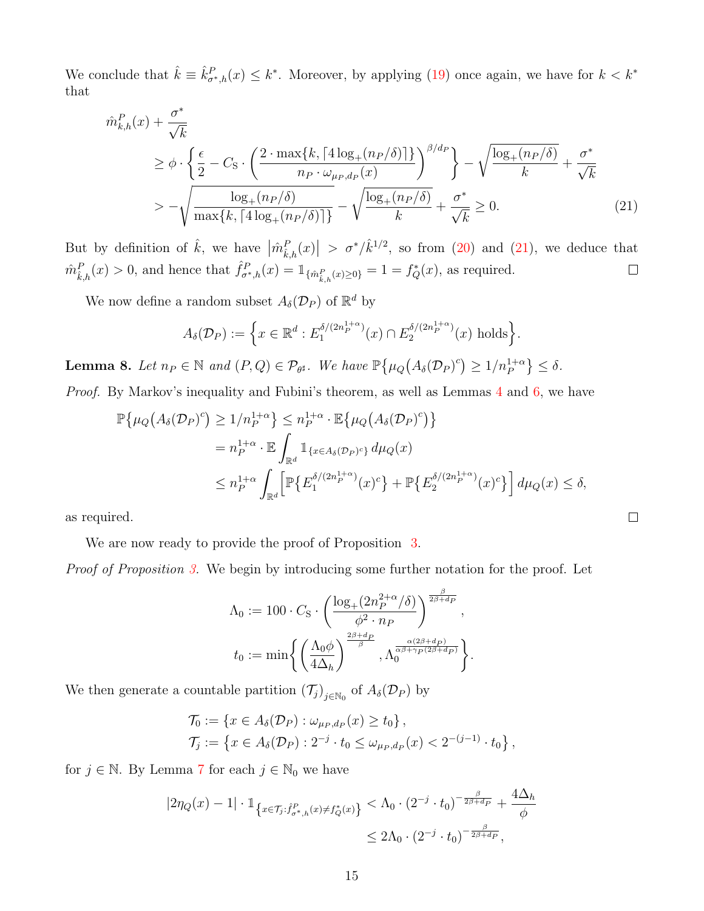We conclude that $\hat{k} \equiv \hat{k}^P_{\sigma^*,h}(x) \leq k^*$. Moreover, by applying (19) once again, we have for $k < k^*$ that

$$
\begin{aligned}
&\hat{m}^P_{k,h}(x) + \frac{\sigma^*}{\sqrt{k}} \\
&\quad \geq \phi \cdot \left\{ \frac{\epsilon}{2} - C_{\mathrm{S}} \cdot \left( \frac{2 \cdot \max\{k, \lceil 4 \log_+(n_P/\delta) \rceil\}}{n_P \cdot \omega_{\mu_P, d_P}(x)} \right)^{\beta/d_P} \right\} - \sqrt{\frac{\log_+(n_P/\delta)}{k}} + \frac{\sigma^*}{\sqrt{k}} \\
&\quad > -\sqrt{\frac{\log_+(n_P/\delta)}{\max\{k, \lceil 4 \log_+(n_P/\delta) \rceil\}}} - \sqrt{\frac{\log_+(n_P/\delta)}{k}} + \frac{\sigma^*}{\sqrt{k}} \geq 0. \qquad (21)
\end{aligned}
$$

But by definition of $\hat{k}$, we have $\left|\hat{m}^P_{\hat{k},h}(x)\right| > \sigma^*/\hat{k}^{1/2}$, so from (20) and (21), we deduce that $\hat{m}^P_{\hat{k},h}(x) > 0$, and hence that $\hat{f}^P_{\sigma^*,h}(x) = \mathbb{1}_{\{\hat{m}^P_{\hat{k},h}(x) \geq 0\}} = 1 = f^*_Q(x)$, as required. $\square$

We now define a random subset $A_\delta(\mathcal{D}_P)$ of $\mathbb{R}^d$ by

$$
A_\delta(\mathcal{D}_P) := \left\{ x \in \mathbb{R}^d : E_1^{\delta/(2n_P^{1+\alpha})}(x) \cap E_2^{\delta/(2n_P^{1+\alpha})}(x) \text{ holds} \right\}.
$$

**Lemma 8.** *Let $n_P \in \mathbb{N}$ and $(P,Q) \in \mathcal{P}_{\theta^\sharp}$. We have $\mathbb{P}\{\mu_Q(A_\delta(\mathcal{D}_P)^c) \geq 1/n_P^{1+\alpha}\} \leq \delta$.*

*Proof.* By Markov's inequality and Fubini's theorem, as well as Lemmas 4 and 6, we have

$$
\begin{aligned}
\mathbb{P}\{\mu_Q(A_\delta(\mathcal{D}_P)^c) \geq 1/n_P^{1+\alpha}\} &\leq n_P^{1+\alpha} \cdot \mathbb{E}\{\mu_Q(A_\delta(\mathcal{D}_P)^c)\} \\
&= n_P^{1+\alpha} \cdot \mathbb{E} \int_{\mathbb{R}^d} \mathbb{1}_{\{x \in A_\delta(\mathcal{D}_P)^c\}} \, d\mu_Q(x) \\
&\leq n_P^{1+\alpha} \int_{\mathbb{R}^d} \left[ \mathbb{P}\{E_1^{\delta/(2n_P^{1+\alpha})}(x)^c\} + \mathbb{P}\{E_2^{\delta/(2n_P^{1+\alpha})}(x)^c\} \right] d\mu_Q(x) \leq \delta,
\end{aligned}
$$

as required. $\square$

We are now ready to provide the proof of Proposition 3.

*Proof of Proposition 3.* We begin by introducing some further notation for the proof. Let

$$
\Lambda_0 := 100 \cdot C_{\mathrm{S}} \cdot \left( \frac{\log_+(2n_P^{2+\alpha}/\delta)}{\phi^2 \cdot n_P} \right)^{\frac{\beta}{2\beta + d_P}},
$$

$$
t_0 := \min\left\{ \left( \frac{\Lambda_0 \phi}{4\Delta_h} \right)^{\frac{2\beta + d_P}{\beta}}, \Lambda_0^{\frac{\alpha(2\beta + d_P)}{\alpha\beta + \gamma_P(2\beta + d_P)}} \right\}.
$$

We then generate a countable partition $(\mathcal{T}_j)_{j \in \mathbb{N}_0}$ of $A_\delta(\mathcal{D}_P)$ by

$$
\begin{aligned}
\mathcal{T}_0 &:= \{x \in A_\delta(\mathcal{D}_P) : \omega_{\mu_P, d_P}(x) \geq t_0\}, \\
\mathcal{T}_j &:= \{x \in A_\delta(\mathcal{D}_P) : 2^{-j} \cdot t_0 \leq \omega_{\mu_P, d_P}(x) < 2^{-(j-1)} \cdot t_0\},
\end{aligned}
$$

for $j \in \mathbb{N}$. By Lemma 7 for each $j \in \mathbb{N}_0$ we have

$$
\begin{aligned}
|2\eta_Q(x) - 1| \cdot \mathbb{1}_{\{x \in \mathcal{T}_j : \hat{f}^P_{\sigma^*,h}(x) \neq f^*_Q(x)\}} &< \Lambda_0 \cdot (2^{-j} \cdot t_0)^{-\frac{\beta}{2\beta + d_P}} + \frac{4\Delta_h}{\phi} \\
&\leq 2\Lambda_0 \cdot (2^{-j} \cdot t_0)^{-\frac{\beta}{2\beta + d_P}},
\end{aligned}
$$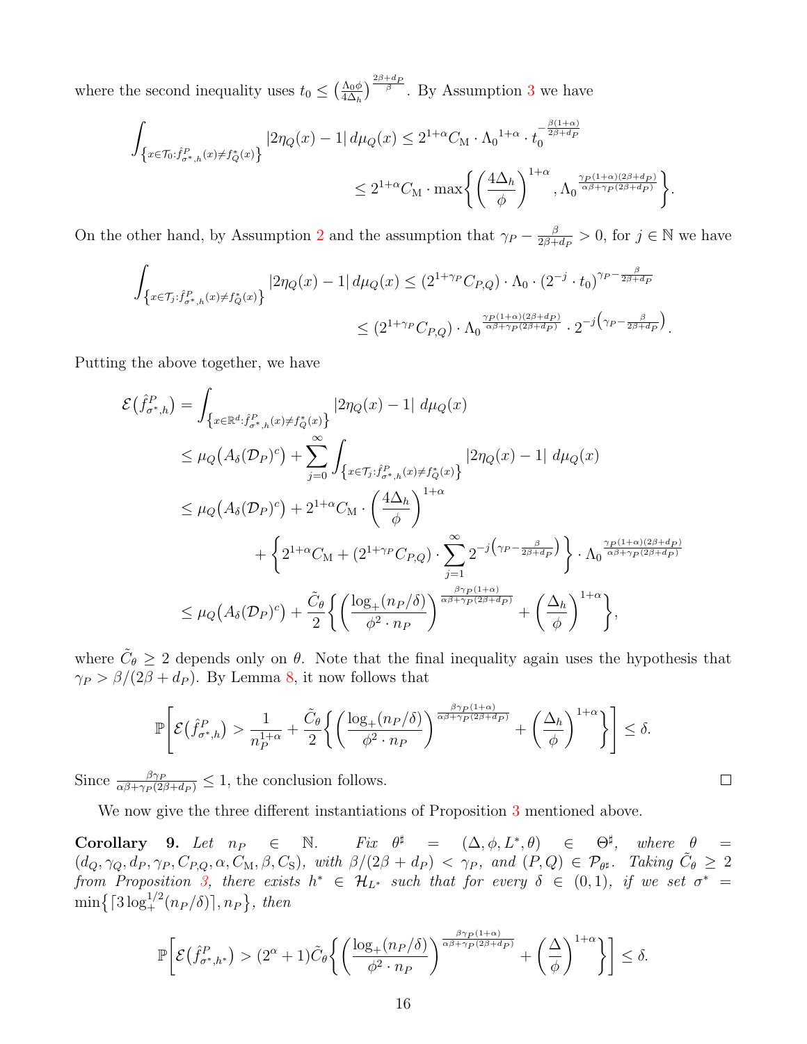where the second inequality uses $t_0 \le \big(\frac{\Lambda_0 \phi}{4\Delta_h}\big)^{\frac{2\beta+d_P}{\beta}}$. By Assumption 3 we have

$$\int_{\left\{x\in\mathcal{T}_0:\hat{f}^P_{\sigma^*,h}(x)\neq f^*_Q(x)\right\}} |2\eta_Q(x)-1|\, d\mu_Q(x) \le 2^{1+\alpha} C_{\mathrm{M}} \cdot {\Lambda_0}^{1+\alpha} \cdot t_0^{-\frac{\beta(1+\alpha)}{2\beta+d_P}}$$
$$\le 2^{1+\alpha} C_{\mathrm{M}} \cdot \max\left\{ \left(\frac{4\Delta_h}{\phi}\right)^{1+\alpha}, {\Lambda_0}^{\frac{\gamma_P(1+\alpha)(2\beta+d_P)}{\alpha\beta+\gamma_P(2\beta+d_P)}} \right\}.$$

On the other hand, by Assumption 2 and the assumption that $\gamma_P - \frac{\beta}{2\beta+d_P} > 0$, for $j\in\mathbb{N}$ we have

$$\int_{\left\{x\in\mathcal{T}_j:\hat{f}^P_{\sigma^*,h}(x)\neq f^*_Q(x)\right\}} |2\eta_Q(x)-1|\, d\mu_Q(x) \le (2^{1+\gamma_P} C_{P,Q}) \cdot \Lambda_0 \cdot (2^{-j}\cdot t_0)^{\gamma_P - \frac{\beta}{2\beta+d_P}}$$
$$\le (2^{1+\gamma_P} C_{P,Q}) \cdot {\Lambda_0}^{\frac{\gamma_P(1+\alpha)(2\beta+d_P)}{\alpha\beta+\gamma_P(2\beta+d_P)}} \cdot 2^{-j\left(\gamma_P-\frac{\beta}{2\beta+d_P}\right)}.$$

Putting the above together, we have

$$\begin{aligned}
\mathcal{E}\big(\hat{f}^P_{\sigma^*,h}\big) &= \int_{\left\{x\in\mathbb{R}^d:\hat{f}^P_{\sigma^*,h}(x)\neq f^*_Q(x)\right\}} |2\eta_Q(x)-1|\; d\mu_Q(x) \\
&\le \mu_Q\big(A_\delta(\mathcal{D}_P)^c\big) + \sum_{j=0}^{\infty} \int_{\left\{x\in\mathcal{T}_j:\hat{f}^P_{\sigma^*,h}(x)\neq f^*_Q(x)\right\}} |2\eta_Q(x)-1|\; d\mu_Q(x) \\
&\le \mu_Q\big(A_\delta(\mathcal{D}_P)^c\big) + 2^{1+\alpha} C_{\mathrm{M}} \cdot \left(\frac{4\Delta_h}{\phi}\right)^{1+\alpha} \\
&\qquad + \left\{ 2^{1+\alpha} C_{\mathrm{M}} + (2^{1+\gamma_P} C_{P,Q}) \cdot \sum_{j=1}^{\infty} 2^{-j\left(\gamma_P-\frac{\beta}{2\beta+d_P}\right)} \right\} \cdot {\Lambda_0}^{\frac{\gamma_P(1+\alpha)(2\beta+d_P)}{\alpha\beta+\gamma_P(2\beta+d_P)}} \\
&\le \mu_Q\big(A_\delta(\mathcal{D}_P)^c\big) + \frac{\tilde{C}_\theta}{2}\left\{ \left(\frac{\log_+(n_P/\delta)}{\phi^2\cdot n_P}\right)^{\frac{\beta\gamma_P(1+\alpha)}{\alpha\beta+\gamma_P(2\beta+d_P)}} + \left(\frac{\Delta_h}{\phi}\right)^{1+\alpha} \right\},
\end{aligned}$$

where $\tilde{C}_\theta \ge 2$ depends only on $\theta$. Note that the final inequality again uses the hypothesis that $\gamma_P > \beta/(2\beta+d_P)$. By Lemma 8, it now follows that

$$\mathbb{P}\left[\mathcal{E}\big(\hat{f}^P_{\sigma^*,h}\big) > \frac{1}{n_P^{1+\alpha}} + \frac{\tilde{C}_\theta}{2}\left\{ \left(\frac{\log_+(n_P/\delta)}{\phi^2\cdot n_P}\right)^{\frac{\beta\gamma_P(1+\alpha)}{\alpha\beta+\gamma_P(2\beta+d_P)}} + \left(\frac{\Delta_h}{\phi}\right)^{1+\alpha} \right\}\right] \le \delta.$$

Since $\frac{\beta\gamma_P}{\alpha\beta+\gamma_P(2\beta+d_P)} \le 1$, the conclusion follows. □

We now give the three different instantiations of Proposition 3 mentioned above.

**Corollary 9.** *Let $n_P \in \mathbb{N}$. Fix $\theta^\sharp = (\Delta, \phi, L^*, \theta) \in \Theta^\sharp$, where $\theta = (d_Q, \gamma_Q, d_P, \gamma_P, C_{P,Q}, \alpha, C_{\mathrm{M}}, \beta, C_{\mathrm{S}})$, with $\beta/(2\beta+d_P) < \gamma_P$, and $(P,Q) \in \mathcal{P}_{\theta^\sharp}$. Taking $\tilde{C}_\theta \ge 2$ from Proposition 3, there exists $h^* \in \mathcal{H}_{L^*}$ such that for every $\delta \in (0,1)$, if we set $\sigma^* = \min\big\{\lceil 3\log_+^{1/2}(n_P/\delta)\rceil, n_P\big\}$, then*

$$\mathbb{P}\left[\mathcal{E}\big(\hat{f}^P_{\sigma^*,h^*}\big) > (2^\alpha+1)\tilde{C}_\theta\left\{ \left(\frac{\log_+(n_P/\delta)}{\phi^2\cdot n_P}\right)^{\frac{\beta\gamma_P(1+\alpha)}{\alpha\beta+\gamma_P(2\beta+d_P)}} + \left(\frac{\Delta}{\phi}\right)^{1+\alpha} \right\}\right] \le \delta.$$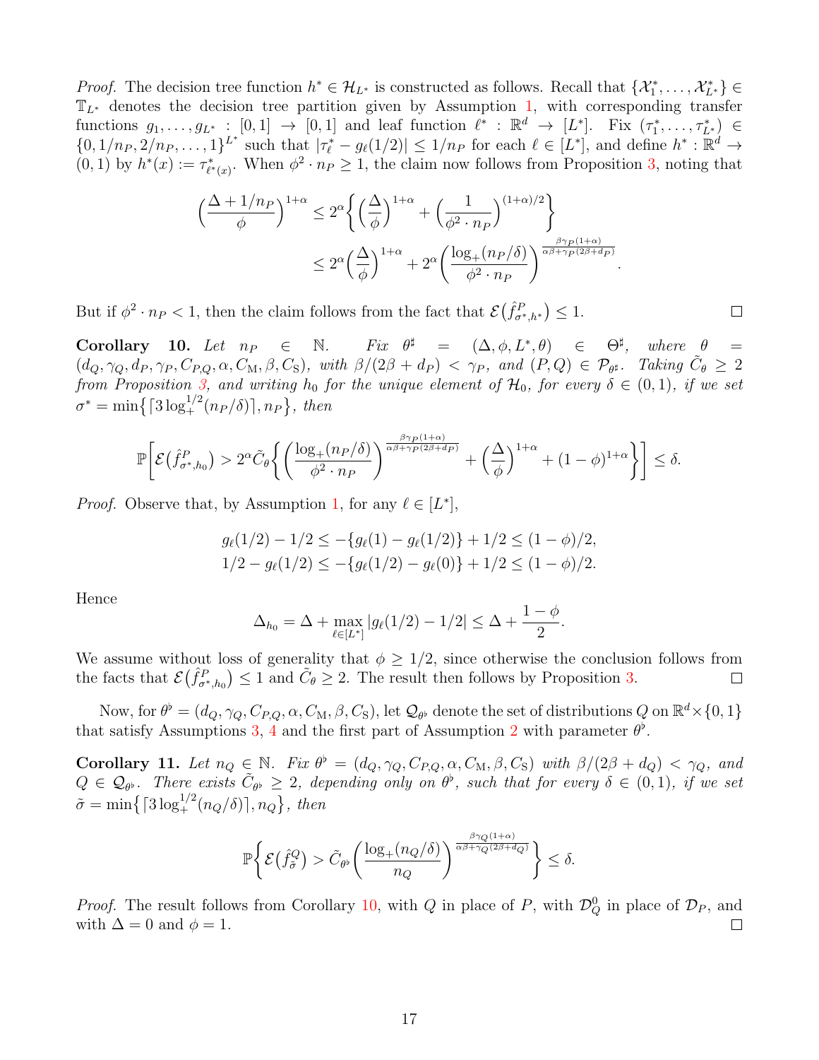*Proof.* The decision tree function $h^* \in \mathcal{H}_{L^*}$ is constructed as follows. Recall that $\{\mathcal{X}_1^*, \ldots, \mathcal{X}_{L^*}^*\} \in \mathbb{T}_{L^*}$ denotes the decision tree partition given by Assumption 1, with corresponding transfer functions $g_1, \ldots, g_{L^*} : [0,1] \to [0,1]$ and leaf function $\ell^* : \mathbb{R}^d \to [L^*]$. Fix $(\tau_1^*, \ldots, \tau_{L^*}^*) \in \{0, 1/n_P, 2/n_P, \ldots, 1\}^{L^*}$ such that $|\tau_\ell^* - g_\ell(1/2)| \le 1/n_P$ for each $\ell \in [L^*]$, and define $h^* : \mathbb{R}^d \to (0,1)$ by $h^*(x) := \tau^*_{\ell^*(x)}$. When $\phi^2 \cdot n_P \ge 1$, the claim now follows from Proposition 3, noting that

$$
\begin{aligned}
\Big(\frac{\Delta + 1/n_P}{\phi}\Big)^{1+\alpha} &\le 2^\alpha \bigg\{ \Big(\frac{\Delta}{\phi}\Big)^{1+\alpha} + \Big(\frac{1}{\phi^2 \cdot n_P}\Big)^{(1+\alpha)/2} \bigg\} \\
&\le 2^\alpha \Big(\frac{\Delta}{\phi}\Big)^{1+\alpha} + 2^\alpha \bigg(\frac{\log_+(n_P/\delta)}{\phi^2 \cdot n_P}\bigg)^{\frac{\beta\gamma_P(1+\alpha)}{\alpha\beta + \gamma_P(2\beta + d_P)}}.
\end{aligned}
$$

But if $\phi^2 \cdot n_P < 1$, then the claim follows from the fact that $\mathcal{E}\big(\hat{f}^P_{\sigma^*, h^*}\big) \le 1$. $\square$

**Corollary 10.** *Let $n_P \in \mathbb{N}$. Fix $\theta^\sharp = (\Delta, \phi, L^*, \theta) \in \Theta^\sharp$, where $\theta = (d_Q, \gamma_Q, d_P, \gamma_P, C_{P,Q}, \alpha, C_{\mathrm{M}}, \beta, C_{\mathrm{S}})$, with $\beta/(2\beta + d_P) < \gamma_P$, and $(P,Q) \in \mathcal{P}_{\theta^\sharp}$. Taking $\tilde{C}_\theta \ge 2$ from Proposition 3, and writing $h_0$ for the unique element of $\mathcal{H}_0$, for every $\delta \in (0,1)$, if we set $\sigma^* = \min\big\{\lceil 3\log_+^{1/2}(n_P/\delta)\rceil, n_P\big\}$, then*

$$
\mathbb{P}\bigg[\mathcal{E}\big(\hat{f}^P_{\sigma^*, h_0}\big) > 2^\alpha \tilde{C}_\theta \bigg\{ \bigg(\frac{\log_+(n_P/\delta)}{\phi^2 \cdot n_P}\bigg)^{\frac{\beta\gamma_P(1+\alpha)}{\alpha\beta + \gamma_P(2\beta + d_P)}} + \Big(\frac{\Delta}{\phi}\Big)^{1+\alpha} + (1-\phi)^{1+\alpha} \bigg\}\bigg] \le \delta.
$$

*Proof.* Observe that, by Assumption 1, for any $\ell \in [L^*]$,

$$
\begin{aligned}
g_\ell(1/2) - 1/2 &\le -\{g_\ell(1) - g_\ell(1/2)\} + 1/2 \le (1-\phi)/2, \\
1/2 - g_\ell(1/2) &\le -\{g_\ell(1/2) - g_\ell(0)\} + 1/2 \le (1-\phi)/2.
\end{aligned}
$$

Hence

$$
\Delta_{h_0} = \Delta + \max_{\ell \in [L^*]} |g_\ell(1/2) - 1/2| \le \Delta + \frac{1-\phi}{2}.
$$

We assume without loss of generality that $\phi \ge 1/2$, since otherwise the conclusion follows from the facts that $\mathcal{E}\big(\hat{f}^P_{\sigma^*, h_0}\big) \le 1$ and $\tilde{C}_\theta \ge 2$. The result then follows by Proposition 3. $\square$

Now, for $\theta^\flat = (d_Q, \gamma_Q, C_{P,Q}, \alpha, C_{\mathrm{M}}, \beta, C_{\mathrm{S}})$, let $\mathcal{Q}_{\theta^\flat}$ denote the set of distributions $Q$ on $\mathbb{R}^d \times \{0,1\}$ that satisfy Assumptions 3, 4 and the first part of Assumption 2 with parameter $\theta^\flat$.

**Corollary 11.** *Let $n_Q \in \mathbb{N}$. Fix $\theta^\flat = (d_Q, \gamma_Q, C_{P,Q}, \alpha, C_{\mathrm{M}}, \beta, C_{\mathrm{S}})$ with $\beta/(2\beta + d_Q) < \gamma_Q$, and $Q \in \mathcal{Q}_{\theta^\flat}$. There exists $\tilde{C}_{\theta^\flat} \ge 2$, depending only on $\theta^\flat$, such that for every $\delta \in (0,1)$, if we set $\tilde{\sigma} = \min\big\{\lceil 3\log_+^{1/2}(n_Q/\delta)\rceil, n_Q\big\}$, then*

$$
\mathbb{P}\bigg\{\mathcal{E}\big(\hat{f}^Q_{\tilde{\sigma}}\big) > \tilde{C}_{\theta^\flat} \bigg(\frac{\log_+(n_Q/\delta)}{n_Q}\bigg)^{\frac{\beta\gamma_Q(1+\alpha)}{\alpha\beta + \gamma_Q(2\beta + d_Q)}}\bigg\} \le \delta.
$$

*Proof.* The result follows from Corollary 10, with $Q$ in place of $P$, with $\mathcal{D}_Q^0$ in place of $\mathcal{D}_P$, and with $\Delta = 0$ and $\phi = 1$. $\square$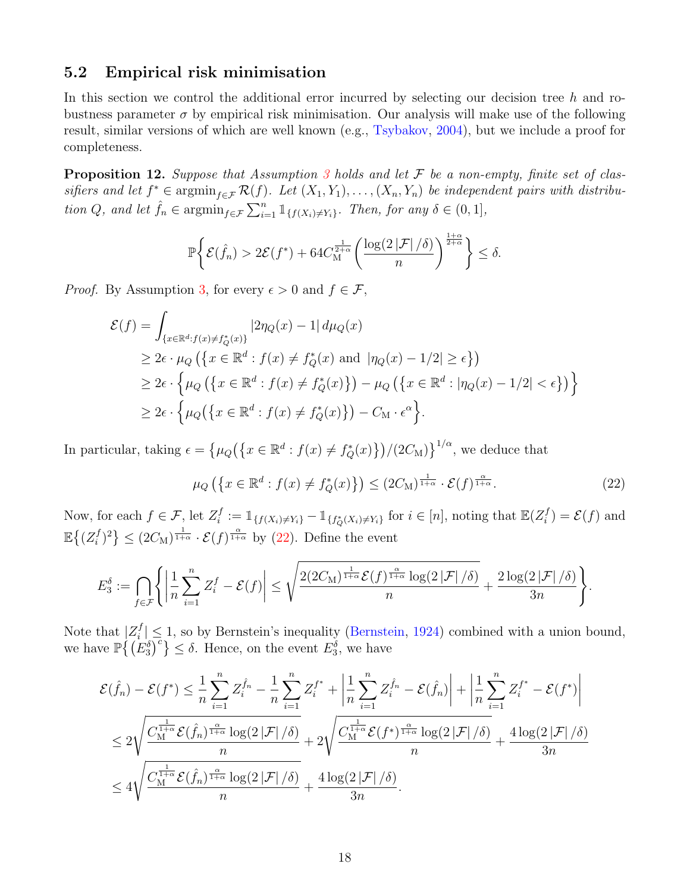## 5.2 Empirical risk minimisation

In this section we control the additional error incurred by selecting our decision tree $h$ and robustness parameter $\sigma$ by empirical risk minimisation. Our analysis will make use of the following result, similar versions of which are well known (e.g., Tsybakov, 2004), but we include a proof for completeness.

**Proposition 12.** *Suppose that Assumption 3 holds and let $\mathcal{F}$ be a non-empty, finite set of classifiers and let $f^* \in \mathrm{argmin}_{f\in\mathcal{F}} \mathcal{R}(f)$. Let $(X_1, Y_1), \ldots, (X_n, Y_n)$ be independent pairs with distribution $Q$, and let $\hat{f}_n \in \mathrm{argmin}_{f\in\mathcal{F}} \sum_{i=1}^n \mathbb{1}_{\{f(X_i)\neq Y_i\}}$. Then, for any $\delta \in (0, 1]$,*

$$\mathbb{P}\biggl\{ \mathcal{E}(\hat{f}_n) > 2\mathcal{E}(f^*) + 64 C_{\mathrm{M}}^{\frac{1}{2+\alpha}} \biggl( \frac{\log(2\,|\mathcal{F}|\,/\delta)}{n} \biggr)^{\frac{1+\alpha}{2+\alpha}} \biggr\} \leq \delta.$$

*Proof.* By Assumption 3, for every $\epsilon > 0$ and $f \in \mathcal{F}$,

$$\begin{aligned}
\mathcal{E}(f) &= \int_{\{x\in\mathbb{R}^d : f(x)\neq f_Q^*(x)\}} |2\eta_Q(x) - 1| \, d\mu_Q(x) \\
&\geq 2\epsilon \cdot \mu_Q\left(\left\{x \in \mathbb{R}^d : f(x) \neq f_Q^*(x) \text{ and } |\eta_Q(x) - 1/2| \geq \epsilon\right\}\right) \\
&\geq 2\epsilon \cdot \Bigl\{ \mu_Q\left(\left\{x \in \mathbb{R}^d : f(x) \neq f_Q^*(x)\right\}\right) - \mu_Q\left(\left\{x \in \mathbb{R}^d : |\eta_Q(x) - 1/2| < \epsilon\right\}\right) \Bigr\} \\
&\geq 2\epsilon \cdot \Bigl\{ \mu_Q\bigl(\left\{x \in \mathbb{R}^d : f(x) \neq f_Q^*(x)\right\}\bigr) - C_{\mathrm{M}} \cdot \epsilon^\alpha \Bigr\}.
\end{aligned}$$

In particular, taking $\epsilon = \bigl\{ \mu_Q\bigl(\{x \in \mathbb{R}^d : f(x) \neq f_Q^*(x)\}\bigr)/(2C_{\mathrm{M}}) \bigr\}^{1/\alpha}$, we deduce that

$$\mu_Q\left(\left\{x \in \mathbb{R}^d : f(x) \neq f_Q^*(x)\right\}\right) \leq (2C_{\mathrm{M}})^{\frac{1}{1+\alpha}} \cdot \mathcal{E}(f)^{\frac{\alpha}{1+\alpha}}. \tag{22}$$

Now, for each $f \in \mathcal{F}$, let $Z_i^f := \mathbb{1}_{\{f(X_i)\neq Y_i\}} - \mathbb{1}_{\{f_Q^*(X_i)\neq Y_i\}}$ for $i \in [n]$, noting that $\mathbb{E}(Z_i^f) = \mathcal{E}(f)$ and $\mathbb{E}\bigl\{(Z_i^f)^2\bigr\} \leq (2C_{\mathrm{M}})^{\frac{1}{1+\alpha}} \cdot \mathcal{E}(f)^{\frac{\alpha}{1+\alpha}}$ by (22). Define the event

$$E_3^\delta := \bigcap_{f\in\mathcal{F}} \Biggl\{ \biggl| \frac{1}{n}\sum_{i=1}^n Z_i^f - \mathcal{E}(f) \biggr| \leq \sqrt{\frac{2(2C_{\mathrm{M}})^{\frac{1}{1+\alpha}} \mathcal{E}(f)^{\frac{\alpha}{1+\alpha}} \log(2\,|\mathcal{F}|\,/\delta)}{n}} + \frac{2\log(2\,|\mathcal{F}|\,/\delta)}{3n} \Biggr\}.$$

Note that $|Z_i^f| \leq 1$, so by Bernstein's inequality (Bernstein, 1924) combined with a union bound, we have $\mathbb{P}\bigl\{ (E_3^\delta)^c \bigr\} \leq \delta$. Hence, on the event $E_3^\delta$, we have

$$\begin{aligned}
\mathcal{E}(\hat{f}_n) - \mathcal{E}(f^*) &\leq \frac{1}{n}\sum_{i=1}^n Z_i^{\hat{f}_n} - \frac{1}{n}\sum_{i=1}^n Z_i^{f^*} + \biggl| \frac{1}{n}\sum_{i=1}^n Z_i^{\hat{f}_n} - \mathcal{E}(\hat{f}_n) \biggr| + \biggl| \frac{1}{n}\sum_{i=1}^n Z_i^{f^*} - \mathcal{E}(f^*) \biggr| \\
&\leq 2\sqrt{\frac{C_{\mathrm{M}}^{\frac{1}{1+\alpha}} \mathcal{E}(\hat{f}_n)^{\frac{\alpha}{1+\alpha}} \log(2\,|\mathcal{F}|\,/\delta)}{n}} + 2\sqrt{\frac{C_{\mathrm{M}}^{\frac{1}{1+\alpha}} \mathcal{E}(f^*)^{\frac{\alpha}{1+\alpha}} \log(2\,|\mathcal{F}|\,/\delta)}{n}} + \frac{4\log(2\,|\mathcal{F}|\,/\delta)}{3n} \\
&\leq 4\sqrt{\frac{C_{\mathrm{M}}^{\frac{1}{1+\alpha}} \mathcal{E}(\hat{f}_n)^{\frac{\alpha}{1+\alpha}} \log(2\,|\mathcal{F}|\,/\delta)}{n}} + \frac{4\log(2\,|\mathcal{F}|\,/\delta)}{3n}.
\end{aligned}$$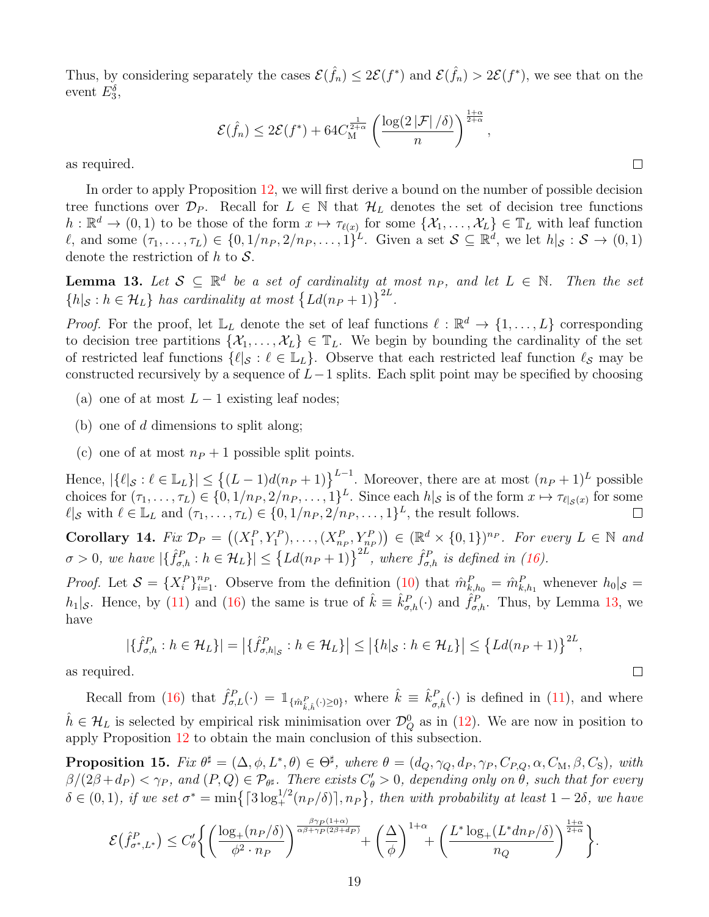Thus, by considering separately the cases $\mathcal{E}(\hat{f}_n) \leq 2\mathcal{E}(f^*)$ and $\mathcal{E}(\hat{f}_n) > 2\mathcal{E}(f^*)$, we see that on the event $E_3^\delta$,

$$\mathcal{E}(\hat{f}_n) \leq 2\mathcal{E}(f^*) + 64 C_{\mathrm{M}}^{\frac{1}{2+\alpha}} \left( \frac{\log(2\,|\mathcal{F}|\,/\delta)}{n} \right)^{\frac{1+\alpha}{2+\alpha}},$$

as required. ◻

In order to apply Proposition 12, we will first derive a bound on the number of possible decision tree functions over $\mathcal{D}_P$. Recall for $L \in \mathbb{N}$ that $\mathcal{H}_L$ denotes the set of decision tree functions $h : \mathbb{R}^d \to (0,1)$ to be those of the form $x \mapsto \tau_{\ell(x)}$ for some $\{\mathcal{X}_1, \ldots, \mathcal{X}_L\} \in \mathbb{T}_L$ with leaf function $\ell$, and some $(\tau_1, \ldots, \tau_L) \in \{0, 1/n_P, 2/n_P, \ldots, 1\}^L$. Given a set $\mathcal{S} \subseteq \mathbb{R}^d$, we let $h|_{\mathcal{S}} : \mathcal{S} \to (0,1)$ denote the restriction of $h$ to $\mathcal{S}$.

**Lemma 13.** *Let $\mathcal{S} \subseteq \mathbb{R}^d$ be a set of cardinality at most $n_P$, and let $L \in \mathbb{N}$. Then the set $\{h|_{\mathcal{S}} : h \in \mathcal{H}_L\}$ has cardinality at most $\{Ld(n_P+1)\}^{2L}$.*

*Proof.* For the proof, let $\mathbb{L}_L$ denote the set of leaf functions $\ell : \mathbb{R}^d \to \{1, \ldots, L\}$ corresponding to decision tree partitions $\{\mathcal{X}_1, \ldots, \mathcal{X}_L\} \in \mathbb{T}_L$. We begin by bounding the cardinality of the set of restricted leaf functions $\{\ell|_{\mathcal{S}} : \ell \in \mathbb{L}_L\}$. Observe that each restricted leaf function $\ell_{\mathcal{S}}$ may be constructed recursively by a sequence of $L-1$ splits. Each split point may be specified by choosing

(a) one of at most $L-1$ existing leaf nodes;

(b) one of $d$ dimensions to split along;

(c) one of at most $n_P + 1$ possible split points.

Hence, $|\{\ell|_{\mathcal{S}} : \ell \in \mathbb{L}_L\}| \leq \{(L-1)d(n_P+1)\}^{L-1}$. Moreover, there are at most $(n_P+1)^L$ possible choices for $(\tau_1, \ldots, \tau_L) \in \{0, 1/n_P, 2/n_P, \ldots, 1\}^L$. Since each $h|_{\mathcal{S}}$ is of the form $x \mapsto \tau_{\ell|_{\mathcal{S}}(x)}$ for some $\ell|_{\mathcal{S}}$ with $\ell \in \mathbb{L}_L$ and $(\tau_1, \ldots, \tau_L) \in \{0, 1/n_P, 2/n_P, \ldots, 1\}^L$, the result follows. ◻

**Corollary 14.** *Fix $\mathcal{D}_P = \big((X_1^P, Y_1^P), \ldots, (X_{n_P}^P, Y_{n_P}^P)\big) \in (\mathbb{R}^d \times \{0,1\})^{n_P}$. For every $L \in \mathbb{N}$ and $\sigma > 0$, we have $|\{\hat{f}_{\sigma,h}^P : h \in \mathcal{H}_L\}| \leq \{Ld(n_P+1)\}^{2L}$, where $\hat{f}_{\sigma,h}^P$ is defined in (16).*

*Proof.* Let $\mathcal{S} = \{X_i^P\}_{i=1}^{n_P}$. Observe from the definition (10) that $\hat{m}_{k,h_0}^P = \hat{m}_{k,h_1}^P$ whenever $h_0|_{\mathcal{S}} = h_1|_{\mathcal{S}}$. Hence, by (11) and (16) the same is true of $\hat{k} \equiv \hat{k}_{\sigma,h}^P(\cdot)$ and $\hat{f}_{\sigma,h}^P$. Thus, by Lemma 13, we have

$$|\{\hat{f}_{\sigma,h}^P : h \in \mathcal{H}_L\}| = \big|\{\hat{f}_{\sigma,h|_{\mathcal{S}}}^P : h \in \mathcal{H}_L\}\big| \leq \big|\{h|_{\mathcal{S}} : h \in \mathcal{H}_L\}\big| \leq \{Ld(n_P+1)\}^{2L},$$

as required. ◻

Recall from (16) that $\hat{f}_{\sigma,L}^P(\cdot) = \mathbb{1}_{\{\hat{m}_{\hat{k},\hat{h}}^P(\cdot) \geq 0\}}$, where $\hat{k} \equiv \hat{k}_{\sigma,\hat{h}}^P(\cdot)$ is defined in (11), and where $\hat{h} \in \mathcal{H}_L$ is selected by empirical risk minimisation over $\mathcal{D}_Q^0$ as in (12). We are now in position to apply Proposition 12 to obtain the main conclusion of this subsection.

**Proposition 15.** *Fix $\theta^\sharp = (\Delta, \phi, L^*, \theta) \in \Theta^\sharp$, where $\theta = (d_Q, \gamma_Q, d_P, \gamma_P, C_{P,Q}, \alpha, C_{\mathrm{M}}, \beta, C_{\mathrm{S}})$, with $\beta/(2\beta + d_P) < \gamma_P$, and $(P,Q) \in \mathcal{P}_{\theta^\sharp}$. There exists $C_\theta' > 0$, depending only on $\theta$, such that for every $\delta \in (0,1)$, if we set $\sigma^* = \min\{\lceil 3\log_+^{1/2}(n_P/\delta)\rceil, n_P\}$, then with probability at least $1 - 2\delta$, we have*

$$\mathcal{E}\big(\hat{f}_{\sigma^*,L^*}^P\big) \leq C_\theta' \left\{ \left( \frac{\log_+(n_P/\delta)}{\phi^2 \cdot n_P} \right)^{\frac{\beta\gamma_P(1+\alpha)}{\alpha\beta + \gamma_P(2\beta + d_P)}} + \left( \frac{\Delta}{\phi} \right)^{1+\alpha} + \left( \frac{L^* \log_+(L^* d n_P/\delta)}{n_Q} \right)^{\frac{1+\alpha}{2+\alpha}} \right\}.$$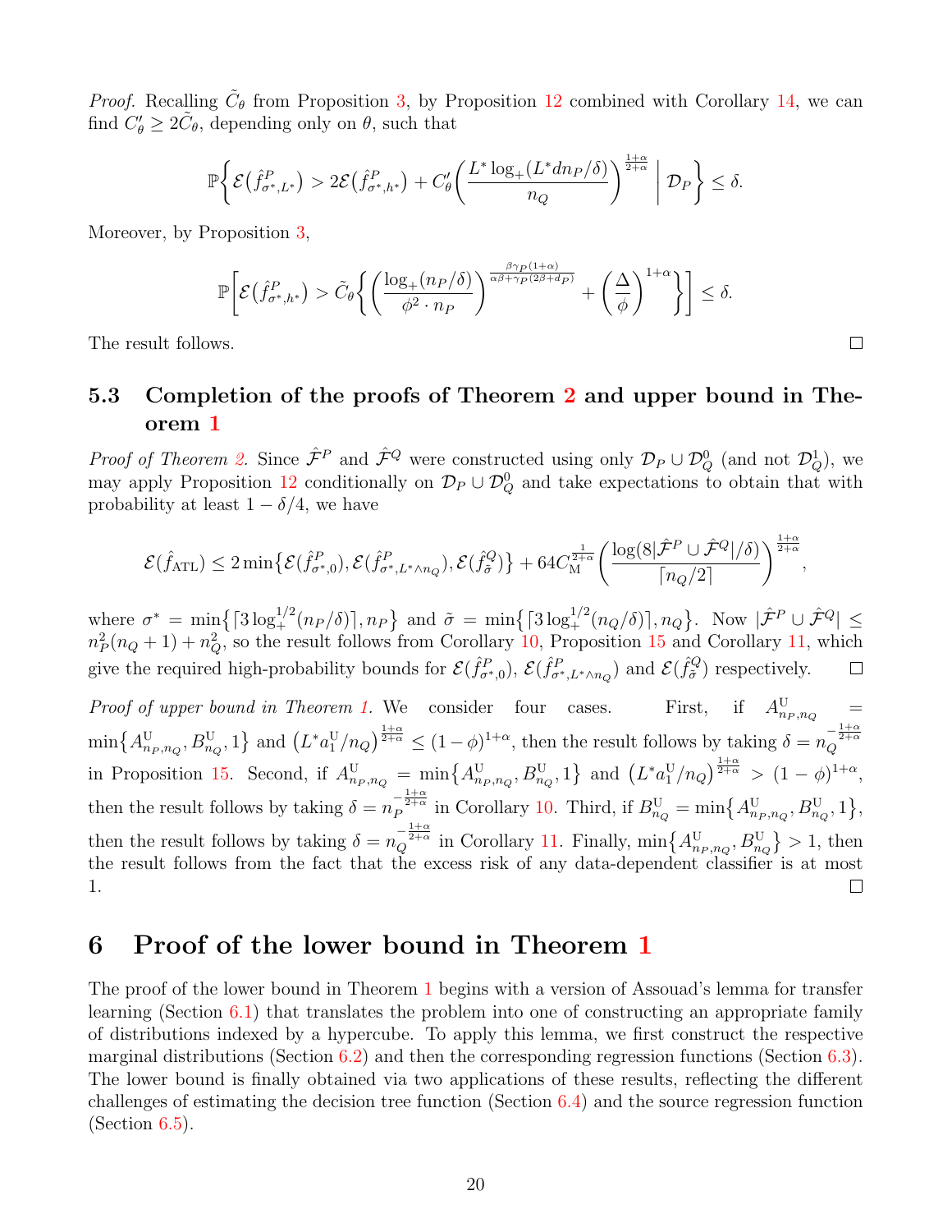*Proof.* Recalling $\tilde{C}_\theta$ from Proposition 3, by Proposition 12 combined with Corollary 14, we can find $C'_\theta \geq 2\tilde{C}_\theta$, depending only on $\theta$, such that

$$\mathbb{P}\bigg\{\mathcal{E}\big(\hat{f}^P_{\sigma^*,L^*}\big) > 2\mathcal{E}\big(\hat{f}^P_{\sigma^*,h^*}\big) + C'_\theta\bigg(\frac{L^*\log_+(L^*dn_P/\delta)}{n_Q}\bigg)^{\frac{1+\alpha}{2+\alpha}} \,\bigg|\, \mathcal{D}_P\bigg\} \leq \delta.$$

Moreover, by Proposition 3,

$$\mathbb{P}\bigg[\mathcal{E}\big(\hat{f}^P_{\sigma^*,h^*}\big) > \tilde{C}_\theta\bigg\{\bigg(\frac{\log_+(n_P/\delta)}{\phi^2\cdot n_P}\bigg)^{\frac{\beta\gamma_P(1+\alpha)}{\alpha\beta+\gamma_P(2\beta+d_P)}} + \bigg(\frac{\Delta}{\phi}\bigg)^{1+\alpha}\bigg\}\bigg] \leq \delta.$$

The result follows. $\square$

### 5.3 Completion of the proofs of Theorem 2 and upper bound in Theorem 1

*Proof of Theorem 2.* Since $\hat{\mathcal{F}}^P$ and $\hat{\mathcal{F}}^Q$ were constructed using only $\mathcal{D}_P \cup \mathcal{D}_Q^0$ (and not $\mathcal{D}_Q^1$), we may apply Proposition 12 conditionally on $\mathcal{D}_P \cup \mathcal{D}_Q^0$ and take expectations to obtain that with probability at least $1-\delta/4$, we have

$$\mathcal{E}(\hat{f}_{\mathrm{ATL}}) \leq 2\min\big\{\mathcal{E}(\hat{f}^P_{\sigma^*,0}), \mathcal{E}(\hat{f}^P_{\sigma^*,L^*\wedge n_Q}), \mathcal{E}(\hat{f}^Q_{\tilde{\sigma}})\big\} + 64C_{\mathrm{M}}^{\frac{1}{2+\alpha}}\bigg(\frac{\log(8|\hat{\mathcal{F}}^P \cup \hat{\mathcal{F}}^Q|/\delta)}{\lceil n_Q/2\rceil}\bigg)^{\frac{1+\alpha}{2+\alpha}},$$

where $\sigma^* = \min\big\{\lceil 3\log_+^{1/2}(n_P/\delta)\rceil, n_P\big\}$ and $\tilde{\sigma} = \min\big\{\lceil 3\log_+^{1/2}(n_Q/\delta)\rceil, n_Q\big\}$. Now $|\hat{\mathcal{F}}^P \cup \hat{\mathcal{F}}^Q| \leq n_P^2(n_Q+1) + n_Q^2$, so the result follows from Corollary 10, Proposition 15 and Corollary 11, which give the required high-probability bounds for $\mathcal{E}(\hat{f}^P_{\sigma^*,0})$, $\mathcal{E}(\hat{f}^P_{\sigma^*,L^*\wedge n_Q})$ and $\mathcal{E}(\hat{f}^Q_{\tilde{\sigma}})$ respectively. $\square$

*Proof of upper bound in Theorem 1.* We consider four cases. First, if $A^{\mathrm{U}}_{n_P,n_Q} = \min\big\{A^{\mathrm{U}}_{n_P,n_Q}, B^{\mathrm{U}}_{n_Q}, 1\big\}$ and $\big(L^*a_1^{\mathrm{U}}/n_Q\big)^{\frac{1+\alpha}{2+\alpha}} \leq (1-\phi)^{1+\alpha}$, then the result follows by taking $\delta = n_Q^{-\frac{1+\alpha}{2+\alpha}}$ in Proposition 15. Second, if $A^{\mathrm{U}}_{n_P,n_Q} = \min\big\{A^{\mathrm{U}}_{n_P,n_Q}, B^{\mathrm{U}}_{n_Q}, 1\big\}$ and $\big(L^*a_1^{\mathrm{U}}/n_Q\big)^{\frac{1+\alpha}{2+\alpha}} > (1-\phi)^{1+\alpha}$, then the result follows by taking $\delta = n_P^{-\frac{1+\alpha}{2+\alpha}}$ in Corollary 10. Third, if $B^{\mathrm{U}}_{n_Q} = \min\big\{A^{\mathrm{U}}_{n_P,n_Q}, B^{\mathrm{U}}_{n_Q}, 1\big\}$, then the result follows by taking $\delta = n_Q^{-\frac{1+\alpha}{2+\alpha}}$ in Corollary 11. Finally, $\min\big\{A^{\mathrm{U}}_{n_P,n_Q}, B^{\mathrm{U}}_{n_Q}\big\} > 1$, then the result follows from the fact that the excess risk of any data-dependent classifier is at most 1. $\square$

## 6 Proof of the lower bound in Theorem 1

The proof of the lower bound in Theorem 1 begins with a version of Assouad's lemma for transfer learning (Section 6.1) that translates the problem into one of constructing an appropriate family of distributions indexed by a hypercube. To apply this lemma, we first construct the respective marginal distributions (Section 6.2) and then the corresponding regression functions (Section 6.3). The lower bound is finally obtained via two applications of these results, reflecting the different challenges of estimating the decision tree function (Section 6.4) and the source regression function (Section 6.5).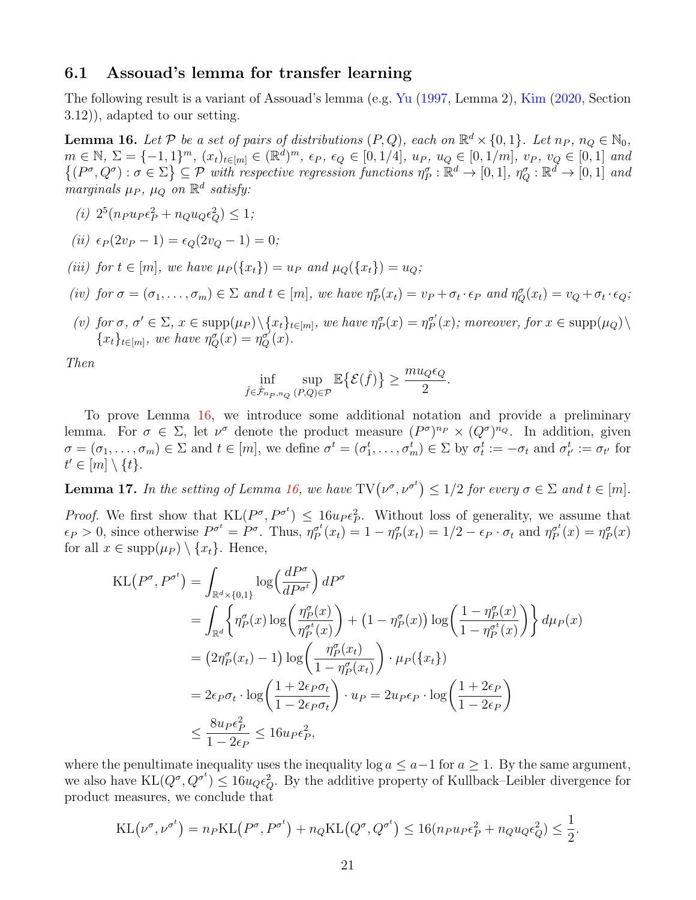### 6.1 Assouad's lemma for transfer learning

The following result is a variant of Assouad's lemma (e.g. Yu (1997, Lemma 2), Kim (2020, Section 3.12)), adapted to our setting.

**Lemma 16.** *Let $\mathcal{P}$ be a set of pairs of distributions $(P, Q)$, each on $\mathbb{R}^d \times \{0, 1\}$. Let $n_P$, $n_Q \in \mathbb{N}_0$, $m \in \mathbb{N}$, $\Sigma = \{-1, 1\}^m$, $(x_t)_{t\in[m]} \in (\mathbb{R}^d)^m$, $\epsilon_P$, $\epsilon_Q \in [0, 1/4]$, $u_P$, $u_Q \in [0, 1/m]$, $v_P$, $v_Q \in [0, 1]$ and $\{(P^\sigma, Q^\sigma) : \sigma \in \Sigma\} \subseteq \mathcal{P}$ with respective regression functions $\eta_P^\sigma : \mathbb{R}^d \to [0, 1]$, $\eta_Q^\sigma : \mathbb{R}^d \to [0, 1]$ and marginals $\mu_P$, $\mu_Q$ on $\mathbb{R}^d$ satisfy:*

*(i) $2^5(n_P u_P \epsilon_P^2 + n_Q u_Q \epsilon_Q^2) \leq 1$;*

*(ii) $\epsilon_P(2v_P - 1) = \epsilon_Q(2v_Q - 1) = 0$;*

*(iii) for $t \in [m]$, we have $\mu_P(\{x_t\}) = u_P$ and $\mu_Q(\{x_t\}) = u_Q$;*

*(iv) for $\sigma = (\sigma_1, \ldots, \sigma_m) \in \Sigma$ and $t \in [m]$, we have $\eta_P^\sigma(x_t) = v_P + \sigma_t \cdot \epsilon_P$ and $\eta_Q^\sigma(x_t) = v_Q + \sigma_t \cdot \epsilon_Q$;*

*(v) for $\sigma$, $\sigma' \in \Sigma$, $x \in \operatorname{supp}(\mu_P) \setminus \{x_t\}_{t\in[m]}$, we have $\eta_P^\sigma(x) = \eta_P^{\sigma'}(x)$; moreover, for $x \in \operatorname{supp}(\mu_Q) \setminus \{x_t\}_{t\in[m]}$, we have $\eta_Q^\sigma(x) = \eta_Q^{\sigma'}(x)$.*

*Then*

$$\inf_{\hat{f}\in\hat{\mathcal{F}}_{n_P,n_Q}} \sup_{(P,Q)\in\mathcal{P}} \mathbb{E}\{\mathcal{E}(\hat{f})\} \geq \frac{m u_Q \epsilon_Q}{2}.$$

To prove Lemma 16, we introduce some additional notation and provide a preliminary lemma. For $\sigma \in \Sigma$, let $\nu^\sigma$ denote the product measure $(P^\sigma)^{n_P} \times (Q^\sigma)^{n_Q}$. In addition, given $\sigma = (\sigma_1, \ldots, \sigma_m) \in \Sigma$ and $t \in [m]$, we define $\sigma^t = (\sigma_1^t, \ldots, \sigma_m^t) \in \Sigma$ by $\sigma_t^t := -\sigma_t$ and $\sigma_{t'}^t := \sigma_{t'}$ for $t' \in [m] \setminus \{t\}$.

**Lemma 17.** *In the setting of Lemma 16, we have $\mathrm{TV}(\nu^\sigma, \nu^{\sigma^t}) \leq 1/2$ for every $\sigma \in \Sigma$ and $t \in [m]$.*

*Proof.* We first show that $\mathrm{KL}(P^\sigma, P^{\sigma^t}) \leq 16 u_P \epsilon_P^2$. Without loss of generality, we assume that $\epsilon_P > 0$, since otherwise $P^{\sigma^t} = P^\sigma$. Thus, $\eta_P^{\sigma^t}(x_t) = 1 - \eta_P^\sigma(x_t) = 1/2 - \epsilon_P \cdot \sigma_t$ and $\eta_P^{\sigma^t}(x) = \eta_P^\sigma(x)$ for all $x \in \operatorname{supp}(\mu_P) \setminus \{x_t\}$. Hence,

$$\begin{aligned}
\mathrm{KL}(P^\sigma, P^{\sigma^t}) &= \int_{\mathbb{R}^d\times\{0,1\}} \log\Big(\frac{dP^\sigma}{dP^{\sigma^t}}\Big)\, dP^\sigma \\
&= \int_{\mathbb{R}^d} \bigg\{ \eta_P^\sigma(x) \log\bigg(\frac{\eta_P^\sigma(x)}{\eta_P^{\sigma^t}(x)}\bigg) + \big(1 - \eta_P^\sigma(x)\big) \log\bigg(\frac{1 - \eta_P^\sigma(x)}{1 - \eta_P^{\sigma^t}(x)}\bigg) \bigg\}\, d\mu_P(x) \\
&= \big(2\eta_P^\sigma(x_t) - 1\big) \log\bigg(\frac{\eta_P^\sigma(x_t)}{1 - \eta_P^\sigma(x_t)}\bigg) \cdot \mu_P(\{x_t\}) \\
&= 2\epsilon_P \sigma_t \cdot \log\bigg(\frac{1 + 2\epsilon_P \sigma_t}{1 - 2\epsilon_P \sigma_t}\bigg) \cdot u_P = 2 u_P \epsilon_P \cdot \log\bigg(\frac{1 + 2\epsilon_P}{1 - 2\epsilon_P}\bigg) \\
&\leq \frac{8 u_P \epsilon_P^2}{1 - 2\epsilon_P} \leq 16 u_P \epsilon_P^2,
\end{aligned}$$

where the penultimate inequality uses the inequality $\log a \leq a - 1$ for $a \geq 1$. By the same argument, we also have $\mathrm{KL}(Q^\sigma, Q^{\sigma^t}) \leq 16 u_Q \epsilon_Q^2$. By the additive property of Kullback–Leibler divergence for product measures, we conclude that

$$\mathrm{KL}(\nu^\sigma, \nu^{\sigma^t}) = n_P \mathrm{KL}(P^\sigma, P^{\sigma^t}) + n_Q \mathrm{KL}(Q^\sigma, Q^{\sigma^t}) \leq 16(n_P u_P \epsilon_P^2 + n_Q u_Q \epsilon_Q^2) \leq \frac{1}{2}.$$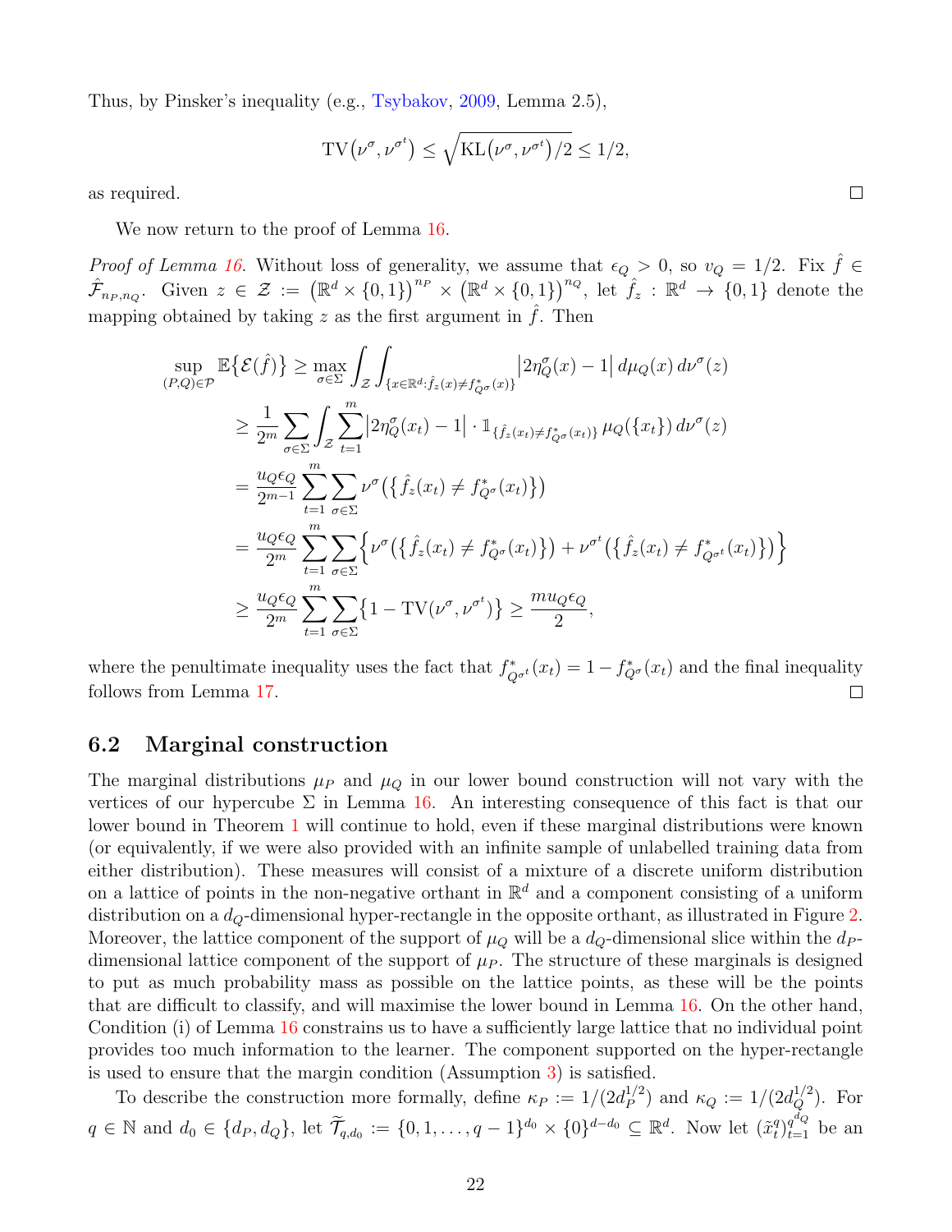Thus, by Pinsker's inequality (e.g., Tsybakov, 2009, Lemma 2.5),

$$\mathrm{TV}\big(\nu^{\sigma}, \nu^{\sigma^t}\big) \leq \sqrt{\mathrm{KL}\big(\nu^{\sigma}, \nu^{\sigma^t}\big)/2} \leq 1/2,$$

as required. □

We now return to the proof of Lemma 16.

*Proof of Lemma 16.* Without loss of generality, we assume that $\epsilon_Q > 0$, so $v_Q = 1/2$. Fix $\hat{f} \in \hat{\mathcal{F}}_{n_P,n_Q}$. Given $z \in \mathcal{Z} := \big(\mathbb{R}^d \times \{0,1\}\big)^{n_P} \times \big(\mathbb{R}^d \times \{0,1\}\big)^{n_Q}$, let $\hat{f}_z : \mathbb{R}^d \to \{0,1\}$ denote the mapping obtained by taking $z$ as the first argument in $\hat{f}$. Then

$$\begin{aligned}
\sup_{(P,Q)\in\mathcal{P}} \mathbb{E}\big\{\mathcal{E}(\hat{f})\big\} &\geq \max_{\sigma\in\Sigma} \int_{\mathcal{Z}} \int_{\{x\in\mathbb{R}^d : \hat{f}_z(x) \neq f^*_{Q^\sigma}(x)\}} \big|2\eta^\sigma_Q(x) - 1\big| \, d\mu_Q(x) \, d\nu^\sigma(z) \\
&\geq \frac{1}{2^m} \sum_{\sigma\in\Sigma} \int_{\mathcal{Z}} \sum_{t=1}^m \big|2\eta^\sigma_Q(x_t) - 1\big| \cdot \mathbb{1}_{\{\hat{f}_z(x_t)\neq f^*_{Q^\sigma}(x_t)\}} \, \mu_Q(\{x_t\}) \, d\nu^\sigma(z) \\
&= \frac{u_Q \epsilon_Q}{2^{m-1}} \sum_{t=1}^m \sum_{\sigma\in\Sigma} \nu^\sigma\big(\big\{\hat{f}_z(x_t) \neq f^*_{Q^\sigma}(x_t)\big\}\big) \\
&= \frac{u_Q \epsilon_Q}{2^{m}} \sum_{t=1}^m \sum_{\sigma\in\Sigma} \Big\{\nu^\sigma\big(\big\{\hat{f}_z(x_t) \neq f^*_{Q^\sigma}(x_t)\big\}\big) + \nu^{\sigma^t}\big(\big\{\hat{f}_z(x_t) \neq f^*_{Q^{\sigma^t}}(x_t)\big\}\big)\Big\} \\
&\geq \frac{u_Q \epsilon_Q}{2^{m}} \sum_{t=1}^m \sum_{\sigma\in\Sigma} \big\{1 - \mathrm{TV}(\nu^\sigma, \nu^{\sigma^t})\big\} \geq \frac{m u_Q \epsilon_Q}{2},
\end{aligned}$$

where the penultimate inequality uses the fact that $f^*_{Q^{\sigma^t}}(x_t) = 1 - f^*_{Q^\sigma}(x_t)$ and the final inequality follows from Lemma 17. □

## 6.2 Marginal construction

The marginal distributions $\mu_P$ and $\mu_Q$ in our lower bound construction will not vary with the vertices of our hypercube $\Sigma$ in Lemma 16. An interesting consequence of this fact is that our lower bound in Theorem 1 will continue to hold, even if these marginal distributions were known (or equivalently, if we were also provided with an infinite sample of unlabelled training data from either distribution). These measures will consist of a mixture of a discrete uniform distribution on a lattice of points in the non-negative orthant in $\mathbb{R}^d$ and a component consisting of a uniform distribution on a $d_Q$-dimensional hyper-rectangle in the opposite orthant, as illustrated in Figure 2. Moreover, the lattice component of the support of $\mu_Q$ will be a $d_Q$-dimensional slice within the $d_P$-dimensional lattice component of the support of $\mu_P$. The structure of these marginals is designed to put as much probability mass as possible on the lattice points, as these will be the points that are difficult to classify, and will maximise the lower bound in Lemma 16. On the other hand, Condition (i) of Lemma 16 constrains us to have a sufficiently large lattice that no individual point provides too much information to the learner. The component supported on the hyper-rectangle is used to ensure that the margin condition (Assumption 3) is satisfied.

To describe the construction more formally, define $\kappa_P := 1/(2d_P^{1/2})$ and $\kappa_Q := 1/(2d_Q^{1/2})$. For $q \in \mathbb{N}$ and $d_0 \in \{d_P, d_Q\}$, let $\widetilde{\mathcal{T}}_{q,d_0} := \{0, 1, \ldots, q-1\}^{d_0} \times \{0\}^{d-d_0} \subseteq \mathbb{R}^d$. Now let $(\tilde{x}^q_t)_{t=1}^{q^{d_Q}}$ be an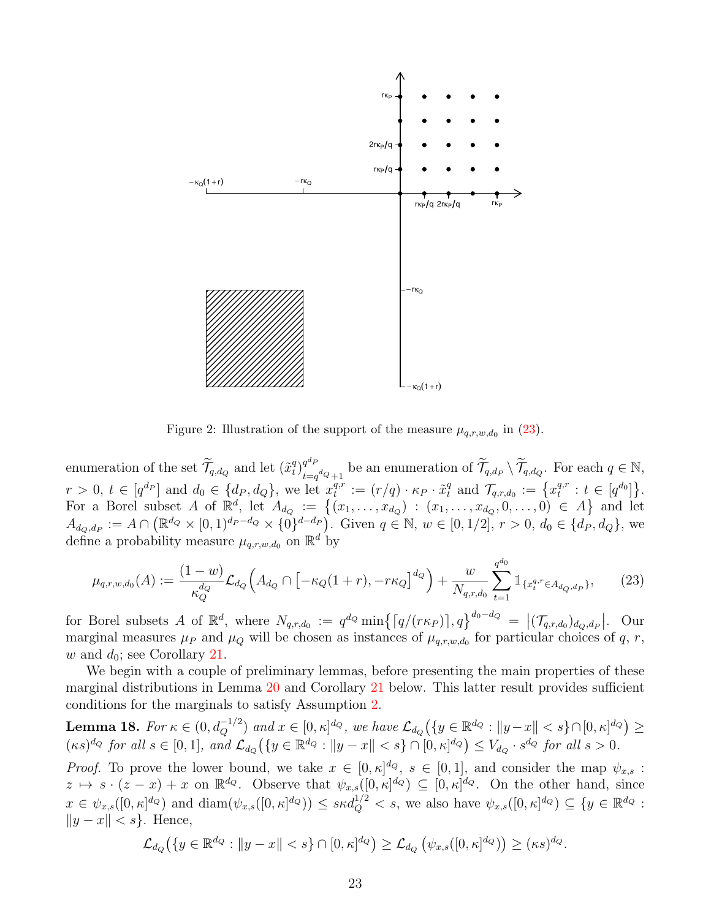Figure 2: Illustration of the support of the measure $\mu_{q,r,w,d_0}$ in (23).

enumeration of the set $\widetilde{\mathcal{T}}_{q,d_Q}$ and let $(\tilde{x}_t^q)_{t=q^{d_Q}+1}^{q^{d_P}}$ be an enumeration of $\widetilde{\mathcal{T}}_{q,d_P} \setminus \widetilde{\mathcal{T}}_{q,d_Q}$. For each $q \in \mathbb{N}$, $r > 0$, $t \in [q^{d_P}]$ and $d_0 \in \{d_P, d_Q\}$, we let $x_t^{q,r} := (r/q) \cdot \kappa_P \cdot \tilde{x}_t^q$ and $\mathcal{T}_{q,r,d_0} := \{x_t^{q,r} : t \in [q^{d_0}]\}$. For a Borel subset $A$ of $\mathbb{R}^d$, let $A_{d_Q} := \{(x_1, \ldots, x_{d_Q}) : (x_1, \ldots, x_{d_Q}, 0, \ldots, 0) \in A\}$ and let $A_{d_Q,d_P} := A \cap (\mathbb{R}^{d_Q} \times [0,1)^{d_P - d_Q} \times \{0\}^{d-d_P})$. Given $q \in \mathbb{N}$, $w \in [0, 1/2]$, $r > 0$, $d_0 \in \{d_P, d_Q\}$, we define a probability measure $\mu_{q,r,w,d_0}$ on $\mathbb{R}^d$ by

$$\mu_{q,r,w,d_0}(A) := \frac{(1-w)}{\kappa_Q^{d_Q}} \mathcal{L}_{d_Q}\Big(A_{d_Q} \cap \big[-\kappa_Q(1+r), -r\kappa_Q\big]^{d_Q}\Big) + \frac{w}{N_{q,r,d_0}} \sum_{t=1}^{q^{d_0}} \mathbb{1}_{\{x_t^{q,r} \in A_{d_Q,d_P}\}}, \tag{23}$$

for Borel subsets $A$ of $\mathbb{R}^d$, where $N_{q,r,d_0} := q^{d_Q} \min\{\lceil q/(r\kappa_P) \rceil, q\}^{d_0 - d_Q} = |(\mathcal{T}_{q,r,d_0})_{d_Q,d_P}|$. Our marginal measures $\mu_P$ and $\mu_Q$ will be chosen as instances of $\mu_{q,r,w,d_0}$ for particular choices of $q$, $r$, $w$ and $d_0$; see Corollary 21.

We begin with a couple of preliminary lemmas, before presenting the main properties of these marginal distributions in Lemma 20 and Corollary 21 below. This latter result provides sufficient conditions for the marginals to satisfy Assumption 2.

**Lemma 18.** *For $\kappa \in (0, d_Q^{-1/2})$ and $x \in [0,\kappa]^{d_Q}$, we have $\mathcal{L}_{d_Q}\big(\{y \in \mathbb{R}^{d_Q} : \|y - x\| < s\} \cap [0,\kappa]^{d_Q}\big) \geq (\kappa s)^{d_Q}$ for all $s \in [0,1]$, and $\mathcal{L}_{d_Q}\big(\{y \in \mathbb{R}^{d_Q} : \|y - x\| < s\} \cap [0,\kappa]^{d_Q}\big) \leq V_{d_Q} \cdot s^{d_Q}$ for all $s > 0$.*

*Proof.* To prove the lower bound, we take $x \in [0,\kappa]^{d_Q}$, $s \in [0,1]$, and consider the map $\psi_{x,s} : z \mapsto s \cdot (z - x) + x$ on $\mathbb{R}^{d_Q}$. Observe that $\psi_{x,s}([0,\kappa]^{d_Q}) \subseteq [0,\kappa]^{d_Q}$. On the other hand, since $x \in \psi_{x,s}([0,\kappa]^{d_Q})$ and $\mathrm{diam}(\psi_{x,s}([0,\kappa]^{d_Q})) \leq s\kappa d_Q^{1/2} < s$, we also have $\psi_{x,s}([0,\kappa]^{d_Q}) \subseteq \{y \in \mathbb{R}^{d_Q} : \|y - x\| < s\}$. Hence,

$$\mathcal{L}_{d_Q}\big(\{y \in \mathbb{R}^{d_Q} : \|y - x\| < s\} \cap [0,\kappa]^{d_Q}\big) \geq \mathcal{L}_{d_Q}\left(\psi_{x,s}([0,\kappa]^{d_Q})\right) \geq (\kappa s)^{d_Q}.$$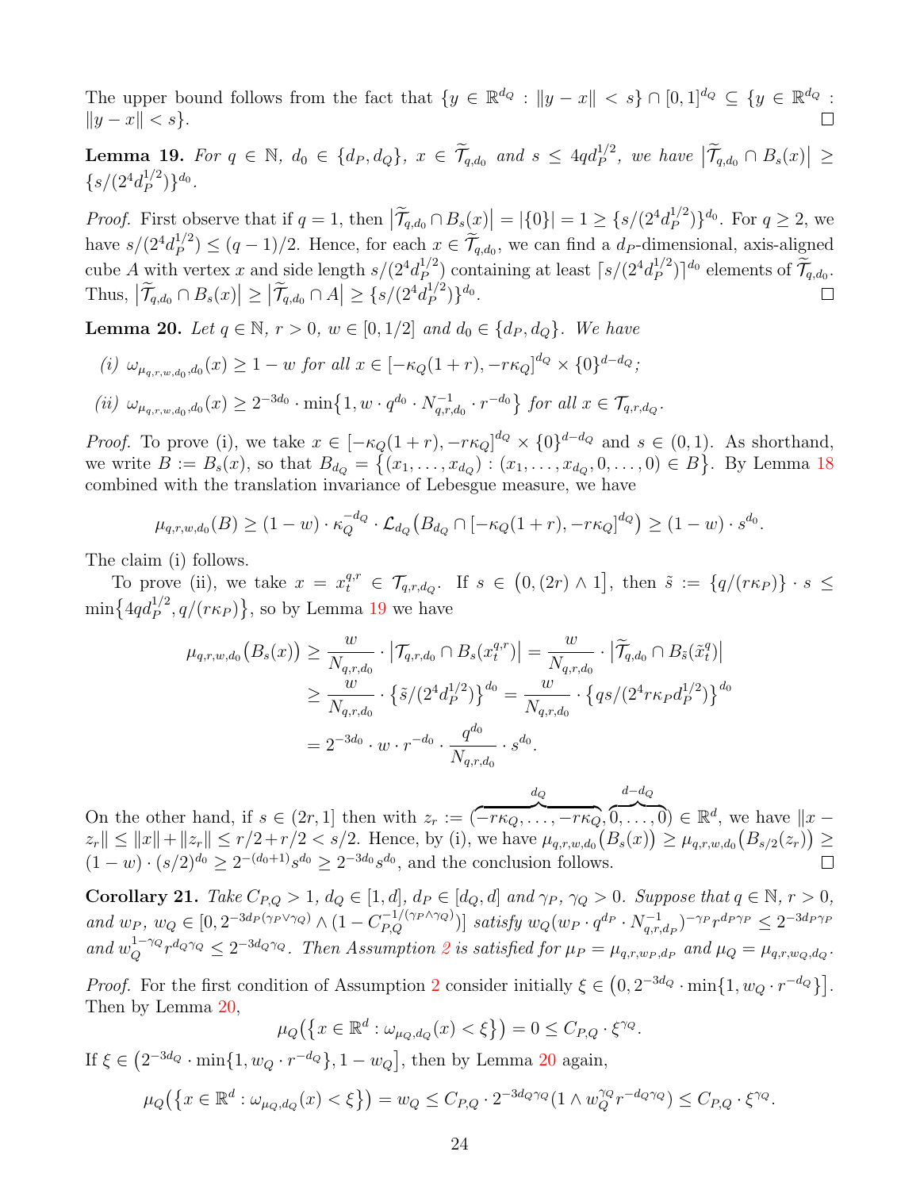The upper bound follows from the fact that $\{y \in \mathbb{R}^{d_Q} : \|y - x\| < s\} \cap [0,1]^{d_Q} \subseteq \{y \in \mathbb{R}^{d_Q} : \|y - x\| < s\}$. □

**Lemma 19.** *For $q \in \mathbb{N}$, $d_0 \in \{d_P, d_Q\}$, $x \in \widetilde{\mathcal{T}}_{q,d_0}$ and $s \leq 4qd_P^{1/2}$, we have $\big|\widetilde{\mathcal{T}}_{q,d_0} \cap B_s(x)\big| \geq \{s/(2^4 d_P^{1/2})\}^{d_0}$.*

*Proof.* First observe that if $q = 1$, then $\big|\widetilde{\mathcal{T}}_{q,d_0} \cap B_s(x)\big| = |\{0\}| = 1 \geq \{s/(2^4 d_P^{1/2})\}^{d_0}$. For $q \geq 2$, we have $s/(2^4 d_P^{1/2}) \leq (q-1)/2$. Hence, for each $x \in \widetilde{\mathcal{T}}_{q,d_0}$, we can find a $d_P$-dimensional, axis-aligned cube $A$ with vertex $x$ and side length $s/(2^4 d_P^{1/2})$ containing at least $\lceil s/(2^4 d_P^{1/2})\rceil^{d_0}$ elements of $\widetilde{\mathcal{T}}_{q,d_0}$. Thus, $\big|\widetilde{\mathcal{T}}_{q,d_0} \cap B_s(x)\big| \geq \big|\widetilde{\mathcal{T}}_{q,d_0} \cap A\big| \geq \{s/(2^4 d_P^{1/2})\}^{d_0}$. □

**Lemma 20.** *Let $q \in \mathbb{N}$, $r > 0$, $w \in [0, 1/2]$ and $d_0 \in \{d_P, d_Q\}$. We have*

*(i) $\omega_{\mu_{q,r,w,d_0},d_0}(x) \geq 1 - w$ for all $x \in [-\kappa_Q(1+r), -r\kappa_Q]^{d_Q} \times \{0\}^{d-d_Q}$;*

*(ii) $\omega_{\mu_{q,r,w,d_0},d_0}(x) \geq 2^{-3d_0} \cdot \min\{1, w \cdot q^{d_0} \cdot N_{q,r,d_0}^{-1} \cdot r^{-d_0}\}$ for all $x \in \mathcal{T}_{q,r,d_Q}$.*

*Proof.* To prove (i), we take $x \in [-\kappa_Q(1+r), -r\kappa_Q]^{d_Q} \times \{0\}^{d-d_Q}$ and $s \in (0,1)$. As shorthand, we write $B := B_s(x)$, so that $B_{d_Q} = \{(x_1, \ldots, x_{d_Q}) : (x_1, \ldots, x_{d_Q}, 0, \ldots, 0) \in B\}$. By Lemma 18 combined with the translation invariance of Lebesgue measure, we have

$$\mu_{q,r,w,d_0}(B) \geq (1-w) \cdot \kappa_Q^{-d_Q} \cdot \mathcal{L}_{d_Q}\big(B_{d_Q} \cap [-\kappa_Q(1+r), -r\kappa_Q]^{d_Q}\big) \geq (1-w) \cdot s^{d_0}.$$

The claim (i) follows.

To prove (ii), we take $x = x_t^{q,r} \in \mathcal{T}_{q,r,d_Q}$. If $s \in \big(0, (2r) \wedge 1\big]$, then $\tilde{s} := \{q/(r\kappa_P)\} \cdot s \leq \min\{4qd_P^{1/2}, q/(r\kappa_P)\}$, so by Lemma 19 we have

$$\begin{aligned}
\mu_{q,r,w,d_0}\big(B_s(x)\big) &\geq \frac{w}{N_{q,r,d_0}} \cdot \big|\mathcal{T}_{q,r,d_0} \cap B_s(x_t^{q,r})\big| = \frac{w}{N_{q,r,d_0}} \cdot \big|\widetilde{\mathcal{T}}_{q,d_0} \cap B_{\tilde{s}}(\tilde{x}_t^q)\big| \\
&\geq \frac{w}{N_{q,r,d_0}} \cdot \big\{\tilde{s}/(2^4 d_P^{1/2})\big\}^{d_0} = \frac{w}{N_{q,r,d_0}} \cdot \big\{qs/(2^4 r\kappa_P d_P^{1/2})\big\}^{d_0} \\
&= 2^{-3d_0} \cdot w \cdot r^{-d_0} \cdot \frac{q^{d_0}}{N_{q,r,d_0}} \cdot s^{d_0}.
\end{aligned}$$

On the other hand, if $s \in (2r, 1]$ then with $z_r := (\overbrace{-r\kappa_Q, \ldots, -r\kappa_Q}^{d_Q}, \overbrace{0, \ldots, 0}^{d-d_Q}) \in \mathbb{R}^d$, we have $\|x - z_r\| \leq \|x\| + \|z_r\| \leq r/2 + r/2 < s/2$. Hence, by (i), we have $\mu_{q,r,w,d_0}\big(B_s(x)\big) \geq \mu_{q,r,w,d_0}\big(B_{s/2}(z_r)\big) \geq (1-w) \cdot (s/2)^{d_0} \geq 2^{-(d_0+1)} s^{d_0} \geq 2^{-3d_0} s^{d_0}$, and the conclusion follows. □

**Corollary 21.** *Take $C_{P,Q} > 1$, $d_Q \in [1, d]$, $d_P \in [d_Q, d]$ and $\gamma_P$, $\gamma_Q > 0$. Suppose that $q \in \mathbb{N}$, $r > 0$, and $w_P$, $w_Q \in [0, 2^{-3d_P(\gamma_P \vee \gamma_Q)} \wedge (1 - C_{P,Q}^{-1/(\gamma_P \wedge \gamma_Q)})]$ satisfy $w_Q(w_P \cdot q^{d_P} \cdot N_{q,r,d_P}^{-1})^{-\gamma_P} r^{d_P\gamma_P} \leq 2^{-3d_P\gamma_P}$ and $w_Q^{1-\gamma_Q} r^{d_Q\gamma_Q} \leq 2^{-3d_Q\gamma_Q}$. Then Assumption 2 is satisfied for $\mu_P = \mu_{q,r,w_P,d_P}$ and $\mu_Q = \mu_{q,r,w_Q,d_Q}$.*

*Proof.* For the first condition of Assumption 2 consider initially $\xi \in \big(0, 2^{-3d_Q} \cdot \min\{1, w_Q \cdot r^{-d_Q}\}\big]$. Then by Lemma 20,

$$\mu_Q\big(\{x \in \mathbb{R}^d : \omega_{\mu_Q,d_Q}(x) < \xi\}\big) = 0 \leq C_{P,Q} \cdot \xi^{\gamma_Q}.$$

If $\xi \in \big(2^{-3d_Q} \cdot \min\{1, w_Q \cdot r^{-d_Q}\}, 1 - w_Q\big]$, then by Lemma 20 again,

$$\mu_Q\big(\{x \in \mathbb{R}^d : \omega_{\mu_Q,d_Q}(x) < \xi\}\big) = w_Q \leq C_{P,Q} \cdot 2^{-3d_Q\gamma_Q}(1 \wedge w_Q^{\gamma_Q} r^{-d_Q\gamma_Q}) \leq C_{P,Q} \cdot \xi^{\gamma_Q}.$$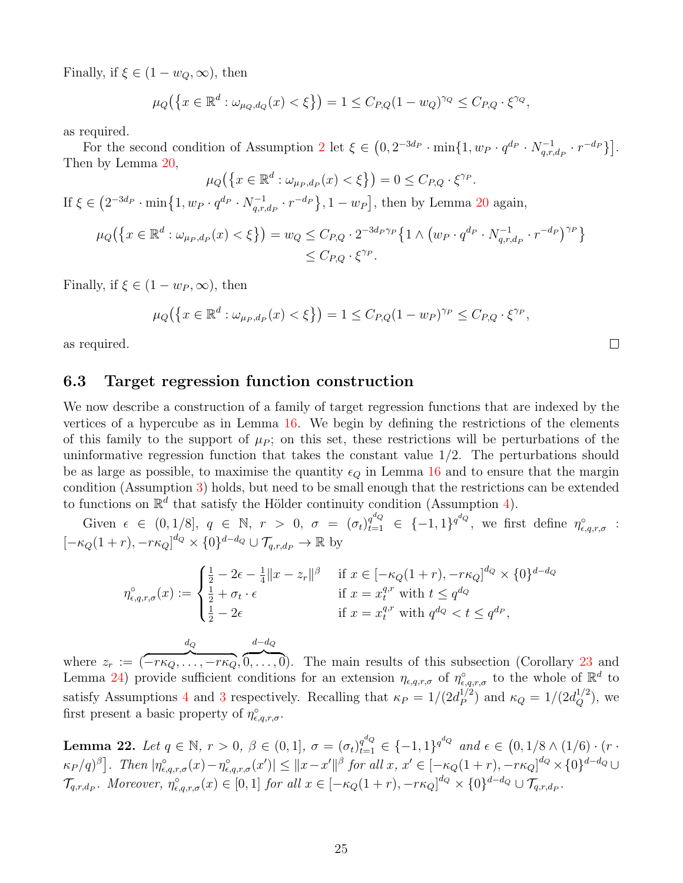Finally, if $\xi \in (1 - w_Q, \infty)$, then

$$\mu_Q\big(\{x \in \mathbb{R}^d : \omega_{\mu_Q,d_Q}(x) < \xi\}\big) = 1 \leq C_{P,Q}(1 - w_Q)^{\gamma_Q} \leq C_{P,Q} \cdot \xi^{\gamma_Q},$$

as required.

For the second condition of Assumption 2 let $\xi \in \big(0, 2^{-3d_P} \cdot \min\{1, w_P \cdot q^{d_P} \cdot N^{-1}_{q,r,d_P} \cdot r^{-d_P}\}\big]$. Then by Lemma 20,

$$\mu_Q\big(\{x \in \mathbb{R}^d : \omega_{\mu_P,d_P}(x) < \xi\}\big) = 0 \leq C_{P,Q} \cdot \xi^{\gamma_P}.$$

If $\xi \in \big(2^{-3d_P} \cdot \min\{1, w_P \cdot q^{d_P} \cdot N^{-1}_{q,r,d_P} \cdot r^{-d_P}\}, 1 - w_P\big]$, then by Lemma 20 again,

$$\begin{aligned}\mu_Q\big(\{x \in \mathbb{R}^d : \omega_{\mu_P,d_P}(x) < \xi\}\big) = w_Q &\leq C_{P,Q} \cdot 2^{-3d_P\gamma_P}\big\{1 \wedge \big(w_P \cdot q^{d_P} \cdot N^{-1}_{q,r,d_P} \cdot r^{-d_P}\big)^{\gamma_P}\big\} \\ &\leq C_{P,Q} \cdot \xi^{\gamma_P}.\end{aligned}$$

Finally, if $\xi \in (1 - w_P, \infty)$, then

$$\mu_P\big(\{x \in \mathbb{R}^d : \omega_{\mu_P,d_P}(x) < \xi\}\big) = 1 \leq C_{P,Q}(1 - w_P)^{\gamma_P} \leq C_{P,Q} \cdot \xi^{\gamma_P},$$

as required. □

### 6.3 Target regression function construction

We now describe a construction of a family of target regression functions that are indexed by the vertices of a hypercube as in Lemma 16. We begin by defining the restrictions of the elements of this family to the support of $\mu_P$; on this set, these restrictions will be perturbations of the uninformative regression function that takes the constant value 1/2. The perturbations should be as large as possible, to maximise the quantity $\epsilon_Q$ in Lemma 16 and to ensure that the margin condition (Assumption 3) holds, but need to be small enough that the restrictions can be extended to functions on $\mathbb{R}^d$ that satisfy the Hölder continuity condition (Assumption 4).

Given $\epsilon \in (0, 1/8]$, $q \in \mathbb{N}$, $r > 0$, $\sigma = (\sigma_t)_{t=1}^{q^{d_Q}} \in \{-1, 1\}^{q^{d_Q}}$, we first define $\eta^{\circ}_{\epsilon,q,r,\sigma} : [-\kappa_Q(1 + r), -r\kappa_Q]^{d_Q} \times \{0\}^{d-d_Q} \cup \mathcal{T}_{q,r,d_P} \to \mathbb{R}$ by

$$\eta^{\circ}_{\epsilon,q,r,\sigma}(x) := \begin{cases} \frac{1}{2} - 2\epsilon - \frac{1}{4}\|x - z_r\|^{\beta} & \text{if } x \in [-\kappa_Q(1 + r), -r\kappa_Q]^{d_Q} \times \{0\}^{d-d_Q} \\ \frac{1}{2} + \sigma_t \cdot \epsilon & \text{if } x = x^{q,r}_t \text{ with } t \leq q^{d_Q} \\ \frac{1}{2} - 2\epsilon & \text{if } x = x^{q,r}_t \text{ with } q^{d_Q} < t \leq q^{d_P}, \end{cases}$$

where $z_r := (\overbrace{-r\kappa_Q, \ldots, -r\kappa_Q}^{d_Q}, \overbrace{0, \ldots, 0}^{d-d_Q})$. The main results of this subsection (Corollary 23 and Lemma 24) provide sufficient conditions for an extension $\eta_{\epsilon,q,r,\sigma}$ of $\eta^{\circ}_{\epsilon,q,r,\sigma}$ to the whole of $\mathbb{R}^d$ to satisfy Assumptions 4 and 3 respectively. Recalling that $\kappa_P = 1/(2d_P^{1/2})$ and $\kappa_Q = 1/(2d_Q^{1/2})$, we first present a basic property of $\eta^{\circ}_{\epsilon,q,r,\sigma}$.

**Lemma 22.** *Let $q \in \mathbb{N}$, $r > 0$, $\beta \in (0, 1]$, $\sigma = (\sigma_t)_{t=1}^{q^{d_Q}} \in \{-1, 1\}^{q^{d_Q}}$ and $\epsilon \in \big(0, 1/8 \wedge (1/6) \cdot (r \cdot \kappa_P/q)^{\beta}\big]$. Then $|\eta^{\circ}_{\epsilon,q,r,\sigma}(x) - \eta^{\circ}_{\epsilon,q,r,\sigma}(x')| \leq \|x - x'\|^{\beta}$ for all $x$, $x' \in [-\kappa_Q(1 + r), -r\kappa_Q]^{d_Q} \times \{0\}^{d-d_Q} \cup \mathcal{T}_{q,r,d_P}$. Moreover, $\eta^{\circ}_{\epsilon,q,r,\sigma}(x) \in [0, 1]$ for all $x \in [-\kappa_Q(1 + r), -r\kappa_Q]^{d_Q} \times \{0\}^{d-d_Q} \cup \mathcal{T}_{q,r,d_P}$.*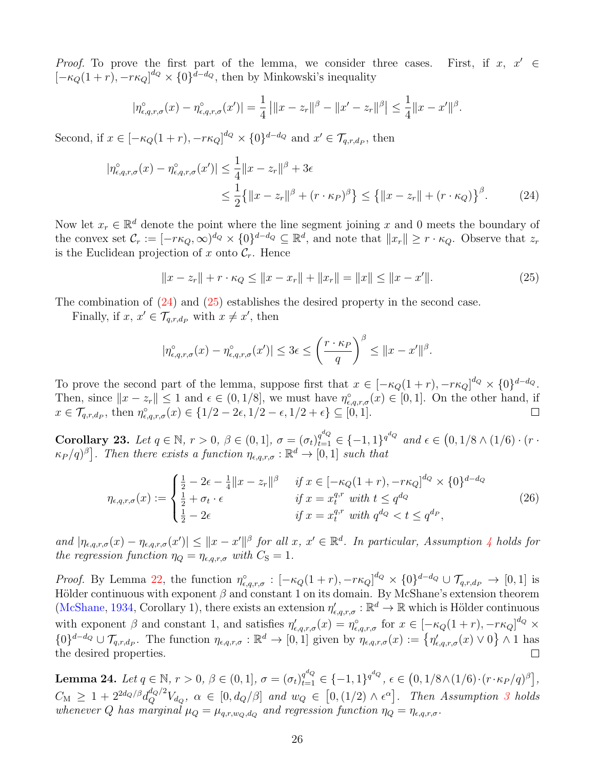*Proof.* To prove the first part of the lemma, we consider three cases. First, if $x,\ x' \in [-\kappa_Q(1+r), -r\kappa_Q]^{d_Q} \times \{0\}^{d-d_Q}$, then by Minkowski's inequality

$$|\eta^\circ_{\epsilon,q,r,\sigma}(x) - \eta^\circ_{\epsilon,q,r,\sigma}(x')| = \frac{1}{4}\left|\|x - z_r\|^\beta - \|x' - z_r\|^\beta\right| \le \frac{1}{4}\|x - x'\|^\beta.$$

Second, if $x \in [-\kappa_Q(1+r), -r\kappa_Q]^{d_Q} \times \{0\}^{d-d_Q}$ and $x' \in \mathcal{T}_{q,r,d_P}$, then

$$\begin{aligned}|\eta^\circ_{\epsilon,q,r,\sigma}(x) - \eta^\circ_{\epsilon,q,r,\sigma}(x')| &\le \frac{1}{4}\|x - z_r\|^\beta + 3\epsilon \\ &\le \frac{1}{2}\big\{\|x - z_r\|^\beta + (r\cdot\kappa_P)^\beta\big\} \le \big\{\|x - z_r\| + (r\cdot\kappa_Q)\big\}^\beta. \end{aligned} \tag{24}$$

Now let $x_r \in \mathbb{R}^d$ denote the point where the line segment joining $x$ and $0$ meets the boundary of the convex set $\mathcal{C}_r := [-r\kappa_Q, \infty)^{d_Q} \times \{0\}^{d-d_Q} \subseteq \mathbb{R}^d$, and note that $\|x_r\| \ge r\cdot\kappa_Q$. Observe that $z_r$ is the Euclidean projection of $x$ onto $\mathcal{C}_r$. Hence

$$\|x - z_r\| + r\cdot\kappa_Q \le \|x - x_r\| + \|x_r\| = \|x\| \le \|x - x'\|. \tag{25}$$

The combination of (24) and (25) establishes the desired property in the second case.

Finally, if $x,\ x' \in \mathcal{T}_{q,r,d_P}$ with $x \ne x'$, then

$$|\eta^\circ_{\epsilon,q,r,\sigma}(x) - \eta^\circ_{\epsilon,q,r,\sigma}(x')| \le 3\epsilon \le \left(\frac{r\cdot\kappa_P}{q}\right)^\beta \le \|x - x'\|^\beta.$$

To prove the second part of the lemma, suppose first that $x \in [-\kappa_Q(1+r), -r\kappa_Q]^{d_Q} \times \{0\}^{d-d_Q}$. Then, since $\|x - z_r\| \le 1$ and $\epsilon \in (0, 1/8]$, we must have $\eta^\circ_{\epsilon,q,r,\sigma}(x) \in [0,1]$. On the other hand, if $x \in \mathcal{T}_{q,r,d_P}$, then $\eta^\circ_{\epsilon,q,r,\sigma}(x) \in \{1/2 - 2\epsilon, 1/2 - \epsilon, 1/2 + \epsilon\} \subseteq [0,1]$. $\square$

**Corollary 23.** *Let $q \in \mathbb{N}$, $r > 0$, $\beta \in (0,1]$, $\sigma = (\sigma_t)_{t=1}^{q^{d_Q}} \in \{-1,1\}^{q^{d_Q}}$ and $\epsilon \in \big(0, 1/8 \wedge (1/6)\cdot(r\cdot\kappa_P/q)^\beta\big]$. Then there exists a function $\eta_{\epsilon,q,r,\sigma} : \mathbb{R}^d \to [0,1]$ such that*

$$\eta_{\epsilon,q,r,\sigma}(x) := \begin{cases} \frac{1}{2} - 2\epsilon - \frac{1}{4}\|x - z_r\|^\beta & \text{if } x \in [-\kappa_Q(1+r), -r\kappa_Q]^{d_Q} \times \{0\}^{d-d_Q} \\ \frac{1}{2} + \sigma_t \cdot \epsilon & \text{if } x = x_t^{q,r} \text{ with } t \le q^{d_Q} \\ \frac{1}{2} - 2\epsilon & \text{if } x = x_t^{q,r} \text{ with } q^{d_Q} < t \le q^{d_P}, \end{cases} \tag{26}$$

*and $|\eta_{\epsilon,q,r,\sigma}(x) - \eta_{\epsilon,q,r,\sigma}(x')| \le \|x - x'\|^\beta$ for all $x,\ x' \in \mathbb{R}^d$. In particular, Assumption 4 holds for the regression function $\eta_Q = \eta_{\epsilon,q,r,\sigma}$ with $C_{\mathrm{S}} = 1$.*

*Proof.* By Lemma 22, the function $\eta^\circ_{\epsilon,q,r,\sigma} : [-\kappa_Q(1+r), -r\kappa_Q]^{d_Q} \times \{0\}^{d-d_Q} \cup \mathcal{T}_{q,r,d_P} \to [0,1]$ is Hölder continuous with exponent $\beta$ and constant 1 on its domain. By McShane's extension theorem (McShane, 1934, Corollary 1), there exists an extension $\eta'_{\epsilon,q,r,\sigma} : \mathbb{R}^d \to \mathbb{R}$ which is Hölder continuous with exponent $\beta$ and constant 1, and satisfies $\eta'_{\epsilon,q,r,\sigma}(x) = \eta^\circ_{\epsilon,q,r,\sigma}$ for $x \in [-\kappa_Q(1+r), -r\kappa_Q]^{d_Q} \times \{0\}^{d-d_Q} \cup \mathcal{T}_{q,r,d_P}$. The function $\eta_{\epsilon,q,r,\sigma} : \mathbb{R}^d \to [0,1]$ given by $\eta_{\epsilon,q,r,\sigma}(x) := \big\{\eta'_{\epsilon,q,r,\sigma}(x) \vee 0\big\} \wedge 1$ has the desired properties. $\square$

**Lemma 24.** *Let $q \in \mathbb{N}$, $r > 0$, $\beta \in (0,1]$, $\sigma = (\sigma_t)_{t=1}^{q^{d_Q}} \in \{-1,1\}^{q^{d_Q}}$, $\epsilon \in \big(0, 1/8 \wedge (1/6)\cdot(r\cdot\kappa_P/q)^\beta\big]$, $C_{\mathrm{M}} \ge 1 + 2^{2d_Q/\beta} d_Q^{d_Q/2} V_{d_Q}$, $\alpha \in [0, d_Q/\beta]$ and $w_Q \in \big[0, (1/2) \wedge \epsilon^\alpha\big]$. Then Assumption 3 holds whenever $Q$ has marginal $\mu_Q = \mu_{q,r,w_Q,d_Q}$ and regression function $\eta_Q = \eta_{\epsilon,q,r,\sigma}$.*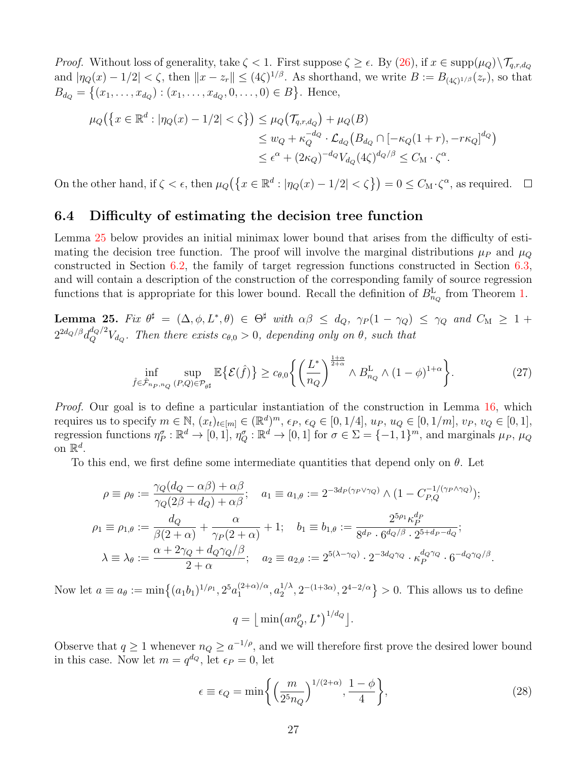*Proof.* Without loss of generality, take $\zeta < 1$. First suppose $\zeta \geq \epsilon$. By (26), if $x \in \mathrm{supp}(\mu_Q)\setminus\mathcal{T}_{q,r,d_Q}$ and $|\eta_Q(x) - 1/2| < \zeta$, then $\|x - z_r\| \leq (4\zeta)^{1/\beta}$. As shorthand, we write $B := B_{(4\zeta)^{1/\beta}}(z_r)$, so that $B_{d_Q} = \{(x_1,\ldots,x_{d_Q}) : (x_1,\ldots,x_{d_Q},0,\ldots,0) \in B\}$. Hence,

$$
\begin{aligned}
\mu_Q\big(\{x \in \mathbb{R}^d : |\eta_Q(x) - 1/2| < \zeta\}\big) &\leq \mu_Q\big(\mathcal{T}_{q,r,d_Q}\big) + \mu_Q(B) \\
&\leq w_Q + \kappa_Q^{-d_Q} \cdot \mathcal{L}_{d_Q}\big(B_{d_Q} \cap [-\kappa_Q(1+r), -r\kappa_Q]^{d_Q}\big) \\
&\leq \epsilon^\alpha + (2\kappa_Q)^{-d_Q} V_{d_Q} (4\zeta)^{d_Q/\beta} \leq C_{\mathrm{M}} \cdot \zeta^\alpha.
\end{aligned}
$$

On the other hand, if $\zeta < \epsilon$, then $\mu_Q\big(\{x \in \mathbb{R}^d : |\eta_Q(x) - 1/2| < \zeta\}\big) = 0 \leq C_{\mathrm{M}} \cdot \zeta^\alpha$, as required. $\square$

### 6.4 Difficulty of estimating the decision tree function

Lemma 25 below provides an initial minimax lower bound that arises from the difficulty of estimating the decision tree function. The proof will involve the marginal distributions $\mu_P$ and $\mu_Q$ constructed in Section 6.2, the family of target regression functions constructed in Section 6.3, and will contain a description of the construction of the corresponding family of source regression functions that is appropriate for this lower bound. Recall the definition of $B^{\mathrm{L}}_{n_Q}$ from Theorem 1.

**Lemma 25.** *Fix $\theta^\sharp = (\Delta, \phi, L^*, \theta) \in \Theta^\sharp$ with $\alpha\beta \leq d_Q$, $\gamma_P(1-\gamma_Q) \leq \gamma_Q$ and $C_{\mathrm{M}} \geq 1 + 2^{2d_Q/\beta} d_Q^{d_Q/2} V_{d_Q}$. Then there exists $c_{\theta,0} > 0$, depending only on $\theta$, such that*

$$
\inf_{\hat{f} \in \hat{\mathcal{F}}_{n_P,n_Q}} \sup_{(P,Q) \in \mathcal{P}_{\theta^\sharp}} \mathbb{E}\{\mathcal{E}(\hat{f})\} \geq c_{\theta,0} \bigg\{ \Big(\frac{L^*}{n_Q}\Big)^{\frac{1+\alpha}{2+\alpha}} \wedge B^{\mathrm{L}}_{n_Q} \wedge (1-\phi)^{1+\alpha} \bigg\}. \tag{27}
$$

*Proof.* Our goal is to define a particular instantiation of the construction in Lemma 16, which requires us to specify $m \in \mathbb{N}$, $(x_t)_{t\in[m]} \in (\mathbb{R}^d)^m$, $\epsilon_P$, $\epsilon_Q \in [0,1/4]$, $u_P$, $u_Q \in [0,1/m]$, $v_P$, $v_Q \in [0,1]$, regression functions $\eta_P^\sigma : \mathbb{R}^d \to [0,1]$, $\eta_Q^\sigma : \mathbb{R}^d \to [0,1]$ for $\sigma \in \Sigma = \{-1,1\}^m$, and marginals $\mu_P$, $\mu_Q$ on $\mathbb{R}^d$.

To this end, we first define some intermediate quantities that depend only on $\theta$. Let

$$
\begin{aligned}
\rho \equiv \rho_\theta &:= \frac{\gamma_Q(d_Q - \alpha\beta) + \alpha\beta}{\gamma_Q(2\beta + d_Q) + \alpha\beta}; \quad a_1 \equiv a_{1,\theta} := 2^{-3d_P(\gamma_P \vee \gamma_Q)} \wedge (1 - C_{P,Q}^{-1/(\gamma_P \wedge \gamma_Q)}); \\
\rho_1 \equiv \rho_{1,\theta} &:= \frac{d_Q}{\beta(2+\alpha)} + \frac{\alpha}{\gamma_P(2+\alpha)} + 1; \quad b_1 \equiv b_{1,\theta} := \frac{2^{5\rho_1}\kappa_P^{d_P}}{8^{d_P} \cdot 6^{d_Q/\beta} \cdot 2^{5+d_P-d_Q}}; \\
\lambda \equiv \lambda_\theta &:= \frac{\alpha + 2\gamma_Q + d_Q\gamma_Q/\beta}{2+\alpha}; \quad a_2 \equiv a_{2,\theta} := 2^{5(\lambda-\gamma_Q)} \cdot 2^{-3d_Q\gamma_Q} \cdot \kappa_P^{d_Q\gamma_Q} \cdot 6^{-d_Q\gamma_Q/\beta}.
\end{aligned}
$$

Now let $a \equiv a_\theta := \min\{(a_1 b_1)^{1/\rho_1}, 2^5 a_1^{(2+\alpha)/\alpha}, a_2^{1/\lambda}, 2^{-(1+3\alpha)}, 2^{4-2/\alpha}\} > 0$. This allows us to define

$$
q = \big\lfloor \min\big(a n_Q^\rho, L^*\big)^{1/d_Q} \big\rfloor.
$$

Observe that $q \geq 1$ whenever $n_Q \geq a^{-1/\rho}$, and we will therefore first prove the desired lower bound in this case. Now let $m = q^{d_Q}$, let $\epsilon_P = 0$, let

$$
\epsilon \equiv \epsilon_Q = \min\bigg\{ \Big(\frac{m}{2^5 n_Q}\Big)^{1/(2+\alpha)}, \frac{1-\phi}{4} \bigg\}, \tag{28}
$$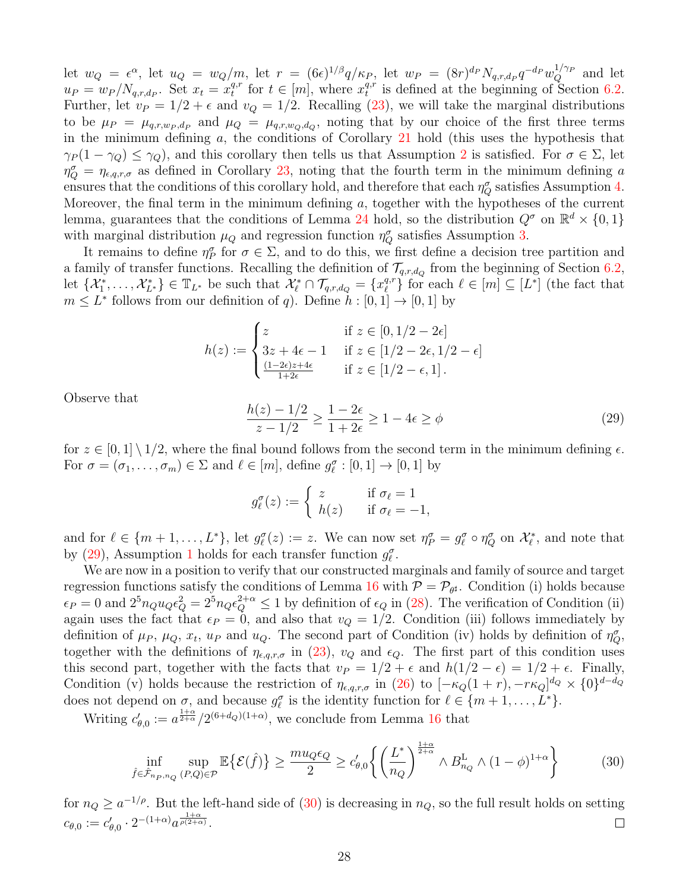let $w_Q = \epsilon^\alpha$, let $u_Q = w_Q/m$, let $r = (6\epsilon)^{1/\beta} q/\kappa_P$, let $w_P = (8r)^{d_P} N_{q,r,d_P} q^{-d_P} w_Q^{1/\gamma_P}$ and let $u_P = w_P/N_{q,r,d_P}$. Set $x_t = x_t^{q,r}$ for $t \in [m]$, where $x_t^{q,r}$ is defined at the beginning of Section 6.2. Further, let $v_P = 1/2 + \epsilon$ and $v_Q = 1/2$. Recalling (23), we will take the marginal distributions to be $\mu_P = \mu_{q,r,w_P,d_P}$ and $\mu_Q = \mu_{q,r,w_Q,d_Q}$, noting that by our choice of the first three terms in the minimum defining $a$, the conditions of Corollary 21 hold (this uses the hypothesis that $\gamma_P(1-\gamma_Q) \le \gamma_Q$), and this corollary then tells us that Assumption 2 is satisfied. For $\sigma \in \Sigma$, let $\eta_Q^\sigma = \eta_{\epsilon,q,r,\sigma}$ as defined in Corollary 23, noting that the fourth term in the minimum defining $a$ ensures that the conditions of this corollary hold, and therefore that each $\eta_Q^\sigma$ satisfies Assumption 4. Moreover, the final term in the minimum defining $a$, together with the hypotheses of the current lemma, guarantees that the conditions of Lemma 24 hold, so the distribution $Q^\sigma$ on $\mathbb{R}^d \times \{0,1\}$ with marginal distribution $\mu_Q$ and regression function $\eta_Q^\sigma$ satisfies Assumption 3.

It remains to define $\eta_P^\sigma$ for $\sigma \in \Sigma$, and to do this, we first define a decision tree partition and a family of transfer functions. Recalling the definition of $\mathcal{T}_{q,r,d_Q}$ from the beginning of Section 6.2, let $\{\mathcal{X}_1^*, \ldots, \mathcal{X}_{L^*}^*\} \in \mathbb{T}_{L^*}$ be such that $\mathcal{X}_\ell^* \cap \mathcal{T}_{q,r,d_Q} = \{x_\ell^{q,r}\}$ for each $\ell \in [m] \subseteq [L^*]$ (the fact that $m \le L^*$ follows from our definition of $q$). Define $h : [0,1] \to [0,1]$ by

$$
h(z) := \begin{cases} z & \text{if } z \in [0, 1/2 - 2\epsilon] \\ 3z + 4\epsilon - 1 & \text{if } z \in [1/2 - 2\epsilon, 1/2 - \epsilon] \\ \frac{(1-2\epsilon)z + 4\epsilon}{1+2\epsilon} & \text{if } z \in [1/2 - \epsilon, 1]. \end{cases}
$$

Observe that

$$
\frac{h(z) - 1/2}{z - 1/2} \ge \frac{1-2\epsilon}{1+2\epsilon} \ge 1 - 4\epsilon \ge \phi \tag{29}
$$

for $z \in [0,1] \setminus 1/2$, where the final bound follows from the second term in the minimum defining $\epsilon$. For $\sigma = (\sigma_1, \ldots, \sigma_m) \in \Sigma$ and $\ell \in [m]$, define $g_\ell^\sigma : [0,1] \to [0,1]$ by

$$
g_\ell^\sigma(z) := \begin{cases} z & \text{if } \sigma_\ell = 1 \\ h(z) & \text{if } \sigma_\ell = -1, \end{cases}
$$

and for $\ell \in \{m+1, \ldots, L^*\}$, let $g_\ell^\sigma(z) := z$. We can now set $\eta_P^\sigma = g_\ell^\sigma \circ \eta_Q^\sigma$ on $\mathcal{X}_\ell^*$, and note that by (29), Assumption 1 holds for each transfer function $g_\ell^\sigma$.

We are now in a position to verify that our constructed marginals and family of source and target regression functions satisfy the conditions of Lemma 16 with $\mathcal{P} = \mathcal{P}_{\theta^\sharp}$. Condition (i) holds because $\epsilon_P = 0$ and $2^5 n_Q u_Q \epsilon_Q^2 = 2^5 n_Q \epsilon_Q^{2+\alpha} \le 1$ by definition of $\epsilon_Q$ in (28). The verification of Condition (ii) again uses the fact that $\epsilon_P = 0$, and also that $v_Q = 1/2$. Condition (iii) follows immediately by definition of $\mu_P$, $\mu_Q$, $x_t$, $u_P$ and $u_Q$. The second part of Condition (iv) holds by definition of $\eta_Q^\sigma$, together with the definitions of $\eta_{\epsilon,q,r,\sigma}$ in (23), $v_Q$ and $\epsilon_Q$. The first part of this condition uses this second part, together with the facts that $v_P = 1/2 + \epsilon$ and $h(1/2 - \epsilon) = 1/2 + \epsilon$. Finally, Condition (v) holds because the restriction of $\eta_{\epsilon,q,r,\sigma}$ in (26) to $[-\kappa_Q(1+r), -r\kappa_Q]^{d_Q} \times \{0\}^{d-d_Q}$ does not depend on $\sigma$, and because $g_\ell^\sigma$ is the identity function for $\ell \in \{m+1, \ldots, L^*\}$.

Writing $c'_{\theta,0} := a^{\frac{1+\alpha}{2+\alpha}}/2^{(6+d_Q)(1+\alpha)}$, we conclude from Lemma 16 that

$$
\inf_{\hat{f} \in \hat{\mathcal{F}}_{n_P,n_Q}} \sup_{(P,Q) \in \mathcal{P}} \mathbb{E}\{\mathcal{E}(\hat{f})\} \ge \frac{m u_Q \epsilon_Q}{2} \ge c'_{\theta,0} \biggl\{ \biggl(\frac{L^*}{n_Q}\biggr)^{\frac{1+\alpha}{2+\alpha}} \wedge B^{\mathrm{L}}_{n_Q} \wedge (1-\phi)^{1+\alpha} \biggr\} \tag{30}
$$

for $n_Q \ge a^{-1/\rho}$. But the left-hand side of (30) is decreasing in $n_Q$, so the full result holds on setting $c_{\theta,0} := c'_{\theta,0} \cdot 2^{-(1+\alpha)} a^{\frac{1+\alpha}{\rho(2+\alpha)}}$. $\square$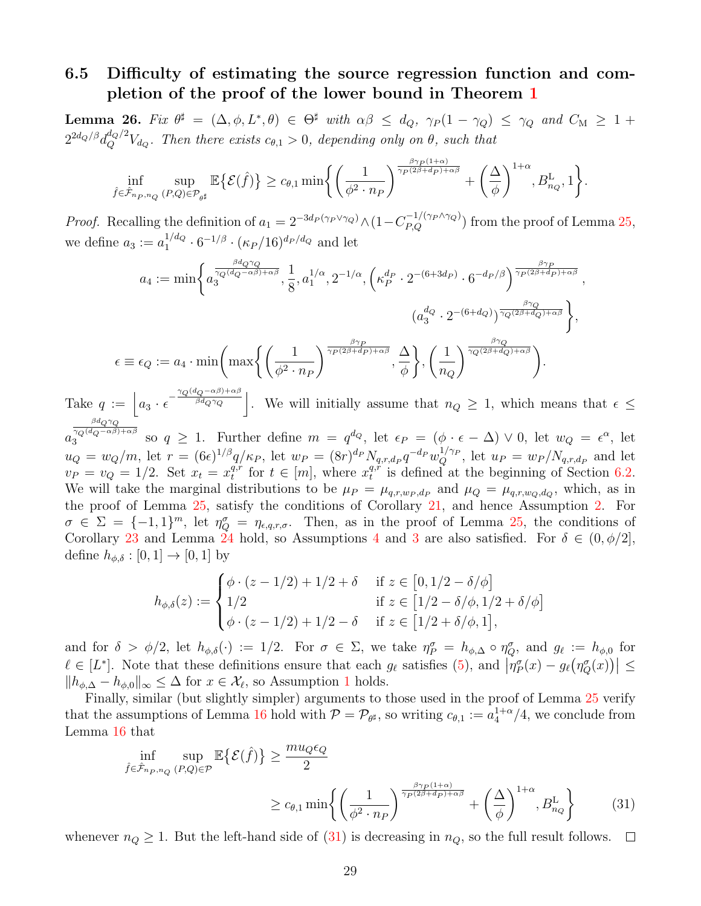### 6.5 Difficulty of estimating the source regression function and completion of the proof of the lower bound in Theorem 1

**Lemma 26.** *Fix $\theta^\sharp = (\Delta, \phi, L^*, \theta) \in \Theta^\sharp$ with $\alpha\beta \leq d_Q$, $\gamma_P(1-\gamma_Q) \leq \gamma_Q$ and $C_{\mathrm{M}} \geq 1 + 2^{2d_Q/\beta} d_Q^{d_Q/2} V_{d_Q}$. Then there exists $c_{\theta,1} > 0$, depending only on $\theta$, such that*

$$\inf_{\hat{f} \in \hat{\mathcal{F}}_{n_P,n_Q}} \sup_{(P,Q)\in\mathcal{P}_{\theta^\sharp}} \mathbb{E}\{\mathcal{E}(\hat{f})\} \geq c_{\theta,1} \min\biggl\{ \biggl(\frac{1}{\phi^2 \cdot n_P}\biggr)^{\frac{\beta\gamma_P(1+\alpha)}{\gamma_P(2\beta+d_P)+\alpha\beta}} + \biggl(\frac{\Delta}{\phi}\biggr)^{1+\alpha}, B^{\mathrm{L}}_{n_Q}, 1\biggr\}.$$

*Proof.* Recalling the definition of $a_1 = 2^{-3d_P(\gamma_P \vee \gamma_Q)} \wedge (1 - C_{P,Q}^{-1/(\gamma_P \wedge \gamma_Q)})$ from the proof of Lemma 25, we define $a_3 := a_1^{1/d_Q} \cdot 6^{-1/\beta} \cdot (\kappa_P/16)^{d_P/d_Q}$ and let

$$a_4 := \min\biggl\{ a_3^{\frac{\beta d_Q \gamma_Q}{\gamma_Q(d_Q-\alpha\beta)+\alpha\beta}}, \frac{1}{8}, a_1^{1/\alpha}, 2^{-1/\alpha}, \Bigl(\kappa_P^{d_P} \cdot 2^{-(6+3d_P)} \cdot 6^{-d_P/\beta}\Bigr)^{\frac{\beta\gamma_P}{\gamma_P(2\beta+d_P)+\alpha\beta}},$$
$$(a_3^{d_Q} \cdot 2^{-(6+d_Q)})^{\frac{\beta\gamma_Q}{\gamma_Q(2\beta+d_Q)+\alpha\beta}} \biggr\},$$

$$\epsilon \equiv \epsilon_Q := a_4 \cdot \min\biggl( \max\biggl\{ \biggl(\frac{1}{\phi^2 \cdot n_P}\biggr)^{\frac{\beta\gamma_P}{\gamma_P(2\beta+d_P)+\alpha\beta}}, \frac{\Delta}{\phi} \biggr\}, \biggl(\frac{1}{n_Q}\biggr)^{\frac{\beta\gamma_Q}{\gamma_Q(2\beta+d_Q)+\alpha\beta}} \biggr).$$

Take $q := \Bigl\lfloor a_3 \cdot \epsilon^{-\frac{\gamma_Q(d_Q-\alpha\beta)+\alpha\beta}{\beta d_Q \gamma_Q}} \Bigr\rfloor$. We will initially assume that $n_Q \geq 1$, which means that $\epsilon \leq a_3^{\frac{\beta d_Q \gamma_Q}{\gamma_Q(d_Q-\alpha\beta)+\alpha\beta}}$ so $q \geq 1$. Further define $m = q^{d_Q}$, let $\epsilon_P = (\phi \cdot \epsilon - \Delta) \vee 0$, let $w_Q = \epsilon^\alpha$, let $u_Q = w_Q/m$, let $r = (6\epsilon)^{1/\beta} q/\kappa_P$, let $w_P = (8r)^{d_P} N_{q,r,d_P} q^{-d_P} w_Q^{1/\gamma_P}$, let $u_P = w_P/N_{q,r,d_P}$ and let $v_P = v_Q = 1/2$. Set $x_t = x_t^{q,r}$ for $t \in [m]$, where $x_t^{q,r}$ is defined at the beginning of Section 6.2. We will take the marginal distributions to be $\mu_P = \mu_{q,r,w_P,d_P}$ and $\mu_Q = \mu_{q,r,w_Q,d_Q}$, which, as in the proof of Lemma 25, satisfy the conditions of Corollary 21, and hence Assumption 2. For $\sigma \in \Sigma = \{-1,1\}^m$, let $\eta_Q^\sigma = \eta_{\epsilon,q,r,\sigma}$. Then, as in the proof of Lemma 25, the conditions of Corollary 23 and Lemma 24 hold, so Assumptions 4 and 3 are also satisfied. For $\delta \in (0, \phi/2]$, define $h_{\phi,\delta} : [0,1] \to [0,1]$ by

$$h_{\phi,\delta}(z) := \begin{cases} \phi \cdot (z - 1/2) + 1/2 + \delta & \text{if } z \in \bigl[0, 1/2 - \delta/\phi\bigr] \\ 1/2 & \text{if } z \in \bigl[1/2 - \delta/\phi, 1/2 + \delta/\phi\bigr] \\ \phi \cdot (z - 1/2) + 1/2 - \delta & \text{if } z \in \bigl[1/2 + \delta/\phi, 1\bigr], \end{cases}$$

and for $\delta > \phi/2$, let $h_{\phi,\delta}(\cdot) := 1/2$. For $\sigma \in \Sigma$, we take $\eta_P^\sigma = h_{\phi,\Delta} \circ \eta_Q^\sigma$, and $g_\ell := h_{\phi,0}$ for $\ell \in [L^*]$. Note that these definitions ensure that each $g_\ell$ satisfies (5), and $\bigl|\eta_P^\sigma(x) - g_\ell\bigl(\eta_Q^\sigma(x)\bigr)\bigr| \leq \|h_{\phi,\Delta} - h_{\phi,0}\|_\infty \leq \Delta$ for $x \in \mathcal{X}_\ell$, so Assumption 1 holds.

Finally, similar (but slightly simpler) arguments to those used in the proof of Lemma 25 verify that the assumptions of Lemma 16 hold with $\mathcal{P} = \mathcal{P}_{\theta^\sharp}$, so writing $c_{\theta,1} := a_4^{1+\alpha}/4$, we conclude from Lemma 16 that

$$\begin{aligned}\inf_{\hat{f} \in \hat{\mathcal{F}}_{n_P,n_Q}} \sup_{(P,Q)\in\mathcal{P}} \mathbb{E}\{\mathcal{E}(\hat{f})\} &\geq \frac{m u_Q \epsilon_Q}{2} \\ &\geq c_{\theta,1} \min\biggl\{ \biggl(\frac{1}{\phi^2 \cdot n_P}\biggr)^{\frac{\beta\gamma_P(1+\alpha)}{\gamma_P(2\beta+d_P)+\alpha\beta}} + \biggl(\frac{\Delta}{\phi}\biggr)^{1+\alpha}, B^{\mathrm{L}}_{n_Q} \biggr\} \qquad (31)\end{aligned}$$

whenever $n_Q \geq 1$. But the left-hand side of (31) is decreasing in $n_Q$, so the full result follows. $\square$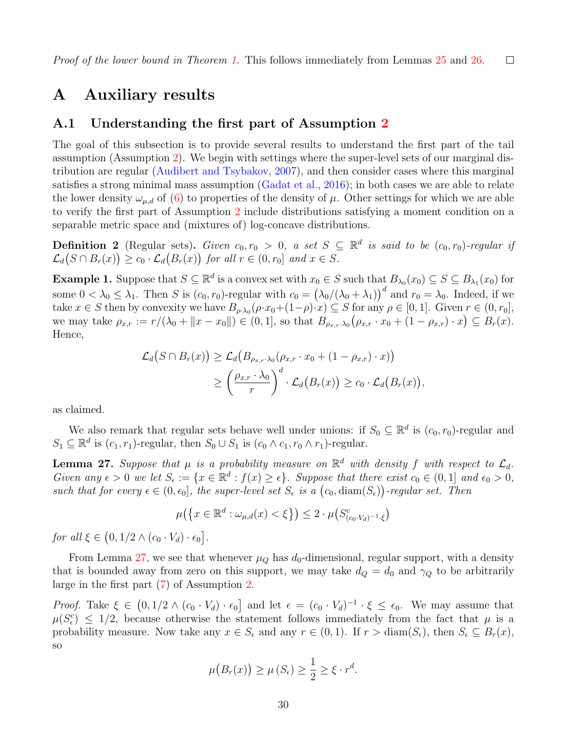*Proof of the lower bound in Theorem 1.* This follows immediately from Lemmas 25 and 26. □

# A Auxiliary results

## A.1 Understanding the first part of Assumption 2

The goal of this subsection is to provide several results to understand the first part of the tail assumption (Assumption 2). We begin with settings where the super-level sets of our marginal distribution are regular (Audibert and Tsybakov, 2007), and then consider cases where this marginal satisfies a strong minimal mass assumption (Gadat et al., 2016); in both cases we are able to relate the lower density $\omega_{\mu,d}$ of (6) to properties of the density of $\mu$. Other settings for which we are able to verify the first part of Assumption 2 include distributions satisfying a moment condition on a separable metric space and (mixtures of) log-concave distributions.

**Definition 2** (Regular sets)**.** *Given $c_0, r_0 > 0$, a set $S \subseteq \mathbb{R}^d$ is said to be $(c_0, r_0)$-regular if $\mathcal{L}_d\big(S \cap B_r(x)\big) \geq c_0 \cdot \mathcal{L}_d\big(B_r(x)\big)$ for all $r \in (0, r_0]$ and $x \in S$.*

**Example 1.** Suppose that $S \subseteq \mathbb{R}^d$ is a convex set with $x_0 \in S$ such that $B_{\lambda_0}(x_0) \subseteq S \subseteq B_{\lambda_1}(x_0)$ for some $0 < \lambda_0 \leq \lambda_1$. Then $S$ is $(c_0, r_0)$-regular with $c_0 = \big(\lambda_0/(\lambda_0 + \lambda_1)\big)^d$ and $r_0 = \lambda_0$. Indeed, if we take $x \in S$ then by convexity we have $B_{\rho \cdot \lambda_0}(\rho \cdot x_0 + (1-\rho) \cdot x) \subseteq S$ for any $\rho \in [0, 1]$. Given $r \in (0, r_0]$, we may take $\rho_{x,r} := r/(\lambda_0 + \|x - x_0\|) \in (0, 1]$, so that $B_{\rho_{x,r} \cdot \lambda_0}\big(\rho_{x,r} \cdot x_0 + (1 - \rho_{x,r}) \cdot x\big) \subseteq B_r(x)$. Hence,

$$
\begin{aligned}
\mathcal{L}_d\big(S \cap B_r(x)\big) &\geq \mathcal{L}_d\big(B_{\rho_{x,r} \cdot \lambda_0}(\rho_{x,r} \cdot x_0 + (1 - \rho_{x,r}) \cdot x)\big) \\
&\geq \left(\frac{\rho_{x,r} \cdot \lambda_0}{r}\right)^d \cdot \mathcal{L}_d\big(B_r(x)\big) \geq c_0 \cdot \mathcal{L}_d\big(B_r(x)\big),
\end{aligned}
$$

as claimed.

We also remark that regular sets behave well under unions: if $S_0 \subseteq \mathbb{R}^d$ is $(c_0, r_0)$-regular and $S_1 \subseteq \mathbb{R}^d$ is $(c_1, r_1)$-regular, then $S_0 \cup S_1$ is $(c_0 \wedge c_1, r_0 \wedge r_1)$-regular.

**Lemma 27.** *Suppose that $\mu$ is a probability measure on $\mathbb{R}^d$ with density $f$ with respect to $\mathcal{L}_d$. Given any $\epsilon > 0$ we let $S_\epsilon := \{x \in \mathbb{R}^d : f(x) \geq \epsilon\}$. Suppose that there exist $c_0 \in (0, 1]$ and $\epsilon_0 > 0$, such that for every $\epsilon \in (0, \epsilon_0]$, the super-level set $S_\epsilon$ is a $\big(c_0, \operatorname{diam}(S_\epsilon)\big)$-regular set. Then*

$$
\mu\big(\{x \in \mathbb{R}^d : \omega_{\mu,d}(x) < \xi\}\big) \leq 2 \cdot \mu\big(S^c_{(c_0 \cdot V_d)^{-1} \cdot \xi}\big)
$$

*for all $\xi \in \big(0, 1/2 \wedge (c_0 \cdot V_d) \cdot \epsilon_0\big]$.*

From Lemma 27, we see that whenever $\mu_Q$ has $d_0$-dimensional, regular support, with a density that is bounded away from zero on this support, we may take $d_Q = d_0$ and $\gamma_Q$ to be arbitrarily large in the first part (7) of Assumption 2.

*Proof.* Take $\xi \in \big(0, 1/2 \wedge (c_0 \cdot V_d) \cdot \epsilon_0\big]$ and let $\epsilon = (c_0 \cdot V_d)^{-1} \cdot \xi \leq \epsilon_0$. We may assume that $\mu(S^c_\epsilon) \leq 1/2$, because otherwise the statement follows immediately from the fact that $\mu$ is a probability measure. Now take any $x \in S_\epsilon$ and any $r \in (0, 1)$. If $r > \operatorname{diam}(S_\epsilon)$, then $S_\epsilon \subseteq B_r(x)$, so

$$
\mu\big(B_r(x)\big) \geq \mu\left(S_\epsilon\right) \geq \frac{1}{2} \geq \xi \cdot r^d.
$$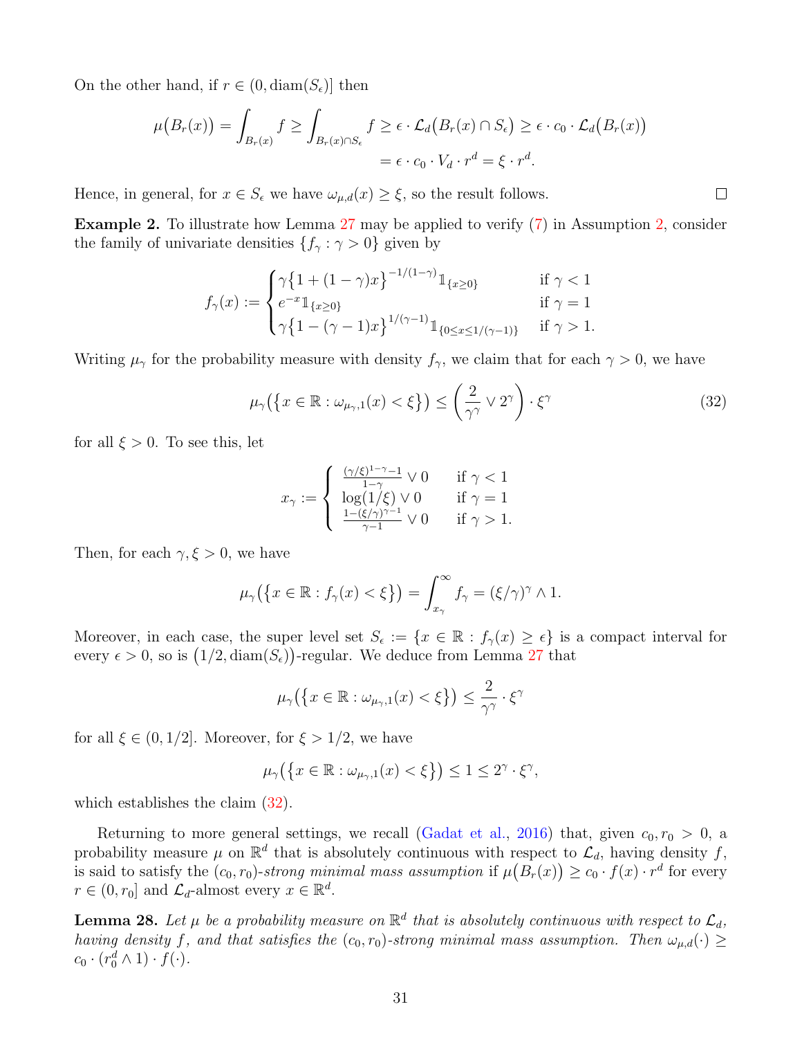On the other hand, if $r \in (0, \mathrm{diam}(S_\epsilon)]$ then

$$\mu\big(B_r(x)\big) = \int_{B_r(x)} f \geq \int_{B_r(x)\cap S_\epsilon} f \geq \epsilon \cdot \mathcal{L}_d\big(B_r(x) \cap S_\epsilon\big) \geq \epsilon \cdot c_0 \cdot \mathcal{L}_d\big(B_r(x)\big)$$
$$= \epsilon \cdot c_0 \cdot V_d \cdot r^d = \xi \cdot r^d.$$

Hence, in general, for $x \in S_\epsilon$ we have $\omega_{\mu,d}(x) \geq \xi$, so the result follows. □

**Example 2.** To illustrate how Lemma 27 may be applied to verify (7) in Assumption 2, consider the family of univariate densities $\{f_\gamma : \gamma > 0\}$ given by

$$f_\gamma(x) := \begin{cases} \gamma\big\{1 + (1-\gamma)x\big\}^{-1/(1-\gamma)} \mathbb{1}_{\{x \geq 0\}} & \text{if } \gamma < 1 \\ e^{-x}\mathbb{1}_{\{x\geq 0\}} & \text{if } \gamma = 1 \\ \gamma\big\{1 - (\gamma-1)x\big\}^{1/(\gamma-1)} \mathbb{1}_{\{0 \leq x \leq 1/(\gamma-1)\}} & \text{if } \gamma > 1. \end{cases}$$

Writing $\mu_\gamma$ for the probability measure with density $f_\gamma$, we claim that for each $\gamma > 0$, we have

$$\mu_\gamma\big(\big\{x \in \mathbb{R} : \omega_{\mu_\gamma,1}(x) < \xi\big\}\big) \leq \left(\frac{2}{\gamma^\gamma} \vee 2^\gamma\right) \cdot \xi^\gamma \tag{32}$$

for all $\xi > 0$. To see this, let

$$x_\gamma := \begin{cases} \frac{(\gamma/\xi)^{1-\gamma} - 1}{1-\gamma} \vee 0 & \text{if } \gamma < 1 \\ \log(1/\xi) \vee 0 & \text{if } \gamma = 1 \\ \frac{1 - (\xi/\gamma)^{\gamma - 1}}{\gamma - 1} \vee 0 & \text{if } \gamma > 1. \end{cases}$$

Then, for each $\gamma, \xi > 0$, we have

$$\mu_\gamma\big(\big\{x \in \mathbb{R} : f_\gamma(x) < \xi\big\}\big) = \int_{x_\gamma}^\infty f_\gamma = (\xi/\gamma)^\gamma \wedge 1.$$

Moreover, in each case, the super level set $S_\epsilon := \{x \in \mathbb{R} : f_\gamma(x) \geq \epsilon\}$ is a compact interval for every $\epsilon > 0$, so is $\big(1/2, \mathrm{diam}(S_\epsilon)\big)$-regular. We deduce from Lemma 27 that

$$\mu_\gamma\big(\big\{x \in \mathbb{R} : \omega_{\mu_\gamma,1}(x) < \xi\big\}\big) \leq \frac{2}{\gamma^\gamma} \cdot \xi^\gamma$$

for all $\xi \in (0, 1/2]$. Moreover, for $\xi > 1/2$, we have

$$\mu_\gamma\big(\big\{x \in \mathbb{R} : \omega_{\mu_\gamma,1}(x) < \xi\big\}\big) \leq 1 \leq 2^\gamma \cdot \xi^\gamma,$$

which establishes the claim (32).

Returning to more general settings, we recall (Gadat et al., 2016) that, given $c_0, r_0 > 0$, a probability measure $\mu$ on $\mathbb{R}^d$ that is absolutely continuous with respect to $\mathcal{L}_d$, having density $f$, is said to satisfy the $(c_0, r_0)$-*strong minimal mass assumption* if $\mu\big(B_r(x)\big) \geq c_0 \cdot f(x) \cdot r^d$ for every $r \in (0, r_0]$ and $\mathcal{L}_d$-almost every $x \in \mathbb{R}^d$.

**Lemma 28.** *Let $\mu$ be a probability measure on $\mathbb{R}^d$ that is absolutely continuous with respect to $\mathcal{L}_d$, having density $f$, and that satisfies the $(c_0, r_0)$-strong minimal mass assumption. Then $\omega_{\mu,d}(\cdot) \geq c_0 \cdot (r_0^d \wedge 1) \cdot f(\cdot)$.*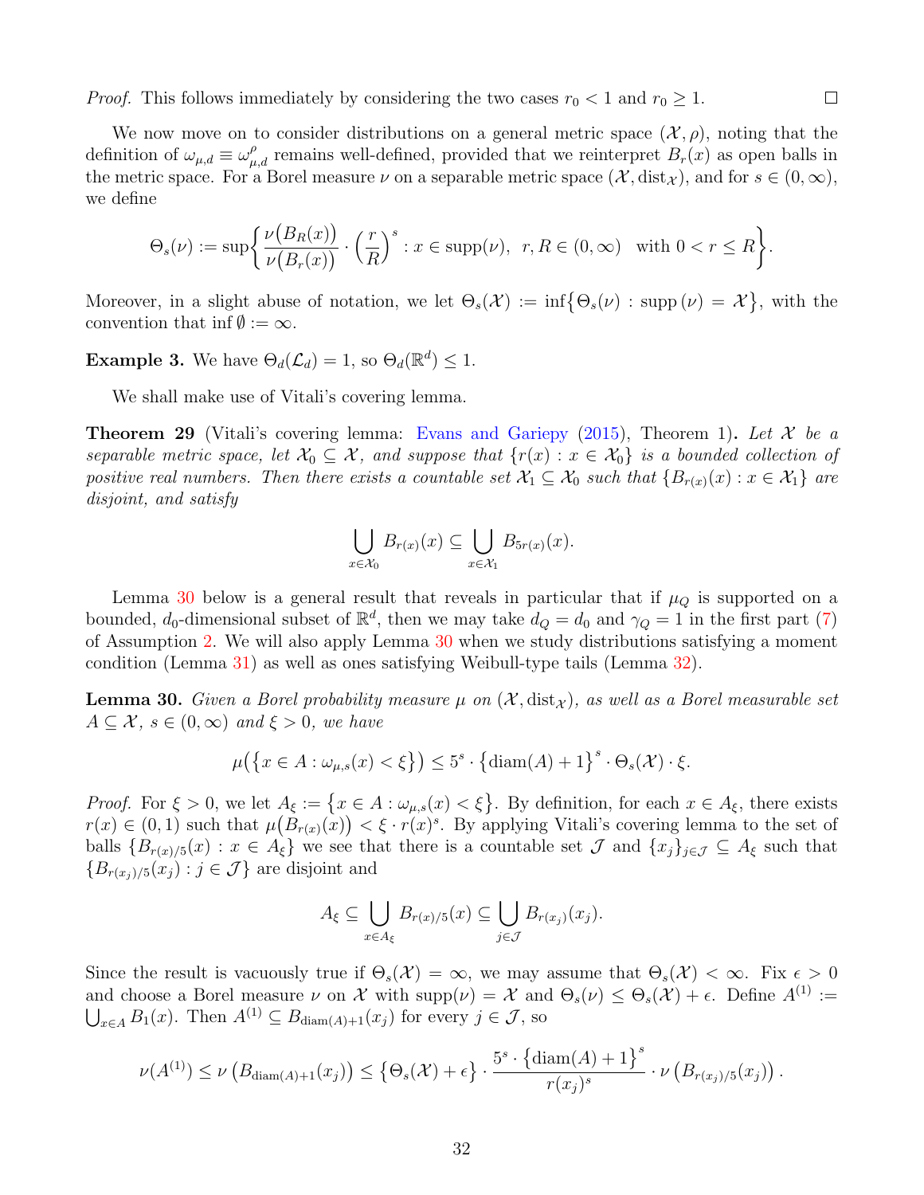*Proof.* This follows immediately by considering the two cases $r_0 < 1$ and $r_0 \geq 1$. $\square$

We now move on to consider distributions on a general metric space $(\mathcal{X}, \rho)$, noting that the definition of $\omega_{\mu,d} \equiv \omega_{\mu,d}^{\rho}$ remains well-defined, provided that we reinterpret $B_r(x)$ as open balls in the metric space. For a Borel measure $\nu$ on a separable metric space $(\mathcal{X}, \mathrm{dist}_{\mathcal{X}})$, and for $s \in (0, \infty)$, we define

$$\Theta_s(\nu) := \sup\left\{ \frac{\nu\big(B_R(x)\big)}{\nu\big(B_r(x)\big)} \cdot \left(\frac{r}{R}\right)^s : x \in \mathrm{supp}(\nu),\ \ r, R \in (0,\infty) \ \text{ with } 0 < r \leq R \right\}.$$

Moreover, in a slight abuse of notation, we let $\Theta_s(\mathcal{X}) := \inf\{\Theta_s(\nu) : \mathrm{supp}\,(\nu) = \mathcal{X}\}$, with the convention that $\inf \emptyset := \infty$.

**Example 3.** We have $\Theta_d(\mathcal{L}_d) = 1$, so $\Theta_d(\mathbb{R}^d) \leq 1$.

We shall make use of Vitali's covering lemma.

**Theorem 29** (Vitali's covering lemma: Evans and Gariepy (2015), Theorem 1)**.** *Let $\mathcal{X}$ be a separable metric space, let $\mathcal{X}_0 \subseteq \mathcal{X}$, and suppose that $\{r(x) : x \in \mathcal{X}_0\}$ is a bounded collection of positive real numbers. Then there exists a countable set $\mathcal{X}_1 \subseteq \mathcal{X}_0$ such that $\{B_{r(x)}(x) : x \in \mathcal{X}_1\}$ are disjoint, and satisfy*

$$\bigcup_{x \in \mathcal{X}_0} B_{r(x)}(x) \subseteq \bigcup_{x \in \mathcal{X}_1} B_{5r(x)}(x).$$

Lemma 30 below is a general result that reveals in particular that if $\mu_Q$ is supported on a bounded, $d_0$-dimensional subset of $\mathbb{R}^d$, then we may take $d_Q = d_0$ and $\gamma_Q = 1$ in the first part (7) of Assumption 2. We will also apply Lemma 30 when we study distributions satisfying a moment condition (Lemma 31) as well as ones satisfying Weibull-type tails (Lemma 32).

**Lemma 30.** *Given a Borel probability measure $\mu$ on $(\mathcal{X}, \mathrm{dist}_{\mathcal{X}})$, as well as a Borel measurable set $A \subseteq \mathcal{X}$, $s \in (0, \infty)$ and $\xi > 0$, we have*

$$\mu\big(\{x \in A : \omega_{\mu,s}(x) < \xi\}\big) \leq 5^s \cdot \big\{\mathrm{diam}(A) + 1\big\}^s \cdot \Theta_s(\mathcal{X}) \cdot \xi.$$

*Proof.* For $\xi > 0$, we let $A_\xi := \{x \in A : \omega_{\mu,s}(x) < \xi\}$. By definition, for each $x \in A_\xi$, there exists $r(x) \in (0,1)$ such that $\mu\big(B_{r(x)}(x)\big) < \xi \cdot r(x)^s$. By applying Vitali's covering lemma to the set of balls $\{B_{r(x)/5}(x) : x \in A_\xi\}$ we see that there is a countable set $\mathcal{J}$ and $\{x_j\}_{j \in \mathcal{J}} \subseteq A_\xi$ such that $\{B_{r(x_j)/5}(x_j) : j \in \mathcal{J}\}$ are disjoint and

$$A_\xi \subseteq \bigcup_{x \in A_\xi} B_{r(x)/5}(x) \subseteq \bigcup_{j \in \mathcal{J}} B_{r(x_j)}(x_j).$$

Since the result is vacuously true if $\Theta_s(\mathcal{X}) = \infty$, we may assume that $\Theta_s(\mathcal{X}) < \infty$. Fix $\epsilon > 0$ and choose a Borel measure $\nu$ on $\mathcal{X}$ with $\mathrm{supp}(\nu) = \mathcal{X}$ and $\Theta_s(\nu) \leq \Theta_s(\mathcal{X}) + \epsilon$. Define $A^{(1)} := \bigcup_{x \in A} B_1(x)$. Then $A^{(1)} \subseteq B_{\mathrm{diam}(A)+1}(x_j)$ for every $j \in \mathcal{J}$, so

$$\nu(A^{(1)}) \leq \nu\left(B_{\mathrm{diam}(A)+1}(x_j)\right) \leq \big\{\Theta_s(\mathcal{X}) + \epsilon\big\} \cdot \frac{5^s \cdot \big\{\mathrm{diam}(A)+1\big\}^s}{r(x_j)^s} \cdot \nu\left(B_{r(x_j)/5}(x_j)\right).$$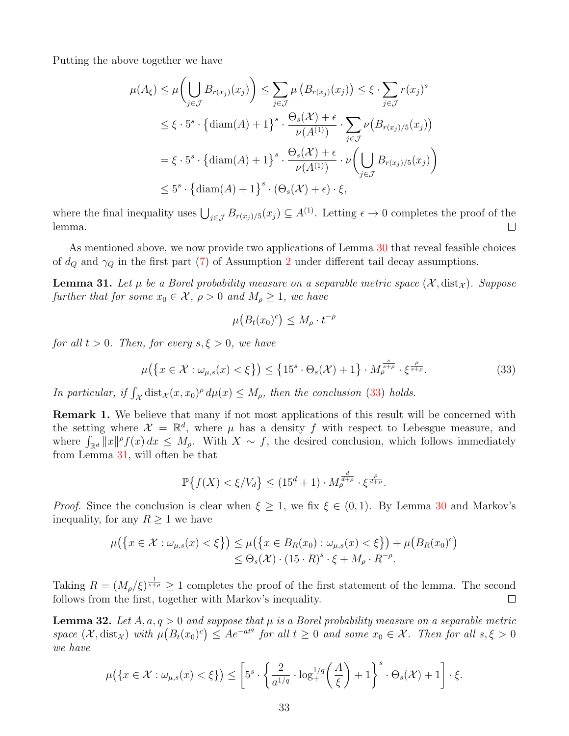Putting the above together we have

$$
\begin{aligned}
\mu(A_\xi) &\leq \mu\biggl(\bigcup_{j\in\mathcal{J}} B_{r(x_j)}(x_j)\biggr) \leq \sum_{j\in\mathcal{J}} \mu\left(B_{r(x_j)}(x_j)\right) \leq \xi \cdot \sum_{j\in\mathcal{J}} r(x_j)^s \\
&\leq \xi \cdot 5^s \cdot \bigl\{\mathrm{diam}(A)+1\bigr\}^s \cdot \frac{\Theta_s(\mathcal{X})+\epsilon}{\nu(A^{(1)})} \cdot \sum_{j\in\mathcal{J}} \nu\bigl(B_{r(x_j)/5}(x_j)\bigr) \\
&= \xi \cdot 5^s \cdot \bigl\{\mathrm{diam}(A)+1\bigr\}^s \cdot \frac{\Theta_s(\mathcal{X})+\epsilon}{\nu(A^{(1)})} \cdot \nu\biggl(\bigcup_{j\in\mathcal{J}} B_{r(x_j)/5}(x_j)\biggr) \\
&\leq 5^s \cdot \bigl\{\mathrm{diam}(A)+1\bigr\}^s \cdot (\Theta_s(\mathcal{X})+\epsilon) \cdot \xi,
\end{aligned}
$$

where the final inequality uses $\bigcup_{j\in\mathcal{J}} B_{r(x_j)/5}(x_j) \subseteq A^{(1)}$. Letting $\epsilon \to 0$ completes the proof of the lemma. □

As mentioned above, we now provide two applications of Lemma 30 that reveal feasible choices of $d_Q$ and $\gamma_Q$ in the first part (7) of Assumption 2 under different tail decay assumptions.

**Lemma 31.** *Let $\mu$ be a Borel probability measure on a separable metric space $(\mathcal{X}, \mathrm{dist}_{\mathcal{X}})$. Suppose further that for some $x_0 \in \mathcal{X}$, $\rho > 0$ and $M_\rho \geq 1$, we have*

$$
\mu\bigl(B_t(x_0)^c\bigr) \leq M_\rho \cdot t^{-\rho}
$$

*for all $t > 0$. Then, for every $s, \xi > 0$, we have*

$$
\mu\bigl(\{x \in \mathcal{X} : \omega_{\mu,s}(x) < \xi\}\bigr) \leq \bigl\{15^s \cdot \Theta_s(\mathcal{X}) + 1\bigr\} \cdot M_\rho^{\frac{s}{s+\rho}} \cdot \xi^{\frac{\rho}{s+\rho}}. \tag{33}
$$

*In particular, if $\int_{\mathcal{X}} \mathrm{dist}_{\mathcal{X}}(x, x_0)^\rho \, d\mu(x) \leq M_\rho$, then the conclusion (33) holds.*

**Remark 1.** We believe that many if not most applications of this result will be concerned with the setting where $\mathcal{X} = \mathbb{R}^d$, where $\mu$ has a density $f$ with respect to Lebesgue measure, and where $\int_{\mathbb{R}^d} \|x\|^\rho f(x)\, dx \leq M_\rho$. With $X \sim f$, the desired conclusion, which follows immediately from Lemma 31, will often be that

$$
\mathbb{P}\bigl\{f(X) < \xi/V_d\bigr\} \leq (15^d + 1) \cdot M_\rho^{\frac{d}{d+\rho}} \cdot \xi^{\frac{\rho}{d+\rho}}.
$$

*Proof.* Since the conclusion is clear when $\xi \geq 1$, we fix $\xi \in (0, 1)$. By Lemma 30 and Markov's inequality, for any $R \geq 1$ we have

$$
\begin{aligned}
\mu\bigl(\{x \in \mathcal{X} : \omega_{\mu,s}(x) < \xi\}\bigr) &\leq \mu\bigl(\{x \in B_R(x_0) : \omega_{\mu,s}(x) < \xi\}\bigr) + \mu\bigl(B_R(x_0)^c\bigr) \\
&\leq \Theta_s(\mathcal{X}) \cdot (15 \cdot R)^s \cdot \xi + M_\rho \cdot R^{-\rho}.
\end{aligned}
$$

Taking $R = (M_\rho/\xi)^{\frac{1}{s+\rho}} \geq 1$ completes the proof of the first statement of the lemma. The second follows from the first, together with Markov's inequality. □

**Lemma 32.** *Let $A, a, q > 0$ and suppose that $\mu$ is a Borel probability measure on a separable metric space $(\mathcal{X}, \mathrm{dist}_{\mathcal{X}})$ with $\mu\bigl(B_t(x_0)^c\bigr) \leq Ae^{-at^q}$ for all $t \geq 0$ and some $x_0 \in \mathcal{X}$. Then for all $s, \xi > 0$ we have*

$$
\mu\bigl(\{x \in \mathcal{X} : \omega_{\mu,s}(x) < \xi\}\bigr) \leq \left[5^s \cdot \left\{\frac{2}{a^{1/q}} \cdot \log_+^{1/q}\biggl(\frac{A}{\xi}\biggr) + 1\right\}^s \cdot \Theta_s(\mathcal{X}) + 1\right] \cdot \xi.
$$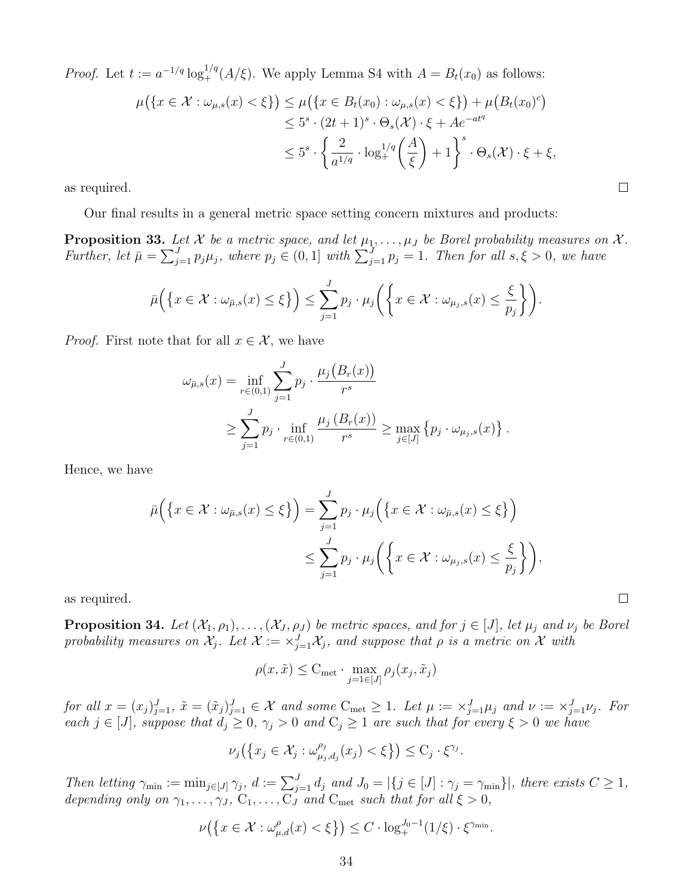*Proof.* Let $t := a^{-1/q} \log_+^{1/q}(A/\xi)$. We apply Lemma S4 with $A = B_t(x_0)$ as follows:

$$
\begin{aligned}
\mu\big(\{x \in \mathcal{X} : \omega_{\mu,s}(x) < \xi\}\big) &\leq \mu\big(\{x \in B_t(x_0) : \omega_{\mu,s}(x) < \xi\}\big) + \mu\big(B_t(x_0)^c\big) \\
&\leq 5^s \cdot (2t+1)^s \cdot \Theta_s(\mathcal{X}) \cdot \xi + Ae^{-at^q} \\
&\leq 5^s \cdot \left\{ \frac{2}{a^{1/q}} \cdot \log_+^{1/q}\left(\frac{A}{\xi}\right) + 1 \right\}^s \cdot \Theta_s(\mathcal{X}) \cdot \xi + \xi,
\end{aligned}
$$

as required. □

Our final results in a general metric space setting concern mixtures and products:

**Proposition 33.** *Let $\mathcal{X}$ be a metric space, and let $\mu_1, \ldots, \mu_J$ be Borel probability measures on $\mathcal{X}$. Further, let $\bar{\mu} = \sum_{j=1}^J p_j \mu_j$, where $p_j \in (0,1]$ with $\sum_{j=1}^J p_j = 1$. Then for all $s, \xi > 0$, we have*

$$
\bar{\mu}\Big(\big\{x \in \mathcal{X} : \omega_{\bar{\mu},s}(x) \leq \xi\big\}\Big) \leq \sum_{j=1}^J p_j \cdot \mu_j\left(\left\{x \in \mathcal{X} : \omega_{\mu_j,s}(x) \leq \frac{\xi}{p_j}\right\}\right).
$$

*Proof.* First note that for all $x \in \mathcal{X}$, we have

$$
\begin{aligned}
\omega_{\bar{\mu},s}(x) &= \inf_{r \in (0,1)} \sum_{j=1}^J p_j \cdot \frac{\mu_j\big(B_r(x)\big)}{r^s} \\
&\geq \sum_{j=1}^J p_j \cdot \inf_{r \in (0,1)} \frac{\mu_j\left(B_r(x)\right)}{r^s} \geq \max_{j \in [J]} \big\{p_j \cdot \omega_{\mu_j,s}(x)\big\}.
\end{aligned}
$$

Hence, we have

$$
\begin{aligned}
\bar{\mu}\Big(\big\{x \in \mathcal{X} : \omega_{\bar{\mu},s}(x) \leq \xi\big\}\Big) &= \sum_{j=1}^J p_j \cdot \mu_j\Big(\big\{x \in \mathcal{X} : \omega_{\bar{\mu},s}(x) \leq \xi\big\}\Big) \\
&\leq \sum_{j=1}^J p_j \cdot \mu_j\left(\left\{x \in \mathcal{X} : \omega_{\mu_j,s}(x) \leq \frac{\xi}{p_j}\right\}\right),
\end{aligned}
$$

as required. □

**Proposition 34.** *Let $(\mathcal{X}_1, \rho_1), \ldots, (\mathcal{X}_J, \rho_J)$ be metric spaces, and for $j \in [J]$, let $\mu_j$ and $\nu_j$ be Borel probability measures on $\mathcal{X}_j$. Let $\mathcal{X} := \times_{j=1}^J \mathcal{X}_j$, and suppose that $\rho$ is a metric on $\mathcal{X}$ with*

$$
\rho(x, \tilde{x}) \leq \mathrm{C}_{\mathrm{met}} \cdot \max_{j=1 \in [J]} \rho_j(x_j, \tilde{x}_j)
$$

*for all $x = (x_j)_{j=1}^J$, $\tilde{x} = (\tilde{x}_j)_{j=1}^J \in \mathcal{X}$ and some $\mathrm{C}_{\mathrm{met}} \geq 1$. Let $\mu := \times_{j=1}^J \mu_j$ and $\nu := \times_{j=1}^J \nu_j$. For each $j \in [J]$, suppose that $d_j \geq 0$, $\gamma_j > 0$ and $\mathrm{C}_j \geq 1$ are such that for every $\xi > 0$ we have*

$$
\nu_j\big(\{x_j \in \mathcal{X}_j : \omega_{\mu_j,d_j}^{\rho_j}(x_j) < \xi\}\big) \leq \mathrm{C}_j \cdot \xi^{\gamma_j}.
$$

*Then letting $\gamma_{\min} := \min_{j \in [J]} \gamma_j$, $d := \sum_{j=1}^J d_j$ and $J_0 = |\{j \in [J] : \gamma_j = \gamma_{\min}\}|$, there exists $C \geq 1$, depending only on $\gamma_1, \ldots, \gamma_J$, $\mathrm{C}_1, \ldots, \mathrm{C}_J$ and $\mathrm{C}_{\mathrm{met}}$ such that for all $\xi > 0$,*

$$
\nu\big(\{x \in \mathcal{X} : \omega_{\mu,d}^{\rho}(x) < \xi\}\big) \leq C \cdot \log_+^{J_0 - 1}(1/\xi) \cdot \xi^{\gamma_{\min}}.
$$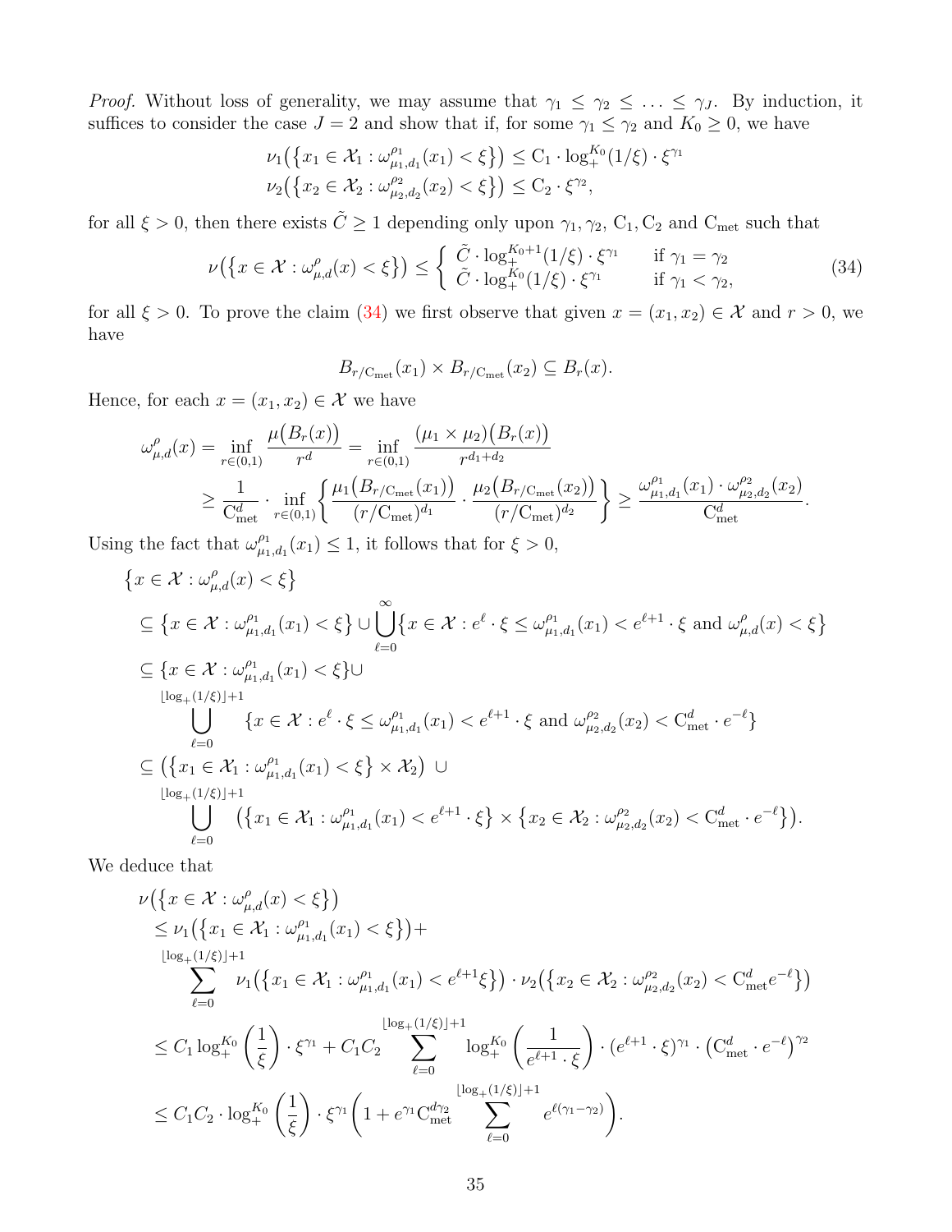*Proof.* Without loss of generality, we may assume that $\gamma_1 \leq \gamma_2 \leq \ldots \leq \gamma_J$. By induction, it suffices to consider the case $J = 2$ and show that if, for some $\gamma_1 \leq \gamma_2$ and $K_0 \geq 0$, we have

$$\nu_1\big(\big\{x_1 \in \mathcal{X}_1 : \omega^{\rho_1}_{\mu_1,d_1}(x_1) < \xi\big\}\big) \leq \mathrm{C}_1 \cdot \log_+^{K_0}(1/\xi) \cdot \xi^{\gamma_1}$$
$$\nu_2\big(\big\{x_2 \in \mathcal{X}_2 : \omega^{\rho_2}_{\mu_2,d_2}(x_2) < \xi\big\}\big) \leq \mathrm{C}_2 \cdot \xi^{\gamma_2},$$

for all $\xi > 0$, then there exists $\tilde{C} \geq 1$ depending only upon $\gamma_1, \gamma_2$, $\mathrm{C}_1, \mathrm{C}_2$ and $\mathrm{C}_{\mathrm{met}}$ such that

$$\nu\big(\big\{x \in \mathcal{X} : \omega^{\rho}_{\mu,d}(x) < \xi\big\}\big) \leq \begin{cases} \tilde{C} \cdot \log_+^{K_0+1}(1/\xi) \cdot \xi^{\gamma_1} & \text{if } \gamma_1 = \gamma_2 \\ \tilde{C} \cdot \log_+^{K_0}(1/\xi) \cdot \xi^{\gamma_1} & \text{if } \gamma_1 < \gamma_2, \end{cases} \tag{34}$$

for all $\xi > 0$. To prove the claim (34) we first observe that given $x = (x_1, x_2) \in \mathcal{X}$ and $r > 0$, we have

$$B_{r/\mathrm{C}_{\mathrm{met}}}(x_1) \times B_{r/\mathrm{C}_{\mathrm{met}}}(x_2) \subseteq B_r(x).$$

Hence, for each $x = (x_1, x_2) \in \mathcal{X}$ we have

$$\begin{aligned}
\omega^{\rho}_{\mu,d}(x) &= \inf_{r\in(0,1)} \frac{\mu\big(B_r(x)\big)}{r^d} = \inf_{r\in(0,1)} \frac{(\mu_1 \times \mu_2)\big(B_r(x)\big)}{r^{d_1+d_2}} \\
&\geq \frac{1}{\mathrm{C}^d_{\mathrm{met}}} \cdot \inf_{r\in(0,1)} \left\{ \frac{\mu_1\big(B_{r/\mathrm{C}_{\mathrm{met}}}(x_1)\big)}{(r/\mathrm{C}_{\mathrm{met}})^{d_1}} \cdot \frac{\mu_2\big(B_{r/\mathrm{C}_{\mathrm{met}}}(x_2)\big)}{(r/\mathrm{C}_{\mathrm{met}})^{d_2}} \right\} \geq \frac{\omega^{\rho_1}_{\mu_1,d_1}(x_1) \cdot \omega^{\rho_2}_{\mu_2,d_2}(x_2)}{\mathrm{C}^d_{\mathrm{met}}}.
\end{aligned}$$

Using the fact that $\omega^{\rho_1}_{\mu_1,d_1}(x_1) \leq 1$, it follows that for $\xi > 0$,

$$\begin{aligned}
&\big\{x \in \mathcal{X} : \omega^{\rho}_{\mu,d}(x) < \xi\big\} \\
&\subseteq \big\{x \in \mathcal{X} : \omega^{\rho_1}_{\mu_1,d_1}(x_1) < \xi\big\} \cup \bigcup_{\ell=0}^{\infty} \big\{x \in \mathcal{X} : e^{\ell} \cdot \xi \leq \omega^{\rho_1}_{\mu_1,d_1}(x_1) < e^{\ell+1} \cdot \xi \text{ and } \omega^{\rho}_{\mu,d}(x) < \xi\big\} \\
&\subseteq \{x \in \mathcal{X} : \omega^{\rho_1}_{\mu_1,d_1}(x_1) < \xi\} \cup \\
&\qquad \bigcup_{\ell=0}^{\lfloor \log_+(1/\xi) \rfloor + 1} \{x \in \mathcal{X} : e^{\ell} \cdot \xi \leq \omega^{\rho_1}_{\mu_1,d_1}(x_1) < e^{\ell+1} \cdot \xi \text{ and } \omega^{\rho_2}_{\mu_2,d_2}(x_2) < \mathrm{C}^d_{\mathrm{met}} \cdot e^{-\ell}\} \\
&\subseteq \big(\big\{x_1 \in \mathcal{X}_1 : \omega^{\rho_1}_{\mu_1,d_1}(x_1) < \xi\big\} \times \mathcal{X}_2\big) \cup \\
&\qquad \bigcup_{\ell=0}^{\lfloor \log_+(1/\xi) \rfloor + 1} \big(\big\{x_1 \in \mathcal{X}_1 : \omega^{\rho_1}_{\mu_1,d_1}(x_1) < e^{\ell+1} \cdot \xi\big\} \times \big\{x_2 \in \mathcal{X}_2 : \omega^{\rho_2}_{\mu_2,d_2}(x_2) < \mathrm{C}^d_{\mathrm{met}} \cdot e^{-\ell}\big\}\big).
\end{aligned}$$

We deduce that

$$\begin{aligned}
&\nu\big(\big\{x \in \mathcal{X} : \omega^{\rho}_{\mu,d}(x) < \xi\big\}\big) \\
&\leq \nu_1\big(\big\{x_1 \in \mathcal{X}_1 : \omega^{\rho_1}_{\mu_1,d_1}(x_1) < \xi\big\}\big) + \\
&\qquad \sum_{\ell=0}^{\lfloor \log_+(1/\xi) \rfloor + 1} \nu_1\big(\big\{x_1 \in \mathcal{X}_1 : \omega^{\rho_1}_{\mu_1,d_1}(x_1) < e^{\ell+1}\xi\big\}\big) \cdot \nu_2\big(\big\{x_2 \in \mathcal{X}_2 : \omega^{\rho_2}_{\mu_2,d_2}(x_2) < \mathrm{C}^d_{\mathrm{met}} e^{-\ell}\big\}\big) \\
&\leq C_1 \log_+^{K_0}\left(\frac{1}{\xi}\right) \cdot \xi^{\gamma_1} + C_1 C_2 \sum_{\ell=0}^{\lfloor \log_+(1/\xi) \rfloor + 1} \log_+^{K_0}\left(\frac{1}{e^{\ell+1} \cdot \xi}\right) \cdot (e^{\ell+1} \cdot \xi)^{\gamma_1} \cdot \left(\mathrm{C}^d_{\mathrm{met}} \cdot e^{-\ell}\right)^{\gamma_2} \\
&\leq C_1 C_2 \cdot \log_+^{K_0}\left(\frac{1}{\xi}\right) \cdot \xi^{\gamma_1} \left(1 + e^{\gamma_1} \mathrm{C}^{d\gamma_2}_{\mathrm{met}} \sum_{\ell=0}^{\lfloor \log_+(1/\xi) \rfloor + 1} e^{\ell(\gamma_1 - \gamma_2)}\right).
\end{aligned}$$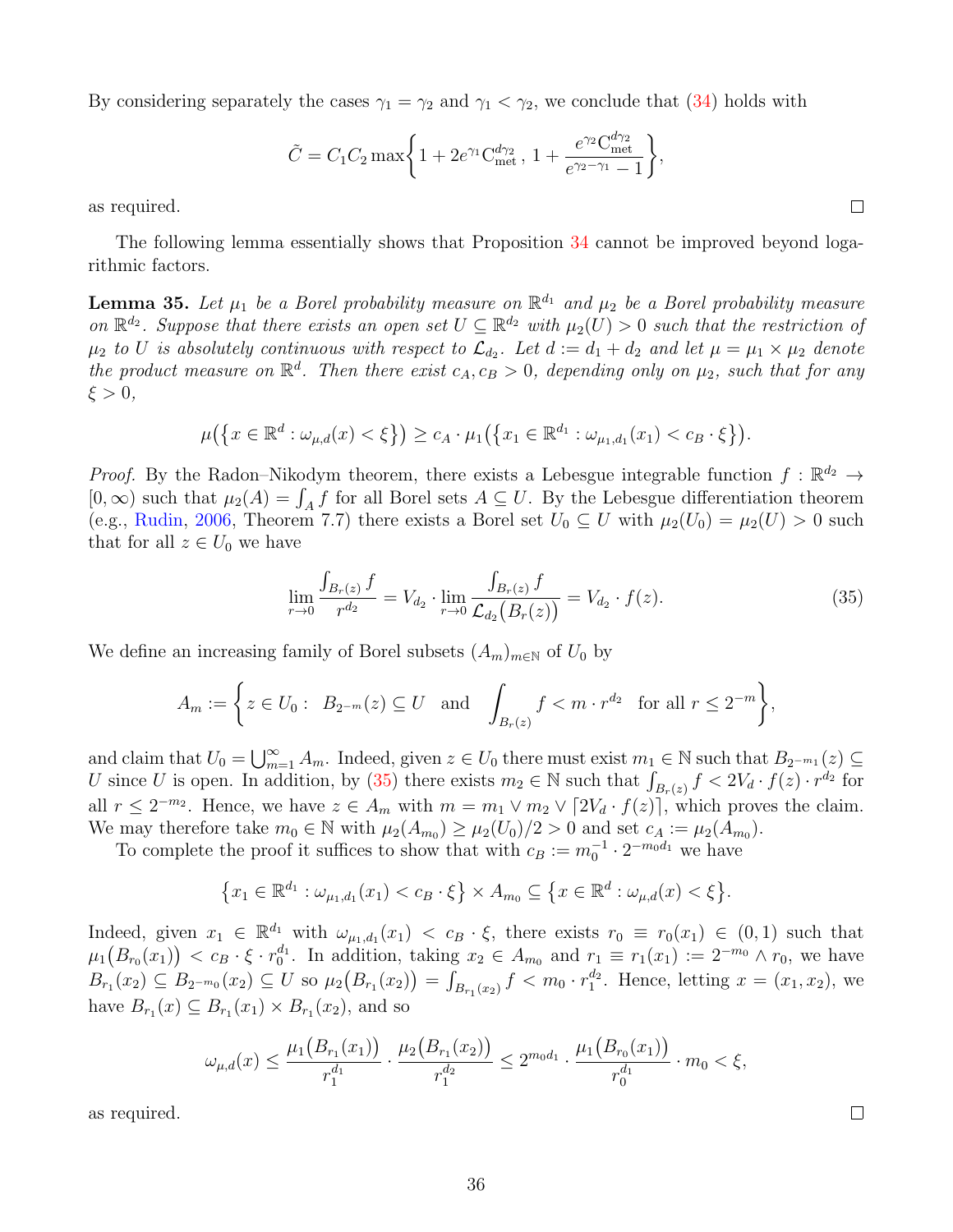By considering separately the cases $\gamma_1 = \gamma_2$ and $\gamma_1 < \gamma_2$, we conclude that (34) holds with

$$\tilde{C} = C_1 C_2 \max\left\{1 + 2e^{\gamma_1} \mathrm{C}_{\mathrm{met}}^{d\gamma_2}\,,\, 1 + \frac{e^{\gamma_2} \mathrm{C}_{\mathrm{met}}^{d\gamma_2}}{e^{\gamma_2 - \gamma_1} - 1}\right\},$$

as required. $\square$

The following lemma essentially shows that Proposition 34 cannot be improved beyond logarithmic factors.

**Lemma 35.** *Let $\mu_1$ be a Borel probability measure on $\mathbb{R}^{d_1}$ and $\mu_2$ be a Borel probability measure on $\mathbb{R}^{d_2}$. Suppose that there exists an open set $U \subseteq \mathbb{R}^{d_2}$ with $\mu_2(U) > 0$ such that the restriction of $\mu_2$ to $U$ is absolutely continuous with respect to $\mathcal{L}_{d_2}$. Let $d := d_1 + d_2$ and let $\mu = \mu_1 \times \mu_2$ denote the product measure on $\mathbb{R}^d$. Then there exist $c_A, c_B > 0$, depending only on $\mu_2$, such that for any $\xi > 0$,*

$$\mu\big(\{x \in \mathbb{R}^d : \omega_{\mu,d}(x) < \xi\}\big) \geq c_A \cdot \mu_1\big(\{x_1 \in \mathbb{R}^{d_1} : \omega_{\mu_1,d_1}(x_1) < c_B \cdot \xi\}\big).$$

*Proof.* By the Radon–Nikodym theorem, there exists a Lebesgue integrable function $f : \mathbb{R}^{d_2} \to [0,\infty)$ such that $\mu_2(A) = \int_A f$ for all Borel sets $A \subseteq U$. By the Lebesgue differentiation theorem (e.g., Rudin, 2006, Theorem 7.7) there exists a Borel set $U_0 \subseteq U$ with $\mu_2(U_0) = \mu_2(U) > 0$ such that for all $z \in U_0$ we have

$$\lim_{r\to 0} \frac{\int_{B_r(z)} f}{r^{d_2}} = V_{d_2} \cdot \lim_{r \to 0} \frac{\int_{B_r(z)} f}{\mathcal{L}_{d_2}\big(B_r(z)\big)} = V_{d_2} \cdot f(z). \tag{35}$$

We define an increasing family of Borel subsets $(A_m)_{m\in\mathbb{N}}$ of $U_0$ by

$$A_m := \left\{ z \in U_0 :\;\; B_{2^{-m}}(z) \subseteq U \quad \text{and} \quad \int_{B_r(z)} f < m \cdot r^{d_2} \quad \text{for all } r \leq 2^{-m}\right\},$$

and claim that $U_0 = \bigcup_{m=1}^{\infty} A_m$. Indeed, given $z \in U_0$ there must exist $m_1 \in \mathbb{N}$ such that $B_{2^{-m_1}}(z) \subseteq U$ since $U$ is open. In addition, by (35) there exists $m_2 \in \mathbb{N}$ such that $\int_{B_r(z)} f < 2V_d \cdot f(z) \cdot r^{d_2}$ for all $r \leq 2^{-m_2}$. Hence, we have $z \in A_m$ with $m = m_1 \vee m_2 \vee \lceil 2V_d \cdot f(z)\rceil$, which proves the claim. We may therefore take $m_0 \in \mathbb{N}$ with $\mu_2(A_{m_0}) \geq \mu_2(U_0)/2 > 0$ and set $c_A := \mu_2(A_{m_0})$.

To complete the proof it suffices to show that with $c_B := m_0^{-1} \cdot 2^{-m_0 d_1}$ we have

$$\big\{x_1 \in \mathbb{R}^{d_1} : \omega_{\mu_1,d_1}(x_1) < c_B \cdot \xi\big\} \times A_{m_0} \subseteq \big\{x \in \mathbb{R}^d : \omega_{\mu,d}(x) < \xi\big\}.$$

Indeed, given $x_1 \in \mathbb{R}^{d_1}$ with $\omega_{\mu_1,d_1}(x_1) < c_B \cdot \xi$, there exists $r_0 \equiv r_0(x_1) \in (0,1)$ such that $\mu_1\big(B_{r_0}(x_1)\big) < c_B \cdot \xi \cdot r_0^{d_1}$. In addition, taking $x_2 \in A_{m_0}$ and $r_1 \equiv r_1(x_1) := 2^{-m_0} \wedge r_0$, we have $B_{r_1}(x_2) \subseteq B_{2^{-m_0}}(x_2) \subseteq U$ so $\mu_2\big(B_{r_1}(x_2)\big) = \int_{B_{r_1}(x_2)} f < m_0 \cdot r_1^{d_2}$. Hence, letting $x = (x_1, x_2)$, we have $B_{r_1}(x) \subseteq B_{r_1}(x_1) \times B_{r_1}(x_2)$, and so

$$\omega_{\mu,d}(x) \leq \frac{\mu_1\big(B_{r_1}(x_1)\big)}{r_1^{d_1}} \cdot \frac{\mu_2\big(B_{r_1}(x_2)\big)}{r_1^{d_2}} \leq 2^{m_0 d_1} \cdot \frac{\mu_1\big(B_{r_0}(x_1)\big)}{r_0^{d_1}} \cdot m_0 < \xi,$$

as required. $\square$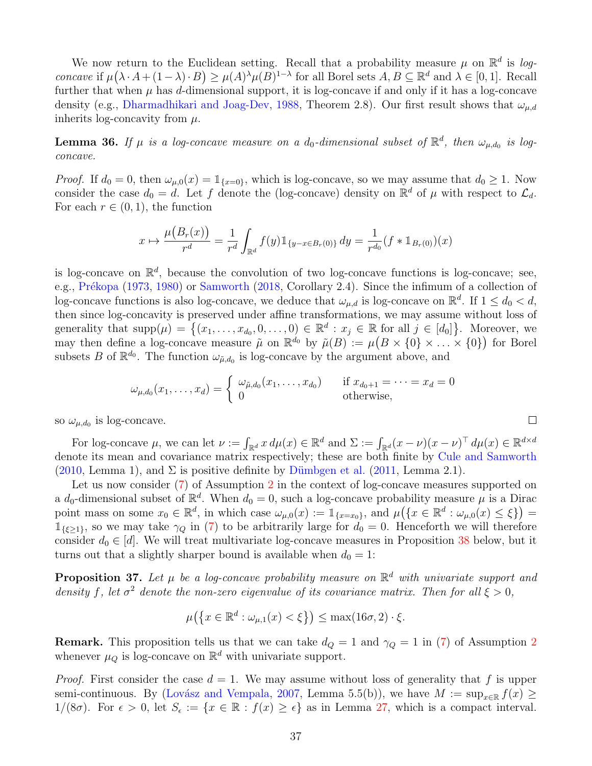We now return to the Euclidean setting. Recall that a probability measure $\mu$ on $\mathbb{R}^d$ is *log-concave* if $\mu\big(\lambda \cdot A + (1-\lambda)\cdot B\big) \geq \mu(A)^\lambda \mu(B)^{1-\lambda}$ for all Borel sets $A, B \subseteq \mathbb{R}^d$ and $\lambda \in [0,1]$. Recall further that when $\mu$ has $d$-dimensional support, it is log-concave if and only if it has a log-concave density (e.g., Dharmadhikari and Joag-Dev, 1988, Theorem 2.8). Our first result shows that $\omega_{\mu,d}$ inherits log-concavity from $\mu$.

**Lemma 36.** *If $\mu$ is a log-concave measure on a $d_0$-dimensional subset of $\mathbb{R}^d$, then $\omega_{\mu,d_0}$ is log-concave.*

*Proof.* If $d_0 = 0$, then $\omega_{\mu,0}(x) = \mathbb{1}_{\{x=0\}}$, which is log-concave, so we may assume that $d_0 \geq 1$. Now consider the case $d_0 = d$. Let $f$ denote the (log-concave) density on $\mathbb{R}^d$ of $\mu$ with respect to $\mathcal{L}_d$. For each $r \in (0,1)$, the function

$$x \mapsto \frac{\mu\big(B_r(x)\big)}{r^d} = \frac{1}{r^d}\int_{\mathbb{R}^d} f(y)\mathbb{1}_{\{y-x\in B_r(0)\}}\,dy = \frac{1}{r^{d_0}}(f * \mathbb{1}_{B_r(0)})(x)$$

is log-concave on $\mathbb{R}^d$, because the convolution of two log-concave functions is log-concave; see, e.g., Prékopa (1973, 1980) or Samworth (2018, Corollary 2.4). Since the infimum of a collection of log-concave functions is also log-concave, we deduce that $\omega_{\mu,d}$ is log-concave on $\mathbb{R}^d$. If $1 \leq d_0 < d$, then since log-concavity is preserved under affine transformations, we may assume without loss of generality that $\mathrm{supp}(\mu) = \big\{(x_1,\ldots,x_{d_0},0,\ldots,0) \in \mathbb{R}^d : x_j \in \mathbb{R} \text{ for all } j \in [d_0]\big\}$. Moreover, we may then define a log-concave measure $\tilde{\mu}$ on $\mathbb{R}^{d_0}$ by $\tilde{\mu}(B) := \mu\big(B \times \{0\} \times \ldots \times \{0\}\big)$ for Borel subsets $B$ of $\mathbb{R}^{d_0}$. The function $\omega_{\tilde{\mu},d_0}$ is log-concave by the argument above, and

$$\omega_{\mu,d_0}(x_1,\ldots,x_d) = \begin{cases} \omega_{\tilde{\mu},d_0}(x_1,\ldots,x_{d_0}) & \text{if } x_{d_0+1} = \cdots = x_d = 0 \\ 0 & \text{otherwise,} \end{cases}$$

so $\omega_{\mu,d_0}$ is log-concave. $\square$

For log-concave $\mu$, we can let $\nu := \int_{\mathbb{R}^d} x\,d\mu(x) \in \mathbb{R}^d$ and $\Sigma := \int_{\mathbb{R}^d}(x-\nu)(x-\nu)^\top\,d\mu(x) \in \mathbb{R}^{d\times d}$ denote its mean and covariance matrix respectively; these are both finite by Cule and Samworth (2010, Lemma 1), and $\Sigma$ is positive definite by Dümbgen et al. (2011, Lemma 2.1).

Let us now consider (7) of Assumption 2 in the context of log-concave measures supported on a $d_0$-dimensional subset of $\mathbb{R}^d$. When $d_0 = 0$, such a log-concave probability measure $\mu$ is a Dirac point mass on some $x_0 \in \mathbb{R}^d$, in which case $\omega_{\mu,0}(x) := \mathbb{1}_{\{x=x_0\}}$, and $\mu\big(\{x \in \mathbb{R}^d : \omega_{\mu,0}(x) \leq \xi\}\big) = \mathbb{1}_{\{\xi\geq 1\}}$, so we may take $\gamma_Q$ in (7) to be arbitrarily large for $d_0 = 0$. Henceforth we will therefore consider $d_0 \in [d]$. We will treat multivariate log-concave measures in Proposition 38 below, but it turns out that a slightly sharper bound is available when $d_0 = 1$:

**Proposition 37.** *Let $\mu$ be a log-concave probability measure on $\mathbb{R}^d$ with univariate support and density $f$, let $\sigma^2$ denote the non-zero eigenvalue of its covariance matrix. Then for all $\xi > 0$,*

$$\mu\big(\{x \in \mathbb{R}^d : \omega_{\mu,1}(x) < \xi\}\big) \leq \max(16\sigma, 2)\cdot\xi.$$

**Remark.** This proposition tells us that we can take $d_Q = 1$ and $\gamma_Q = 1$ in (7) of Assumption 2 whenever $\mu_Q$ is log-concave on $\mathbb{R}^d$ with univariate support.

*Proof.* First consider the case $d = 1$. We may assume without loss of generality that $f$ is upper semi-continuous. By (Lovász and Vempala, 2007, Lemma 5.5(b)), we have $M := \sup_{x\in\mathbb{R}} f(x) \geq 1/(8\sigma)$. For $\epsilon > 0$, let $S_\epsilon := \{x \in \mathbb{R} : f(x) \geq \epsilon\}$ as in Lemma 27, which is a compact interval.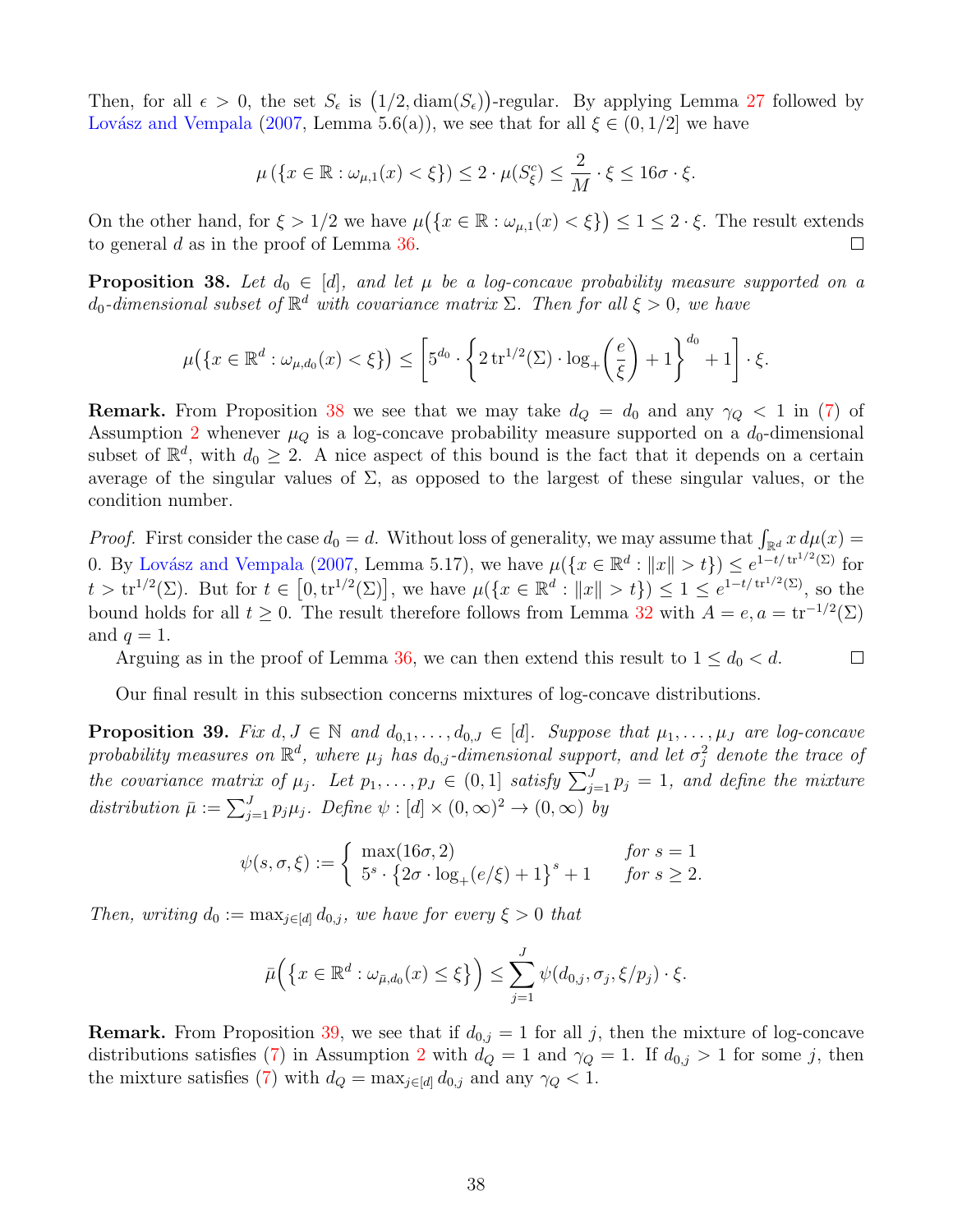Then, for all $\epsilon > 0$, the set $S_\epsilon$ is $\big(1/2, \mathrm{diam}(S_\epsilon)\big)$-regular. By applying Lemma 27 followed by Lovász and Vempala (2007, Lemma 5.6(a)), we see that for all $\xi \in (0, 1/2]$ we have

$$\mu\left(\{x \in \mathbb{R} : \omega_{\mu,1}(x) < \xi\}\right) \leq 2 \cdot \mu(S_\xi^c) \leq \frac{2}{M} \cdot \xi \leq 16\sigma \cdot \xi.$$

On the other hand, for $\xi > 1/2$ we have $\mu\big(\{x \in \mathbb{R} : \omega_{\mu,1}(x) < \xi\}\big) \leq 1 \leq 2 \cdot \xi$. The result extends to general $d$ as in the proof of Lemma 36. $\square$

**Proposition 38.** *Let $d_0 \in [d]$, and let $\mu$ be a log-concave probability measure supported on a $d_0$-dimensional subset of $\mathbb{R}^d$ with covariance matrix $\Sigma$. Then for all $\xi > 0$, we have*

$$\mu\big(\{x \in \mathbb{R}^d : \omega_{\mu,d_0}(x) < \xi\}\big) \leq \left[5^{d_0} \cdot \left\{2\,\mathrm{tr}^{1/2}(\Sigma) \cdot \log_+\left(\frac{e}{\xi}\right) + 1\right\}^{d_0} + 1\right] \cdot \xi.$$

**Remark.** From Proposition 38 we see that we may take $d_Q = d_0$ and any $\gamma_Q < 1$ in (7) of Assumption 2 whenever $\mu_Q$ is a log-concave probability measure supported on a $d_0$-dimensional subset of $\mathbb{R}^d$, with $d_0 \geq 2$. A nice aspect of this bound is the fact that it depends on a certain average of the singular values of $\Sigma$, as opposed to the largest of these singular values, or the condition number.

*Proof.* First consider the case $d_0 = d$. Without loss of generality, we may assume that $\int_{\mathbb{R}^d} x \, d\mu(x) = 0$. By Lovász and Vempala (2007, Lemma 5.17), we have $\mu(\{x \in \mathbb{R}^d : \|x\| > t\}) \leq e^{1-t/\mathrm{tr}^{1/2}(\Sigma)}$ for $t > \mathrm{tr}^{1/2}(\Sigma)$. But for $t \in \big[0, \mathrm{tr}^{1/2}(\Sigma)\big]$, we have $\mu(\{x \in \mathbb{R}^d : \|x\| > t\}) \leq 1 \leq e^{1-t/\mathrm{tr}^{1/2}(\Sigma)}$, so the bound holds for all $t \geq 0$. The result therefore follows from Lemma 32 with $A = e, a = \mathrm{tr}^{-1/2}(\Sigma)$ and $q = 1$.

Arguing as in the proof of Lemma 36, we can then extend this result to $1 \leq d_0 < d$. $\square$

Our final result in this subsection concerns mixtures of log-concave distributions.

**Proposition 39.** *Fix $d, J \in \mathbb{N}$ and $d_{0,1}, \ldots, d_{0,J} \in [d]$. Suppose that $\mu_1, \ldots, \mu_J$ are log-concave probability measures on $\mathbb{R}^d$, where $\mu_j$ has $d_{0,j}$-dimensional support, and let $\sigma_j^2$ denote the trace of the covariance matrix of $\mu_j$. Let $p_1, \ldots, p_J \in (0, 1]$ satisfy $\sum_{j=1}^J p_j = 1$, and define the mixture distribution $\bar{\mu} := \sum_{j=1}^J p_j \mu_j$. Define $\psi : [d] \times (0, \infty)^2 \to (0, \infty)$ by*

$$\psi(s, \sigma, \xi) := \begin{cases} \max(16\sigma, 2) & \text{for } s = 1 \\ 5^s \cdot \left\{2\sigma \cdot \log_+(e/\xi) + 1\right\}^s + 1 & \text{for } s \geq 2. \end{cases}$$

*Then, writing $d_0 := \max_{j \in [d]} d_{0,j}$, we have for every $\xi > 0$ that*

$$\bar{\mu}\Big(\big\{x \in \mathbb{R}^d : \omega_{\bar{\mu},d_0}(x) \leq \xi\big\}\Big) \leq \sum_{j=1}^J \psi(d_{0,j}, \sigma_j, \xi/p_j) \cdot \xi.$$

**Remark.** From Proposition 39, we see that if $d_{0,j} = 1$ for all $j$, then the mixture of log-concave distributions satisfies (7) in Assumption 2 with $d_Q = 1$ and $\gamma_Q = 1$. If $d_{0,j} > 1$ for some $j$, then the mixture satisfies (7) with $d_Q = \max_{j \in [d]} d_{0,j}$ and any $\gamma_Q < 1$.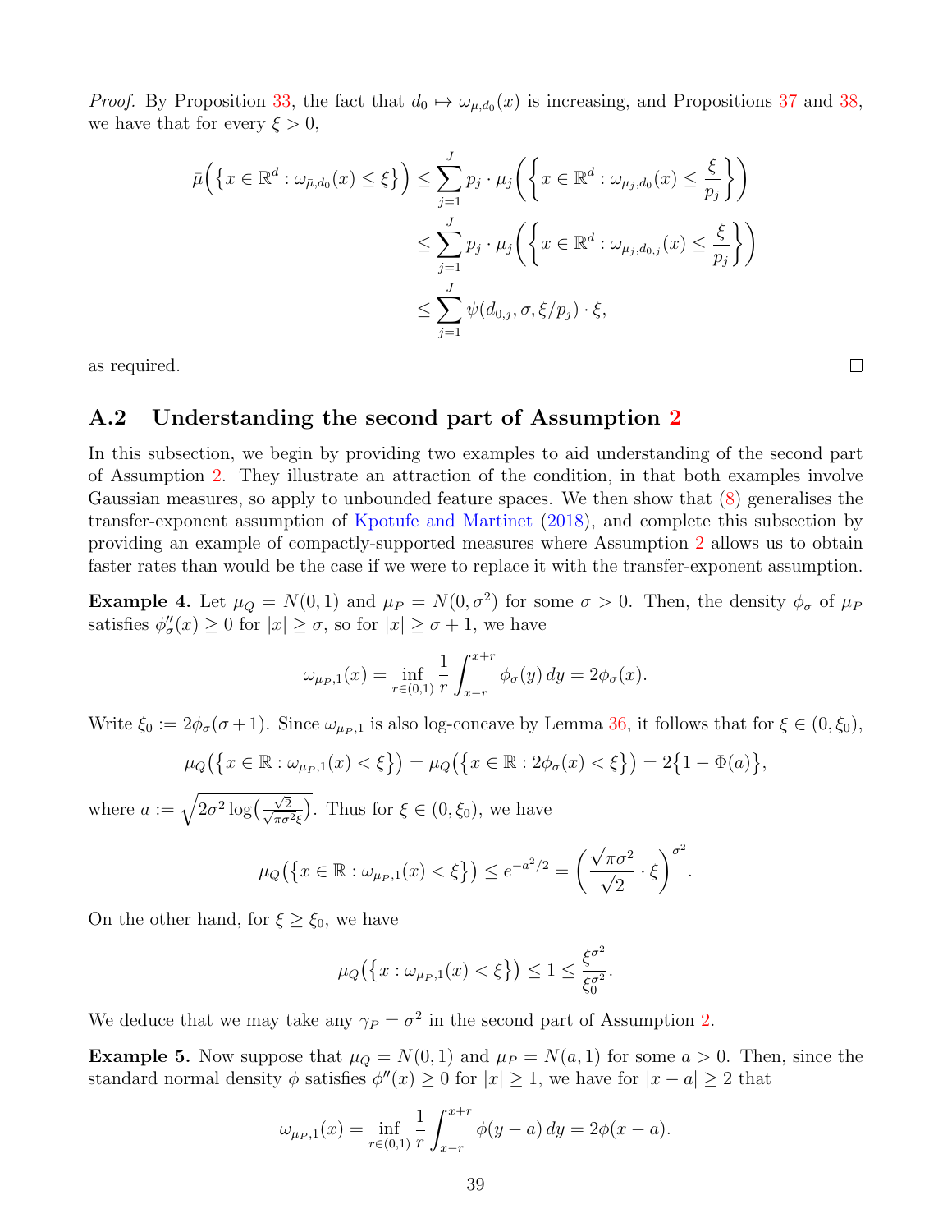*Proof.* By Proposition 33, the fact that $d_0 \mapsto \omega_{\mu,d_0}(x)$ is increasing, and Propositions 37 and 38, we have that for every $\xi > 0$,

$$
\begin{aligned}
\bar{\mu}\Big(\big\{x \in \mathbb{R}^d : \omega_{\bar{\mu},d_0}(x) \leq \xi\big\}\Big) &\leq \sum_{j=1}^{J} p_j \cdot \mu_j\bigg(\bigg\{x \in \mathbb{R}^d : \omega_{\mu_j,d_0}(x) \leq \frac{\xi}{p_j}\bigg\}\bigg) \\
&\leq \sum_{j=1}^{J} p_j \cdot \mu_j\bigg(\bigg\{x \in \mathbb{R}^d : \omega_{\mu_j,d_{0,j}}(x) \leq \frac{\xi}{p_j}\bigg\}\bigg) \\
&\leq \sum_{j=1}^{J} \psi(d_{0,j}, \sigma, \xi/p_j) \cdot \xi,
\end{aligned}
$$

as required. □

## A.2 Understanding the second part of Assumption 2

In this subsection, we begin by providing two examples to aid understanding of the second part of Assumption 2. They illustrate an attraction of the condition, in that both examples involve Gaussian measures, so apply to unbounded feature spaces. We then show that (8) generalises the transfer-exponent assumption of Kpotufe and Martinet (2018), and complete this subsection by providing an example of compactly-supported measures where Assumption 2 allows us to obtain faster rates than would be the case if we were to replace it with the transfer-exponent assumption.

**Example 4.** Let $\mu_Q = N(0,1)$ and $\mu_P = N(0,\sigma^2)$ for some $\sigma > 0$. Then, the density $\phi_\sigma$ of $\mu_P$ satisfies $\phi_\sigma''(x) \geq 0$ for $|x| \geq \sigma$, so for $|x| \geq \sigma + 1$, we have

$$
\omega_{\mu_P,1}(x) = \inf_{r \in (0,1)} \frac{1}{r} \int_{x-r}^{x+r} \phi_\sigma(y)\,dy = 2\phi_\sigma(x).
$$

Write $\xi_0 := 2\phi_\sigma(\sigma+1)$. Since $\omega_{\mu_P,1}$ is also log-concave by Lemma 36, it follows that for $\xi \in (0, \xi_0)$,

$$
\mu_Q\big(\big\{x \in \mathbb{R} : \omega_{\mu_P,1}(x) < \xi\big\}\big) = \mu_Q\big(\big\{x \in \mathbb{R} : 2\phi_\sigma(x) < \xi\big\}\big) = 2\big\{1 - \Phi(a)\big\},
$$

where $a := \sqrt{2\sigma^2 \log\big(\frac{\sqrt{2}}{\sqrt{\pi\sigma^2}\xi}\big)}$. Thus for $\xi \in (0, \xi_0)$, we have

$$
\mu_Q\big(\big\{x \in \mathbb{R} : \omega_{\mu_P,1}(x) < \xi\big\}\big) \leq e^{-a^2/2} = \bigg(\frac{\sqrt{\pi\sigma^2}}{\sqrt{2}} \cdot \xi\bigg)^{\sigma^2}.
$$

On the other hand, for $\xi \geq \xi_0$, we have

$$
\mu_Q\big(\big\{x : \omega_{\mu_P,1}(x) < \xi\big\}\big) \leq 1 \leq \frac{\xi^{\sigma^2}}{\xi_0^{\sigma^2}}.
$$

We deduce that we may take any $\gamma_P = \sigma^2$ in the second part of Assumption 2.

**Example 5.** Now suppose that $\mu_Q = N(0,1)$ and $\mu_P = N(a,1)$ for some $a > 0$. Then, since the standard normal density $\phi$ satisfies $\phi''(x) \geq 0$ for $|x| \geq 1$, we have for $|x - a| \geq 2$ that

$$
\omega_{\mu_P,1}(x) = \inf_{r \in (0,1)} \frac{1}{r} \int_{x-r}^{x+r} \phi(y - a)\,dy = 2\phi(x - a).
$$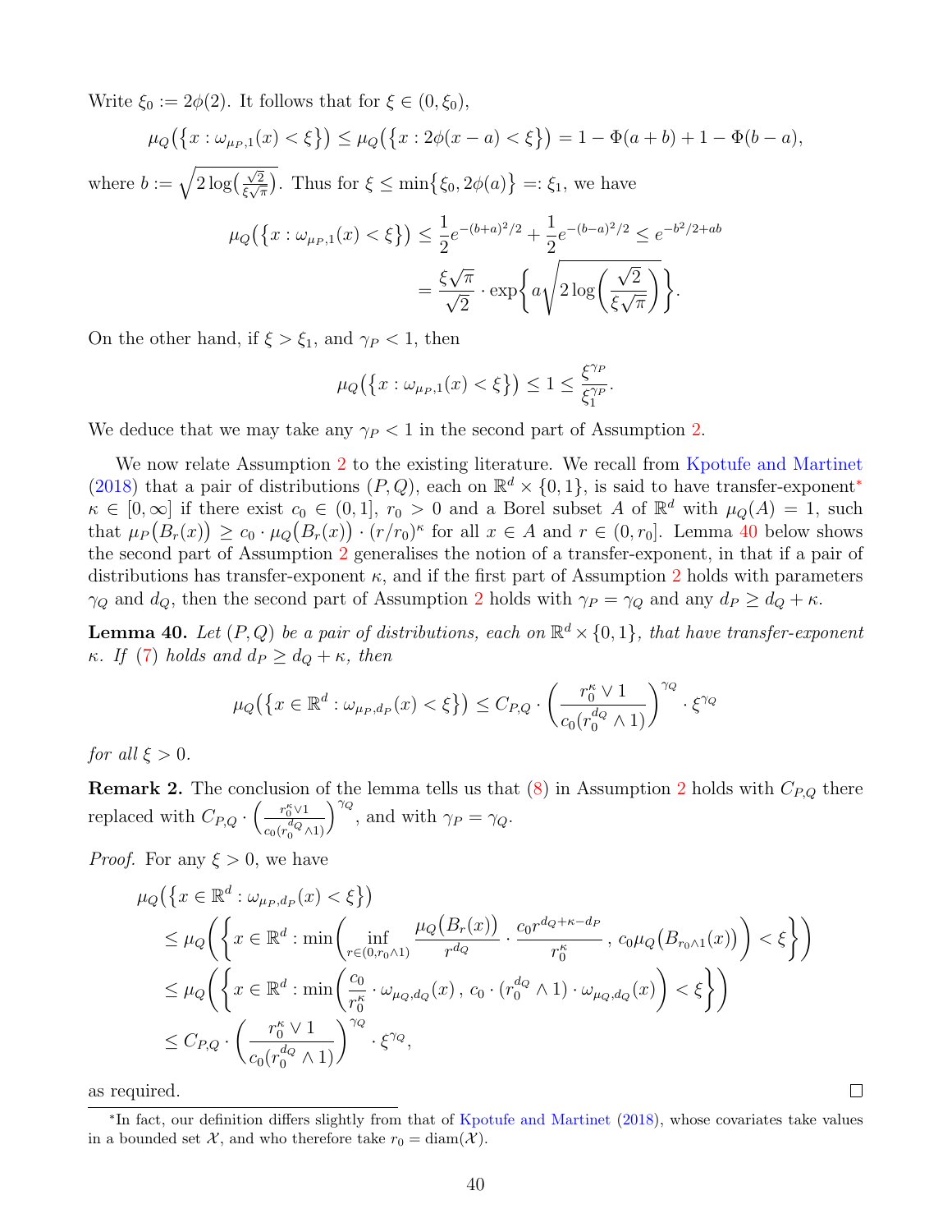Write $\xi_0 := 2\phi(2)$. It follows that for $\xi \in (0, \xi_0)$,

$$\mu_Q\big(\{x : \omega_{\mu_P,1}(x) < \xi\}\big) \leq \mu_Q\big(\{x : 2\phi(x-a) < \xi\}\big) = 1 - \Phi(a+b) + 1 - \Phi(b-a),$$

where $b := \sqrt{2\log\big(\frac{\sqrt{2}}{\xi\sqrt{\pi}}\big)}$. Thus for $\xi \leq \min\{\xi_0, 2\phi(a)\} =: \xi_1$, we have

$$\begin{aligned}\mu_Q\big(\{x : \omega_{\mu_P,1}(x) < \xi\}\big) &\leq \frac{1}{2}e^{-(b+a)^2/2} + \frac{1}{2}e^{-(b-a)^2/2} \leq e^{-b^2/2+ab} \\ &= \frac{\xi\sqrt{\pi}}{\sqrt{2}} \cdot \exp\bigg\{a\sqrt{2\log\Big(\frac{\sqrt{2}}{\xi\sqrt{\pi}}\Big)}\bigg\}.\end{aligned}$$

On the other hand, if $\xi > \xi_1$, and $\gamma_P < 1$, then

$$\mu_Q\big(\{x : \omega_{\mu_P,1}(x) < \xi\}\big) \leq 1 \leq \frac{\xi^{\gamma_P}}{\xi_1^{\gamma_P}}.$$

We deduce that we may take any $\gamma_P < 1$ in the second part of Assumption 2.

We now relate Assumption 2 to the existing literature. We recall from Kpotufe and Martinet (2018) that a pair of distributions $(P, Q)$, each on $\mathbb{R}^d \times \{0, 1\}$, is said to have transfer-exponent* $\kappa \in [0, \infty]$ if there exist $c_0 \in (0, 1]$, $r_0 > 0$ and a Borel subset $A$ of $\mathbb{R}^d$ with $\mu_Q(A) = 1$, such that $\mu_P\big(B_r(x)\big) \geq c_0 \cdot \mu_Q\big(B_r(x)\big) \cdot (r/r_0)^\kappa$ for all $x \in A$ and $r \in (0, r_0]$. Lemma 40 below shows the second part of Assumption 2 generalises the notion of a transfer-exponent, in that if a pair of distributions has transfer-exponent $\kappa$, and if the first part of Assumption 2 holds with parameters $\gamma_Q$ and $d_Q$, then the second part of Assumption 2 holds with $\gamma_P = \gamma_Q$ and any $d_P \geq d_Q + \kappa$.

**Lemma 40.** *Let $(P, Q)$ be a pair of distributions, each on $\mathbb{R}^d \times \{0, 1\}$, that have transfer-exponent $\kappa$. If (7) holds and $d_P \geq d_Q + \kappa$, then*

$$\mu_Q\big(\{x \in \mathbb{R}^d : \omega_{\mu_P,d_P}(x) < \xi\}\big) \leq C_{P,Q} \cdot \bigg(\frac{r_0^\kappa \vee 1}{c_0(r_0^{d_Q} \wedge 1)}\bigg)^{\gamma_Q} \cdot \xi^{\gamma_Q}$$

*for all $\xi > 0$.*

**Remark 2.** The conclusion of the lemma tells us that (8) in Assumption 2 holds with $C_{P,Q}$ there replaced with $C_{P,Q} \cdot \Big(\frac{r_0^\kappa \vee 1}{c_0(r_0^{d_Q} \wedge 1)}\Big)^{\gamma_Q}$, and with $\gamma_P = \gamma_Q$.

*Proof.* For any $\xi > 0$, we have

$$\begin{aligned}&\mu_Q\big(\{x \in \mathbb{R}^d : \omega_{\mu_P,d_P}(x) < \xi\}\big) \\ &\leq \mu_Q\bigg(\bigg\{x \in \mathbb{R}^d : \min\bigg(\inf_{r \in (0, r_0 \wedge 1)} \frac{\mu_Q\big(B_r(x)\big)}{r^{d_Q}} \cdot \frac{c_0 r^{d_Q + \kappa - d_P}}{r_0^\kappa}\, ,\, c_0\mu_Q\big(B_{r_0 \wedge 1}(x)\big)\bigg) < \xi\bigg\}\bigg) \\ &\leq \mu_Q\bigg(\bigg\{x \in \mathbb{R}^d : \min\bigg(\frac{c_0}{r_0^\kappa} \cdot \omega_{\mu_Q,d_Q}(x)\, ,\, c_0 \cdot (r_0^{d_Q} \wedge 1) \cdot \omega_{\mu_Q,d_Q}(x)\bigg) < \xi\bigg\}\bigg) \\ &\leq C_{P,Q} \cdot \bigg(\frac{r_0^\kappa \vee 1}{c_0(r_0^{d_Q} \wedge 1)}\bigg)^{\gamma_Q} \cdot \xi^{\gamma_Q},\end{aligned}$$

as required. $\square$

---

*In fact, our definition differs slightly from that of Kpotufe and Martinet (2018), whose covariates take values in a bounded set $\mathcal{X}$, and who therefore take $r_0 = \mathrm{diam}(\mathcal{X})$.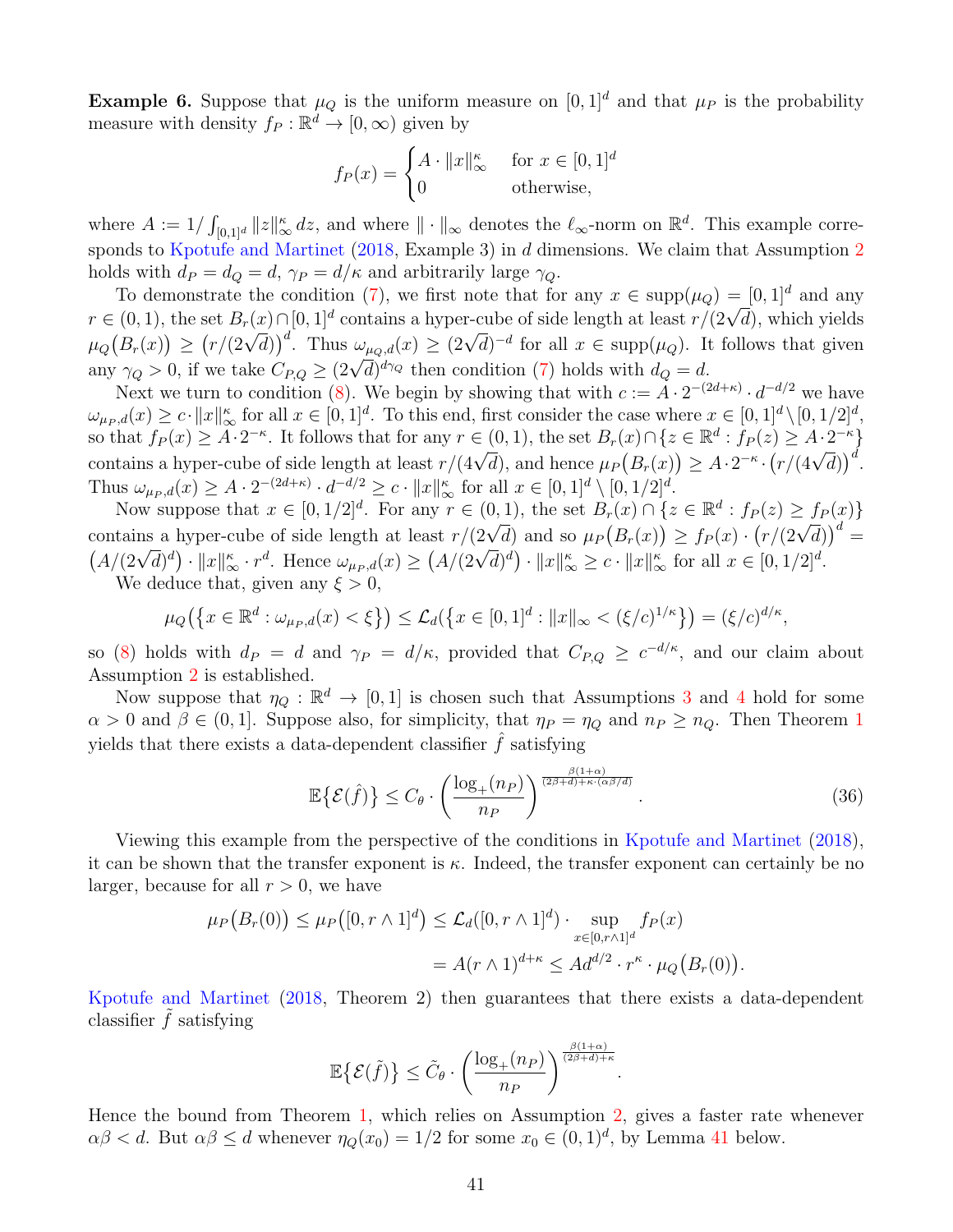**Example 6.** Suppose that $\mu_Q$ is the uniform measure on $[0,1]^d$ and that $\mu_P$ is the probability measure with density $f_P : \mathbb{R}^d \to [0,\infty)$ given by

$$f_P(x) = \begin{cases} A \cdot \|x\|_\infty^\kappa & \text{for } x \in [0,1]^d \\ 0 & \text{otherwise,} \end{cases}$$

where $A := 1/\int_{[0,1]^d} \|z\|_\infty^\kappa \, dz$, and where $\|\cdot\|_\infty$ denotes the $\ell_\infty$-norm on $\mathbb{R}^d$. This example corresponds to Kpotufe and Martinet (2018, Example 3) in $d$ dimensions. We claim that Assumption 2 holds with $d_P = d_Q = d$, $\gamma_P = d/\kappa$ and arbitrarily large $\gamma_Q$.

To demonstrate the condition (7), we first note that for any $x \in \mathrm{supp}(\mu_Q) = [0,1]^d$ and any $r \in (0,1)$, the set $B_r(x) \cap [0,1]^d$ contains a hyper-cube of side length at least $r/(2\sqrt{d})$, which yields $\mu_Q\big(B_r(x)\big) \geq \big(r/(2\sqrt{d})\big)^d$. Thus $\omega_{\mu_Q,d}(x) \geq (2\sqrt{d})^{-d}$ for all $x \in \mathrm{supp}(\mu_Q)$. It follows that given any $\gamma_Q > 0$, if we take $C_{P,Q} \geq (2\sqrt{d})^{d\gamma_Q}$ then condition (7) holds with $d_Q = d$.

Next we turn to condition (8). We begin by showing that with $c := A \cdot 2^{-(2d+\kappa)} \cdot d^{-d/2}$ we have $\omega_{\mu_P,d}(x) \geq c \cdot \|x\|_\infty^\kappa$ for all $x \in [0,1]^d$. To this end, first consider the case where $x \in [0,1]^d \setminus [0,1/2]^d$, so that $f_P(x) \geq A \cdot 2^{-\kappa}$. It follows that for any $r \in (0,1)$, the set $B_r(x) \cap \{z \in \mathbb{R}^d : f_P(z) \geq A \cdot 2^{-\kappa}\}$ contains a hyper-cube of side length at least $r/(4\sqrt{d})$, and hence $\mu_P\big(B_r(x)\big) \geq A \cdot 2^{-\kappa} \cdot \big(r/(4\sqrt{d})\big)^d$. Thus $\omega_{\mu_P,d}(x) \geq A \cdot 2^{-(2d+\kappa)} \cdot d^{-d/2} \geq c \cdot \|x\|_\infty^\kappa$ for all $x \in [0,1]^d \setminus [0,1/2]^d$.

Now suppose that $x \in [0,1/2]^d$. For any $r \in (0,1)$, the set $B_r(x) \cap \{z \in \mathbb{R}^d : f_P(z) \geq f_P(x)\}$ contains a hyper-cube of side length at least $r/(2\sqrt{d})$ and so $\mu_P\big(B_r(x)\big) \geq f_P(x) \cdot \big(r/(2\sqrt{d})\big)^d = \big(A/(2\sqrt{d})^d\big) \cdot \|x\|_\infty^\kappa \cdot r^d$. Hence $\omega_{\mu_P,d}(x) \geq \big(A/(2\sqrt{d})^d\big) \cdot \|x\|_\infty^\kappa \geq c \cdot \|x\|_\infty^\kappa$ for all $x \in [0,1/2]^d$.

We deduce that, given any $\xi > 0$,

$$\mu_Q\big(\{x \in \mathbb{R}^d : \omega_{\mu_P,d}(x) < \xi\}\big) \leq \mathcal{L}_d\big(\{x \in [0,1]^d : \|x\|_\infty < (\xi/c)^{1/\kappa}\}\big) = (\xi/c)^{d/\kappa},$$

so (8) holds with $d_P = d$ and $\gamma_P = d/\kappa$, provided that $C_{P,Q} \geq c^{-d/\kappa}$, and our claim about Assumption 2 is established.

Now suppose that $\eta_Q : \mathbb{R}^d \to [0,1]$ is chosen such that Assumptions 3 and 4 hold for some $\alpha > 0$ and $\beta \in (0,1]$. Suppose also, for simplicity, that $\eta_P = \eta_Q$ and $n_P \geq n_Q$. Then Theorem 1 yields that there exists a data-dependent classifier $\hat{f}$ satisfying

$$\mathbb{E}\{\mathcal{E}(\hat{f})\} \leq C_\theta \cdot \left(\frac{\log_+(n_P)}{n_P}\right)^{\frac{\beta(1+\alpha)}{(2\beta+d)+\kappa\cdot(\alpha\beta/d)}}. \tag{36}$$

Viewing this example from the perspective of the conditions in Kpotufe and Martinet (2018), it can be shown that the transfer exponent is $\kappa$. Indeed, the transfer exponent can certainly be no larger, because for all $r > 0$, we have

$$\begin{aligned}
\mu_P\big(B_r(0)\big) \leq \mu_P\big([0, r \wedge 1]^d\big) &\leq \mathcal{L}_d\big([0, r \wedge 1]^d\big) \cdot \sup_{x \in [0, r\wedge 1]^d} f_P(x) \\
&= A(r \wedge 1)^{d+\kappa} \leq A d^{d/2} \cdot r^\kappa \cdot \mu_Q\big(B_r(0)\big).
\end{aligned}$$

Kpotufe and Martinet (2018, Theorem 2) then guarantees that there exists a data-dependent classifier $\tilde{f}$ satisfying

$$\mathbb{E}\{\mathcal{E}(\tilde{f})\} \leq \tilde{C}_\theta \cdot \left(\frac{\log_+(n_P)}{n_P}\right)^{\frac{\beta(1+\alpha)}{(2\beta+d)+\kappa}}.$$

Hence the bound from Theorem 1, which relies on Assumption 2, gives a faster rate whenever $\alpha\beta < d$. But $\alpha\beta \leq d$ whenever $\eta_Q(x_0) = 1/2$ for some $x_0 \in (0,1)^d$, by Lemma 41 below.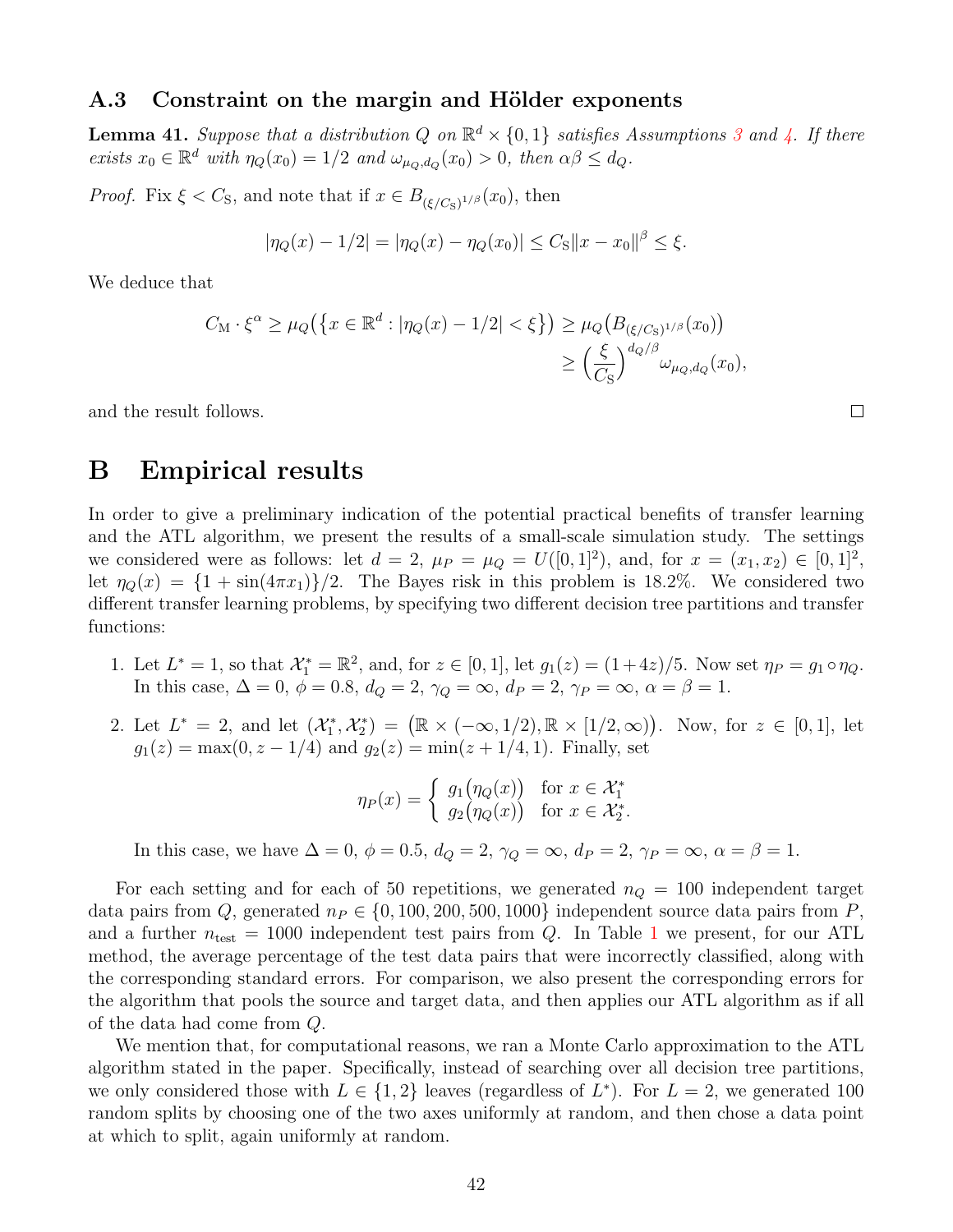### A.3 Constraint on the margin and Hölder exponents

**Lemma 41.** *Suppose that a distribution $Q$ on $\mathbb{R}^d \times \{0,1\}$ satisfies Assumptions 3 and 4. If there exists $x_0 \in \mathbb{R}^d$ with $\eta_Q(x_0) = 1/2$ and $\omega_{\mu_Q,d_Q}(x_0) > 0$, then $\alpha\beta \leq d_Q$.*

*Proof.* Fix $\xi < C_{\mathrm{S}}$, and note that if $x \in B_{(\xi/C_{\mathrm{S}})^{1/\beta}}(x_0)$, then

$$|\eta_Q(x) - 1/2| = |\eta_Q(x) - \eta_Q(x_0)| \leq C_{\mathrm{S}}\|x - x_0\|^\beta \leq \xi.$$

We deduce that

$$C_{\mathrm{M}} \cdot \xi^\alpha \geq \mu_Q\big(\{x \in \mathbb{R}^d : |\eta_Q(x) - 1/2| < \xi\}\big) \geq \mu_Q\big(B_{(\xi/C_{\mathrm{S}})^{1/\beta}}(x_0)\big) \geq \Big(\frac{\xi}{C_{\mathrm{S}}}\Big)^{d_Q/\beta}\omega_{\mu_Q,d_Q}(x_0),$$

and the result follows. □

# B Empirical results

In order to give a preliminary indication of the potential practical benefits of transfer learning and the ATL algorithm, we present the results of a small-scale simulation study. The settings we considered were as follows: let $d = 2$, $\mu_P = \mu_Q = U([0,1]^2)$, and, for $x = (x_1, x_2) \in [0,1]^2$, let $\eta_Q(x) = \{1 + \sin(4\pi x_1)\}/2$. The Bayes risk in this problem is 18.2%. We considered two different transfer learning problems, by specifying two different decision tree partitions and transfer functions:

1. Let $L^* = 1$, so that $\mathcal{X}_1^* = \mathbb{R}^2$, and, for $z \in [0,1]$, let $g_1(z) = (1+4z)/5$. Now set $\eta_P = g_1 \circ \eta_Q$. In this case, $\Delta = 0$, $\phi = 0.8$, $d_Q = 2$, $\gamma_Q = \infty$, $d_P = 2$, $\gamma_P = \infty$, $\alpha = \beta = 1$.

2. Let $L^* = 2$, and let $(\mathcal{X}_1^*, \mathcal{X}_2^*) = \big(\mathbb{R} \times (-\infty, 1/2), \mathbb{R} \times [1/2, \infty)\big)$. Now, for $z \in [0,1]$, let $g_1(z) = \max(0, z - 1/4)$ and $g_2(z) = \min(z + 1/4, 1)$. Finally, set

$$\eta_P(x) = \begin{cases} g_1\big(\eta_Q(x)\big) & \text{for } x \in \mathcal{X}_1^* \\ g_2\big(\eta_Q(x)\big) & \text{for } x \in \mathcal{X}_2^*. \end{cases}$$

   In this case, we have $\Delta = 0$, $\phi = 0.5$, $d_Q = 2$, $\gamma_Q = \infty$, $d_P = 2$, $\gamma_P = \infty$, $\alpha = \beta = 1$.

For each setting and for each of 50 repetitions, we generated $n_Q = 100$ independent target data pairs from $Q$, generated $n_P \in \{0, 100, 200, 500, 1000\}$ independent source data pairs from $P$, and a further $n_{\mathrm{test}} = 1000$ independent test pairs from $Q$. In Table 1 we present, for our ATL method, the average percentage of the test data pairs that were incorrectly classified, along with the corresponding standard errors. For comparison, we also present the corresponding errors for the algorithm that pools the source and target data, and then applies our ATL algorithm as if all of the data had come from $Q$.

We mention that, for computational reasons, we ran a Monte Carlo approximation to the ATL algorithm stated in the paper. Specifically, instead of searching over all decision tree partitions, we only considered those with $L \in \{1, 2\}$ leaves (regardless of $L^*$). For $L = 2$, we generated 100 random splits by choosing one of the two axes uniformly at random, and then chose a data point at which to split, again uniformly at random.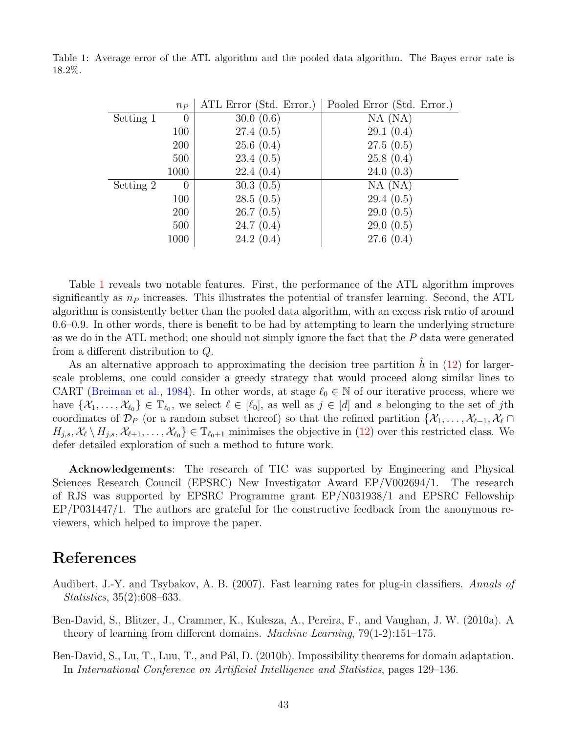Table 1: Average error of the ATL algorithm and the pooled data algorithm. The Bayes error rate is 18.2%.

| | $n_P$ | ATL Error (Std. Error.) | Pooled Error (Std. Error.) |
|---|---|---|---|
| Setting 1 | 0 | 30.0 (0.6) | NA (NA) |
| | 100 | 27.4 (0.5) | 29.1 (0.4) |
| | 200 | 25.6 (0.4) | 27.5 (0.5) |
| | 500 | 23.4 (0.5) | 25.8 (0.4) |
| | 1000 | 22.4 (0.4) | 24.0 (0.3) |
| Setting 2 | 0 | 30.3 (0.5) | NA (NA) |
| | 100 | 28.5 (0.5) | 29.4 (0.5) |
| | 200 | 26.7 (0.5) | 29.0 (0.5) |
| | 500 | 24.7 (0.4) | 29.0 (0.5) |
| | 1000 | 24.2 (0.4) | 27.6 (0.4) |

Table 1 reveals two notable features. First, the performance of the ATL algorithm improves significantly as $n_P$ increases. This illustrates the potential of transfer learning. Second, the ATL algorithm is consistently better than the pooled data algorithm, with an excess risk ratio of around 0.6–0.9. In other words, there is benefit to be had by attempting to learn the underlying structure as we do in the ATL method; one should not simply ignore the fact that the $P$ data were generated from a different distribution to $Q$.

As an alternative approach to approximating the decision tree partition $\hat{h}$ in (12) for larger-scale problems, one could consider a greedy strategy that would proceed along similar lines to CART (Breiman et al., 1984). In other words, at stage $\ell_0 \in \mathbb{N}$ of our iterative process, where we have $\{\mathcal{X}_1, \ldots, \mathcal{X}_{\ell_0}\} \in \mathbb{T}_{\ell_0}$, we select $\ell \in [\ell_0]$, as well as $j \in [d]$ and $s$ belonging to the set of $j$th coordinates of $\mathcal{D}_P$ (or a random subset thereof) so that the refined partition $\{\mathcal{X}_1, \ldots, \mathcal{X}_{\ell-1}, \mathcal{X}_\ell \cap H_{j,s}, \mathcal{X}_\ell \setminus H_{j,s}, \mathcal{X}_{\ell+1}, \ldots, \mathcal{X}_{\ell_0}\} \in \mathbb{T}_{\ell_0+1}$ minimises the objective in (12) over this restricted class. We defer detailed exploration of such a method to future work.

**Acknowledgements**: The research of TIC was supported by Engineering and Physical Sciences Research Council (EPSRC) New Investigator Award EP/V002694/1. The research of RJS was supported by EPSRC Programme grant EP/N031938/1 and EPSRC Fellowship EP/P031447/1. The authors are grateful for the constructive feedback from the anonymous reviewers, which helped to improve the paper.

# References

Audibert, J.-Y. and Tsybakov, A. B. (2007). Fast learning rates for plug-in classifiers. *Annals of Statistics*, 35(2):608–633.

Ben-David, S., Blitzer, J., Crammer, K., Kulesza, A., Pereira, F., and Vaughan, J. W. (2010a). A theory of learning from different domains. *Machine Learning*, 79(1-2):151–175.

Ben-David, S., Lu, T., Luu, T., and Pál, D. (2010b). Impossibility theorems for domain adaptation. In *International Conference on Artificial Intelligence and Statistics*, pages 129–136.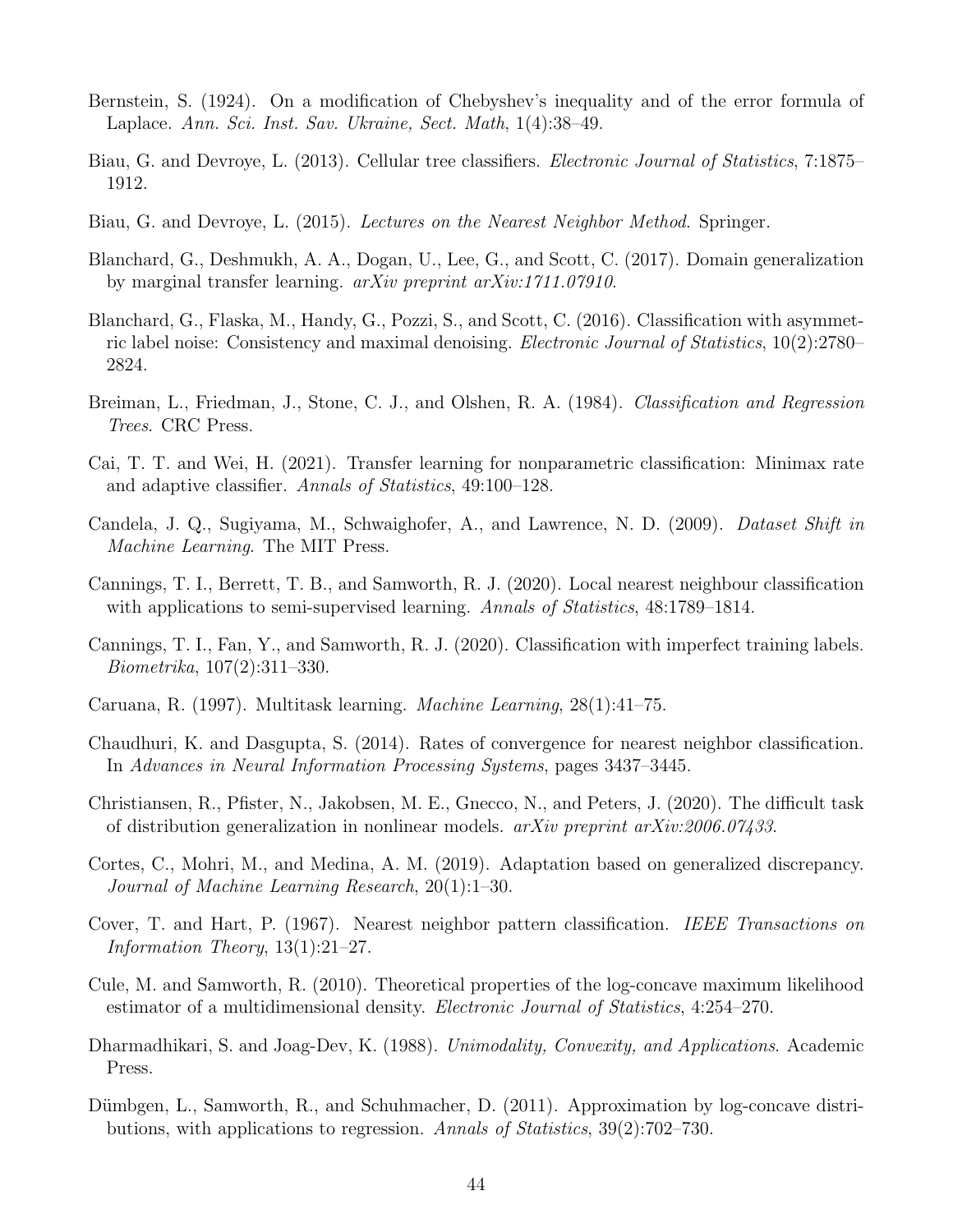Bernstein, S. (1924). On a modification of Chebyshev's inequality and of the error formula of Laplace. *Ann. Sci. Inst. Sav. Ukraine, Sect. Math*, 1(4):38–49.

Biau, G. and Devroye, L. (2013). Cellular tree classifiers. *Electronic Journal of Statistics*, 7:1875–1912.

Biau, G. and Devroye, L. (2015). *Lectures on the Nearest Neighbor Method*. Springer.

Blanchard, G., Deshmukh, A. A., Dogan, U., Lee, G., and Scott, C. (2017). Domain generalization by marginal transfer learning. *arXiv preprint arXiv:1711.07910*.

Blanchard, G., Flaska, M., Handy, G., Pozzi, S., and Scott, C. (2016). Classification with asymmetric label noise: Consistency and maximal denoising. *Electronic Journal of Statistics*, 10(2):2780–2824.

Breiman, L., Friedman, J., Stone, C. J., and Olshen, R. A. (1984). *Classification and Regression Trees*. CRC Press.

Cai, T. T. and Wei, H. (2021). Transfer learning for nonparametric classification: Minimax rate and adaptive classifier. *Annals of Statistics*, 49:100–128.

Candela, J. Q., Sugiyama, M., Schwaighofer, A., and Lawrence, N. D. (2009). *Dataset Shift in Machine Learning*. The MIT Press.

Cannings, T. I., Berrett, T. B., and Samworth, R. J. (2020). Local nearest neighbour classification with applications to semi-supervised learning. *Annals of Statistics*, 48:1789–1814.

Cannings, T. I., Fan, Y., and Samworth, R. J. (2020). Classification with imperfect training labels. *Biometrika*, 107(2):311–330.

Caruana, R. (1997). Multitask learning. *Machine Learning*, 28(1):41–75.

Chaudhuri, K. and Dasgupta, S. (2014). Rates of convergence for nearest neighbor classification. In *Advances in Neural Information Processing Systems*, pages 3437–3445.

Christiansen, R., Pfister, N., Jakobsen, M. E., Gnecco, N., and Peters, J. (2020). The difficult task of distribution generalization in nonlinear models. *arXiv preprint arXiv:2006.07433*.

Cortes, C., Mohri, M., and Medina, A. M. (2019). Adaptation based on generalized discrepancy. *Journal of Machine Learning Research*, 20(1):1–30.

Cover, T. and Hart, P. (1967). Nearest neighbor pattern classification. *IEEE Transactions on Information Theory*, 13(1):21–27.

Cule, M. and Samworth, R. (2010). Theoretical properties of the log-concave maximum likelihood estimator of a multidimensional density. *Electronic Journal of Statistics*, 4:254–270.

Dharmadhikari, S. and Joag-Dev, K. (1988). *Unimodality, Convexity, and Applications*. Academic Press.

Dümbgen, L., Samworth, R., and Schuhmacher, D. (2011). Approximation by log-concave distributions, with applications to regression. *Annals of Statistics*, 39(2):702–730.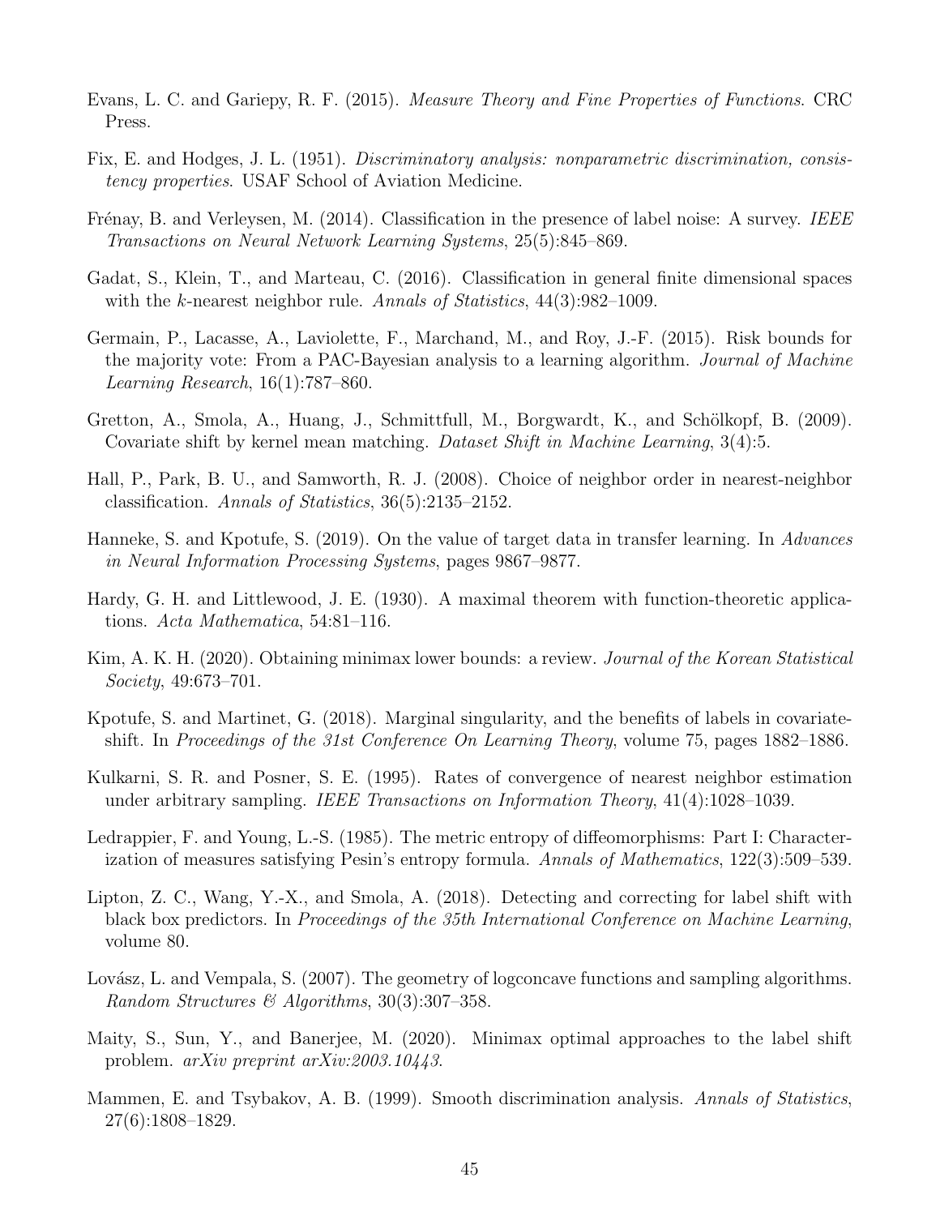Evans, L. C. and Gariepy, R. F. (2015). *Measure Theory and Fine Properties of Functions*. CRC Press.

Fix, E. and Hodges, J. L. (1951). *Discriminatory analysis: nonparametric discrimination, consistency properties*. USAF School of Aviation Medicine.

Frénay, B. and Verleysen, M. (2014). Classification in the presence of label noise: A survey. *IEEE Transactions on Neural Network Learning Systems*, 25(5):845–869.

Gadat, S., Klein, T., and Marteau, C. (2016). Classification in general finite dimensional spaces with the $k$-nearest neighbor rule. *Annals of Statistics*, 44(3):982–1009.

Germain, P., Lacasse, A., Laviolette, F., Marchand, M., and Roy, J.-F. (2015). Risk bounds for the majority vote: From a PAC-Bayesian analysis to a learning algorithm. *Journal of Machine Learning Research*, 16(1):787–860.

Gretton, A., Smola, A., Huang, J., Schmittfull, M., Borgwardt, K., and Schölkopf, B. (2009). Covariate shift by kernel mean matching. *Dataset Shift in Machine Learning*, 3(4):5.

Hall, P., Park, B. U., and Samworth, R. J. (2008). Choice of neighbor order in nearest-neighbor classification. *Annals of Statistics*, 36(5):2135–2152.

Hanneke, S. and Kpotufe, S. (2019). On the value of target data in transfer learning. In *Advances in Neural Information Processing Systems*, pages 9867–9877.

Hardy, G. H. and Littlewood, J. E. (1930). A maximal theorem with function-theoretic applications. *Acta Mathematica*, 54:81–116.

Kim, A. K. H. (2020). Obtaining minimax lower bounds: a review. *Journal of the Korean Statistical Society*, 49:673–701.

Kpotufe, S. and Martinet, G. (2018). Marginal singularity, and the benefits of labels in covariate-shift. In *Proceedings of the 31st Conference On Learning Theory*, volume 75, pages 1882–1886.

Kulkarni, S. R. and Posner, S. E. (1995). Rates of convergence of nearest neighbor estimation under arbitrary sampling. *IEEE Transactions on Information Theory*, 41(4):1028–1039.

Ledrappier, F. and Young, L.-S. (1985). The metric entropy of diffeomorphisms: Part I: Characterization of measures satisfying Pesin's entropy formula. *Annals of Mathematics*, 122(3):509–539.

Lipton, Z. C., Wang, Y.-X., and Smola, A. (2018). Detecting and correcting for label shift with black box predictors. In *Proceedings of the 35th International Conference on Machine Learning*, volume 80.

Lovász, L. and Vempala, S. (2007). The geometry of logconcave functions and sampling algorithms. *Random Structures & Algorithms*, 30(3):307–358.

Maity, S., Sun, Y., and Banerjee, M. (2020). Minimax optimal approaches to the label shift problem. *arXiv preprint arXiv:2003.10443*.

Mammen, E. and Tsybakov, A. B. (1999). Smooth discrimination analysis. *Annals of Statistics*, 27(6):1808–1829.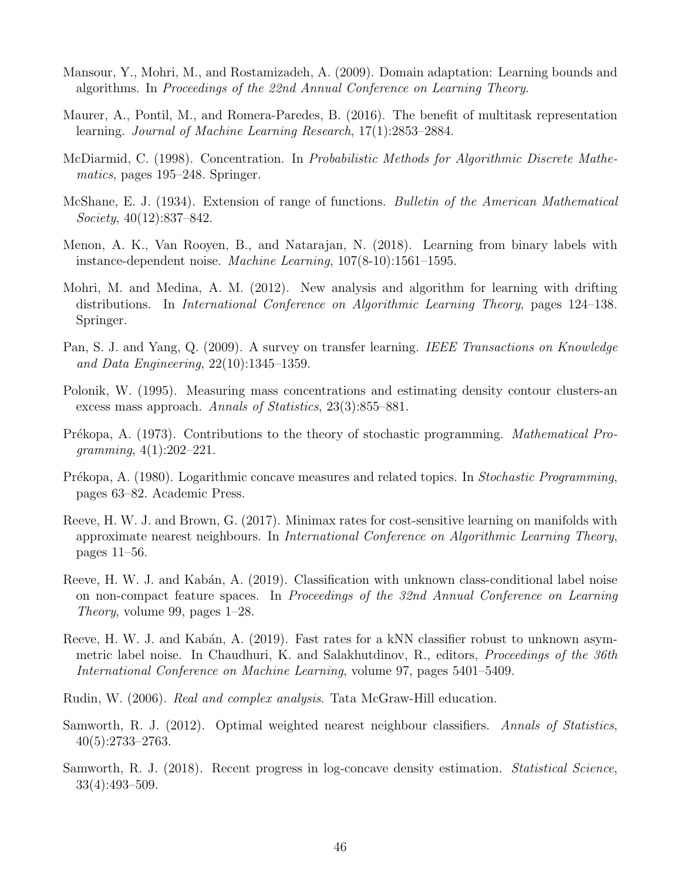Mansour, Y., Mohri, M., and Rostamizadeh, A. (2009). Domain adaptation: Learning bounds and algorithms. In *Proceedings of the 22nd Annual Conference on Learning Theory*.

Maurer, A., Pontil, M., and Romera-Paredes, B. (2016). The benefit of multitask representation learning. *Journal of Machine Learning Research*, 17(1):2853–2884.

McDiarmid, C. (1998). Concentration. In *Probabilistic Methods for Algorithmic Discrete Mathematics*, pages 195–248. Springer.

McShane, E. J. (1934). Extension of range of functions. *Bulletin of the American Mathematical Society*, 40(12):837–842.

Menon, A. K., Van Rooyen, B., and Natarajan, N. (2018). Learning from binary labels with instance-dependent noise. *Machine Learning*, 107(8-10):1561–1595.

Mohri, M. and Medina, A. M. (2012). New analysis and algorithm for learning with drifting distributions. In *International Conference on Algorithmic Learning Theory*, pages 124–138. Springer.

Pan, S. J. and Yang, Q. (2009). A survey on transfer learning. *IEEE Transactions on Knowledge and Data Engineering*, 22(10):1345–1359.

Polonik, W. (1995). Measuring mass concentrations and estimating density contour clusters-an excess mass approach. *Annals of Statistics*, 23(3):855–881.

Prékopa, A. (1973). Contributions to the theory of stochastic programming. *Mathematical Programming*, 4(1):202–221.

Prékopa, A. (1980). Logarithmic concave measures and related topics. In *Stochastic Programming*, pages 63–82. Academic Press.

Reeve, H. W. J. and Brown, G. (2017). Minimax rates for cost-sensitive learning on manifolds with approximate nearest neighbours. In *International Conference on Algorithmic Learning Theory*, pages 11–56.

Reeve, H. W. J. and Kabán, A. (2019). Classification with unknown class-conditional label noise on non-compact feature spaces. In *Proceedings of the 32nd Annual Conference on Learning Theory*, volume 99, pages 1–28.

Reeve, H. W. J. and Kabán, A. (2019). Fast rates for a kNN classifier robust to unknown asymmetric label noise. In Chaudhuri, K. and Salakhutdinov, R., editors, *Proceedings of the 36th International Conference on Machine Learning*, volume 97, pages 5401–5409.

Rudin, W. (2006). *Real and complex analysis*. Tata McGraw-Hill education.

Samworth, R. J. (2012). Optimal weighted nearest neighbour classifiers. *Annals of Statistics*, 40(5):2733–2763.

Samworth, R. J. (2018). Recent progress in log-concave density estimation. *Statistical Science*, 33(4):493–509.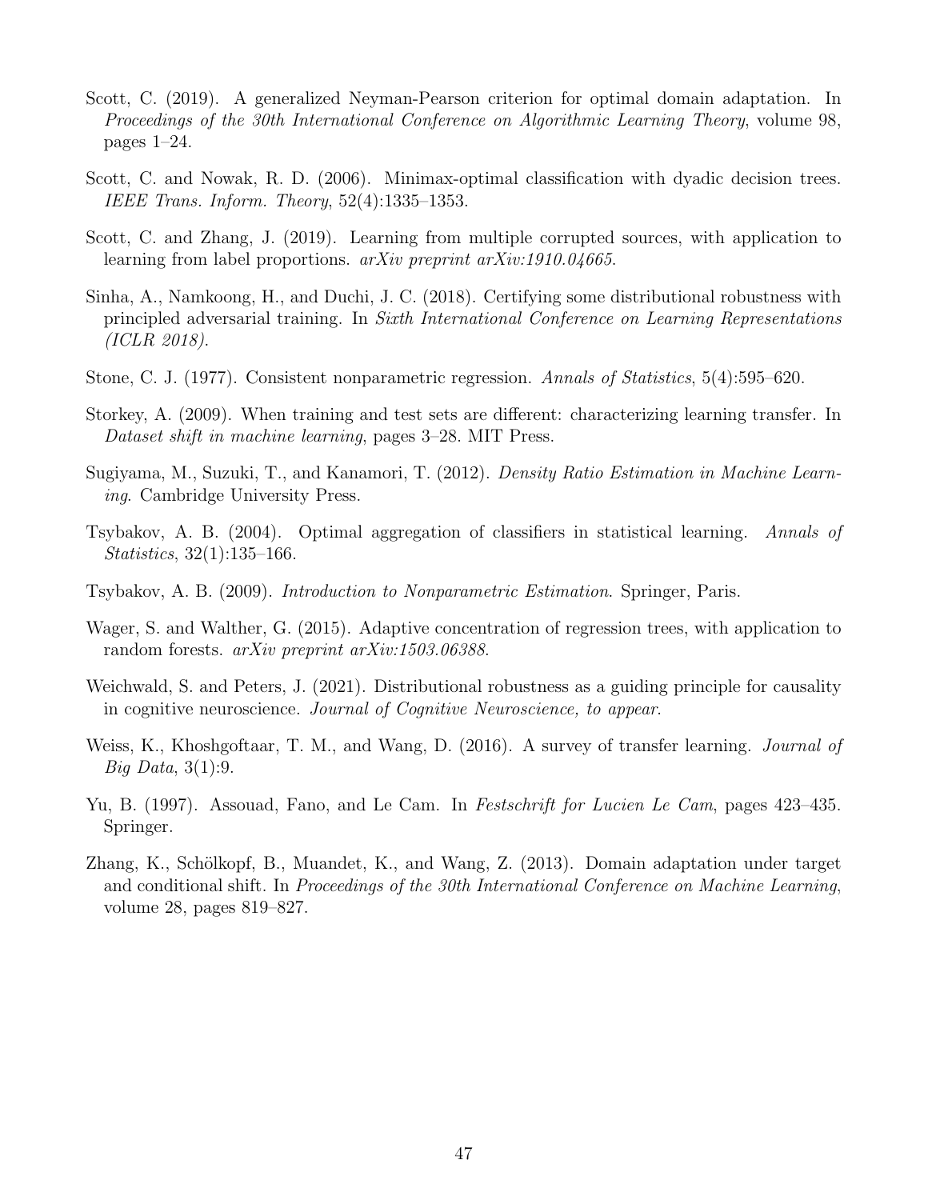Scott, C. (2019). A generalized Neyman-Pearson criterion for optimal domain adaptation. In *Proceedings of the 30th International Conference on Algorithmic Learning Theory*, volume 98, pages 1–24.

Scott, C. and Nowak, R. D. (2006). Minimax-optimal classification with dyadic decision trees. *IEEE Trans. Inform. Theory*, 52(4):1335–1353.

Scott, C. and Zhang, J. (2019). Learning from multiple corrupted sources, with application to learning from label proportions. *arXiv preprint arXiv:1910.04665*.

Sinha, A., Namkoong, H., and Duchi, J. C. (2018). Certifying some distributional robustness with principled adversarial training. In *Sixth International Conference on Learning Representations (ICLR 2018)*.

Stone, C. J. (1977). Consistent nonparametric regression. *Annals of Statistics*, 5(4):595–620.

Storkey, A. (2009). When training and test sets are different: characterizing learning transfer. In *Dataset shift in machine learning*, pages 3–28. MIT Press.

Sugiyama, M., Suzuki, T., and Kanamori, T. (2012). *Density Ratio Estimation in Machine Learning*. Cambridge University Press.

Tsybakov, A. B. (2004). Optimal aggregation of classifiers in statistical learning. *Annals of Statistics*, 32(1):135–166.

Tsybakov, A. B. (2009). *Introduction to Nonparametric Estimation*. Springer, Paris.

Wager, S. and Walther, G. (2015). Adaptive concentration of regression trees, with application to random forests. *arXiv preprint arXiv:1503.06388*.

Weichwald, S. and Peters, J. (2021). Distributional robustness as a guiding principle for causality in cognitive neuroscience. *Journal of Cognitive Neuroscience, to appear*.

Weiss, K., Khoshgoftaar, T. M., and Wang, D. (2016). A survey of transfer learning. *Journal of Big Data*, 3(1):9.

Yu, B. (1997). Assouad, Fano, and Le Cam. In *Festschrift for Lucien Le Cam*, pages 423–435. Springer.

Zhang, K., Schölkopf, B., Muandet, K., and Wang, Z. (2013). Domain adaptation under target and conditional shift. In *Proceedings of the 30th International Conference on Machine Learning*, volume 28, pages 819–827.